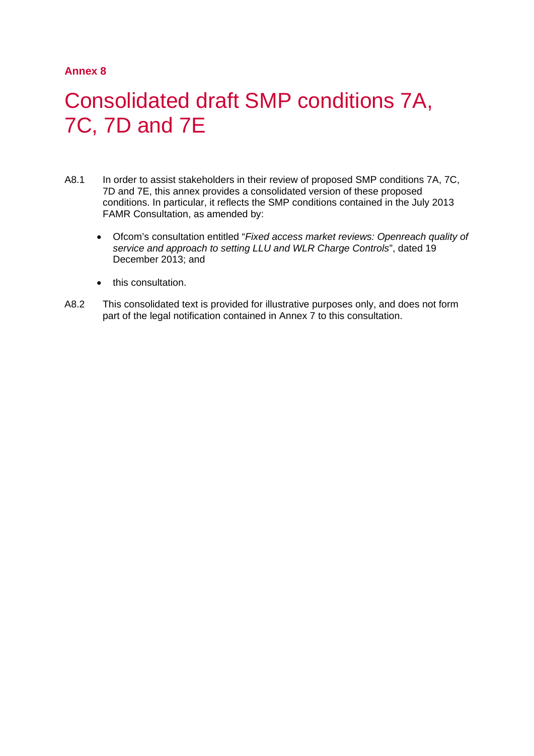**Annex 8**

# Consolidated draft SMP conditions 7A, 7C, 7D and 7E

A8.1 In order to assist stakeholders in their review of proposed SMP conditions 7A, 7C, 7D and 7E, this annex provides a consolidated version of these proposed conditions. In particular, it reflects the SMP conditions contained in the July 2013 FAMR Consultation, as amended by:

- Ofcom's consultation entitled "*Fixed access market reviews: Openreach quality of service and approach to setting LLU and WLR Charge Controls*", dated 19 December 2013; and

- this consultation.

A8.2 This consolidated text is provided for illustrative purposes only, and does not form part of the legal notification contained in Annex 7 to this consultation.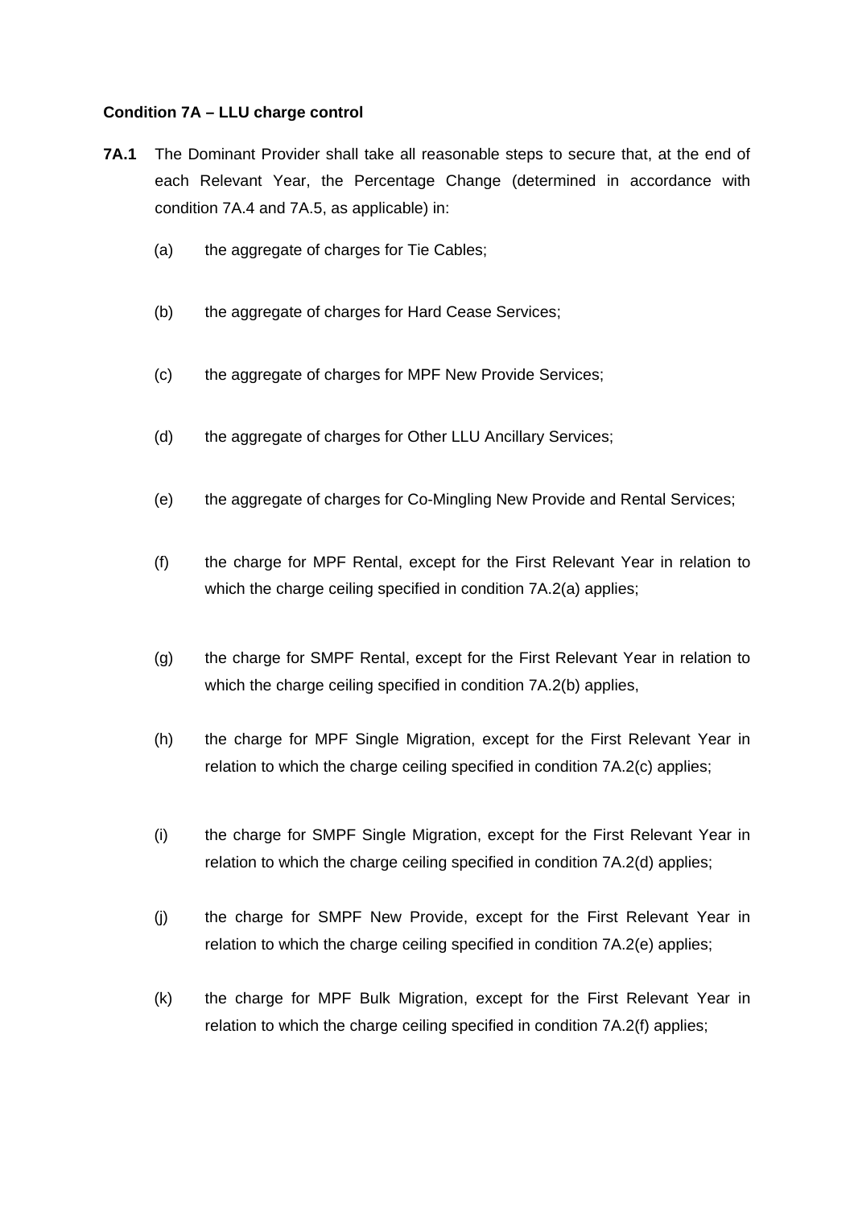**Condition 7A – LLU charge control**

**7A.1** The Dominant Provider shall take all reasonable steps to secure that, at the end of each Relevant Year, the Percentage Change (determined in accordance with condition 7A.4 and 7A.5, as applicable) in:

(a) the aggregate of charges for Tie Cables;

(b) the aggregate of charges for Hard Cease Services;

(c) the aggregate of charges for MPF New Provide Services;

(d) the aggregate of charges for Other LLU Ancillary Services;

(e) the aggregate of charges for Co-Mingling New Provide and Rental Services;

(f) the charge for MPF Rental, except for the First Relevant Year in relation to which the charge ceiling specified in condition 7A.2(a) applies;

(g) the charge for SMPF Rental, except for the First Relevant Year in relation to which the charge ceiling specified in condition 7A.2(b) applies,

(h) the charge for MPF Single Migration, except for the First Relevant Year in relation to which the charge ceiling specified in condition 7A.2(c) applies;

(i) the charge for SMPF Single Migration, except for the First Relevant Year in relation to which the charge ceiling specified in condition 7A.2(d) applies;

(j) the charge for SMPF New Provide, except for the First Relevant Year in relation to which the charge ceiling specified in condition 7A.2(e) applies;

(k) the charge for MPF Bulk Migration, except for the First Relevant Year in relation to which the charge ceiling specified in condition 7A.2(f) applies;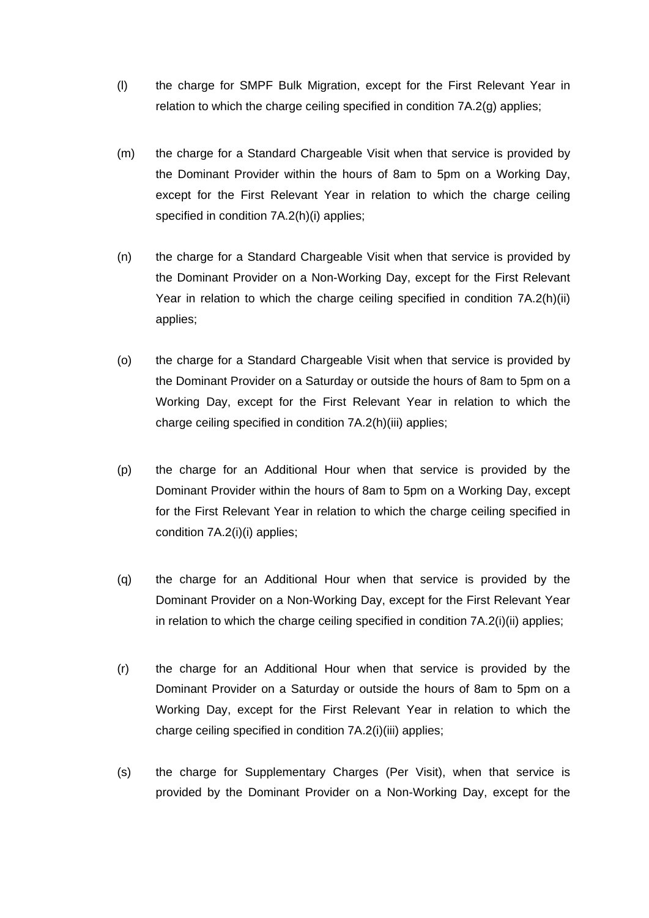(l) the charge for SMPF Bulk Migration, except for the First Relevant Year in relation to which the charge ceiling specified in condition 7A.2(g) applies;

(m) the charge for a Standard Chargeable Visit when that service is provided by the Dominant Provider within the hours of 8am to 5pm on a Working Day, except for the First Relevant Year in relation to which the charge ceiling specified in condition 7A.2(h)(i) applies;

(n) the charge for a Standard Chargeable Visit when that service is provided by the Dominant Provider on a Non-Working Day, except for the First Relevant Year in relation to which the charge ceiling specified in condition 7A.2(h)(ii) applies;

(o) the charge for a Standard Chargeable Visit when that service is provided by the Dominant Provider on a Saturday or outside the hours of 8am to 5pm on a Working Day, except for the First Relevant Year in relation to which the charge ceiling specified in condition 7A.2(h)(iii) applies;

(p) the charge for an Additional Hour when that service is provided by the Dominant Provider within the hours of 8am to 5pm on a Working Day, except for the First Relevant Year in relation to which the charge ceiling specified in condition 7A.2(i)(i) applies;

(q) the charge for an Additional Hour when that service is provided by the Dominant Provider on a Non-Working Day, except for the First Relevant Year in relation to which the charge ceiling specified in condition 7A.2(i)(ii) applies;

(r) the charge for an Additional Hour when that service is provided by the Dominant Provider on a Saturday or outside the hours of 8am to 5pm on a Working Day, except for the First Relevant Year in relation to which the charge ceiling specified in condition 7A.2(i)(iii) applies;

(s) the charge for Supplementary Charges (Per Visit), when that service is provided by the Dominant Provider on a Non-Working Day, except for the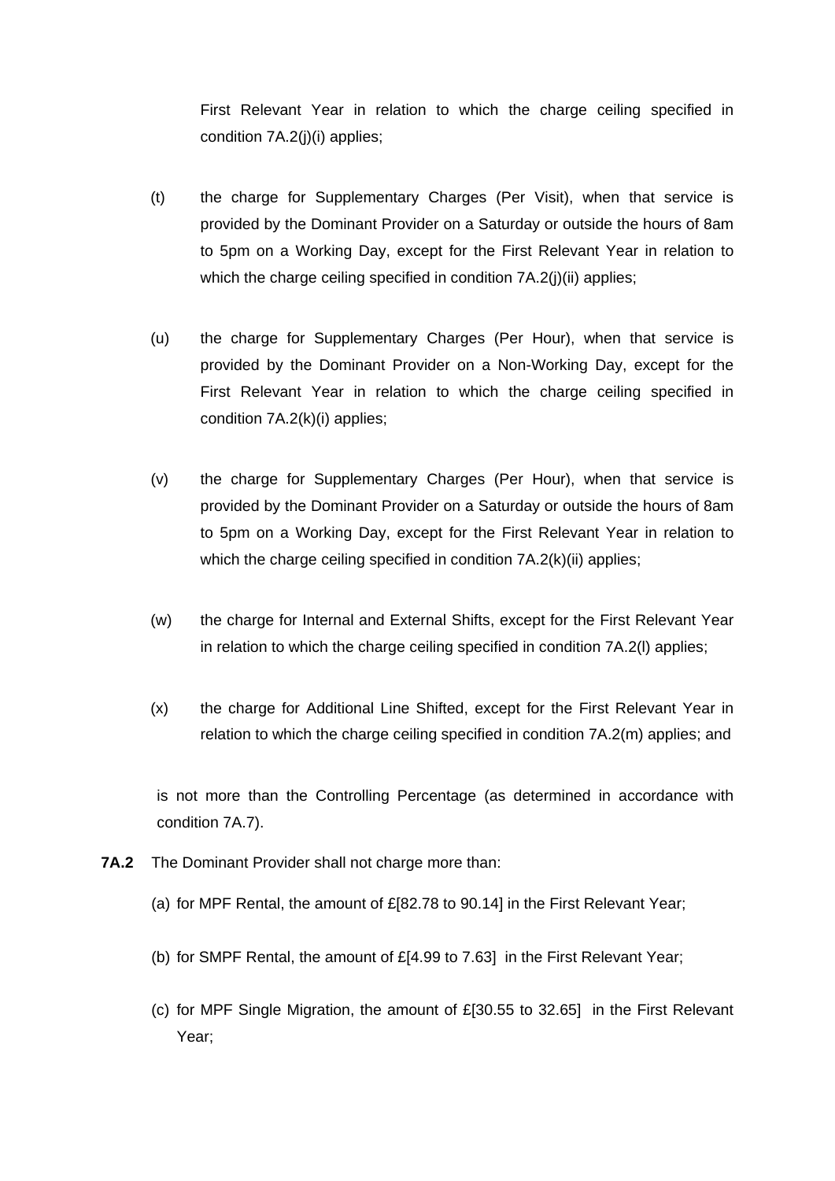First Relevant Year in relation to which the charge ceiling specified in condition 7A.2(j)(i) applies;

(t) the charge for Supplementary Charges (Per Visit), when that service is provided by the Dominant Provider on a Saturday or outside the hours of 8am to 5pm on a Working Day, except for the First Relevant Year in relation to which the charge ceiling specified in condition 7A.2(j)(ii) applies;

(u) the charge for Supplementary Charges (Per Hour), when that service is provided by the Dominant Provider on a Non-Working Day, except for the First Relevant Year in relation to which the charge ceiling specified in condition 7A.2(k)(i) applies;

(v) the charge for Supplementary Charges (Per Hour), when that service is provided by the Dominant Provider on a Saturday or outside the hours of 8am to 5pm on a Working Day, except for the First Relevant Year in relation to which the charge ceiling specified in condition 7A.2(k)(ii) applies;

(w) the charge for Internal and External Shifts, except for the First Relevant Year in relation to which the charge ceiling specified in condition 7A.2(l) applies;

(x) the charge for Additional Line Shifted, except for the First Relevant Year in relation to which the charge ceiling specified in condition 7A.2(m) applies; and

is not more than the Controlling Percentage (as determined in accordance with condition 7A.7).

**7A.2** The Dominant Provider shall not charge more than:

(a) for MPF Rental, the amount of £[82.78 to 90.14] in the First Relevant Year;

(b) for SMPF Rental, the amount of £[4.99 to 7.63] in the First Relevant Year;

(c) for MPF Single Migration, the amount of £[30.55 to 32.65] in the First Relevant Year;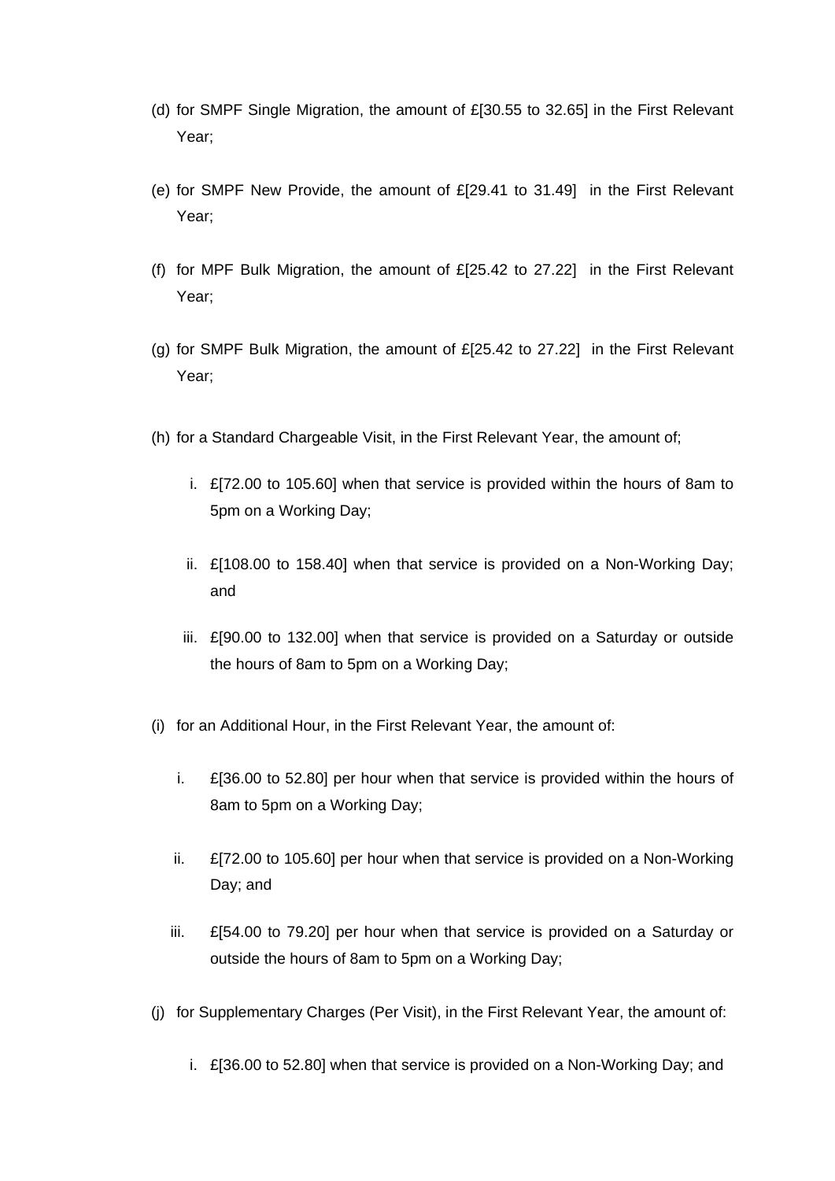(d) for SMPF Single Migration, the amount of £[30.55 to 32.65] in the First Relevant Year;

(e) for SMPF New Provide, the amount of £[29.41 to 31.49] in the First Relevant Year;

(f) for MPF Bulk Migration, the amount of £[25.42 to 27.22] in the First Relevant Year;

(g) for SMPF Bulk Migration, the amount of £[25.42 to 27.22] in the First Relevant Year;

(h) for a Standard Chargeable Visit, in the First Relevant Year, the amount of;

   i. £[72.00 to 105.60] when that service is provided within the hours of 8am to 5pm on a Working Day;

   ii. £[108.00 to 158.40] when that service is provided on a Non-Working Day; and

   iii. £[90.00 to 132.00] when that service is provided on a Saturday or outside the hours of 8am to 5pm on a Working Day;

(i) for an Additional Hour, in the First Relevant Year, the amount of:

   i. £[36.00 to 52.80] per hour when that service is provided within the hours of 8am to 5pm on a Working Day;

   ii. £[72.00 to 105.60] per hour when that service is provided on a Non-Working Day; and

   iii. £[54.00 to 79.20] per hour when that service is provided on a Saturday or outside the hours of 8am to 5pm on a Working Day;

(j) for Supplementary Charges (Per Visit), in the First Relevant Year, the amount of:

   i. £[36.00 to 52.80] when that service is provided on a Non-Working Day; and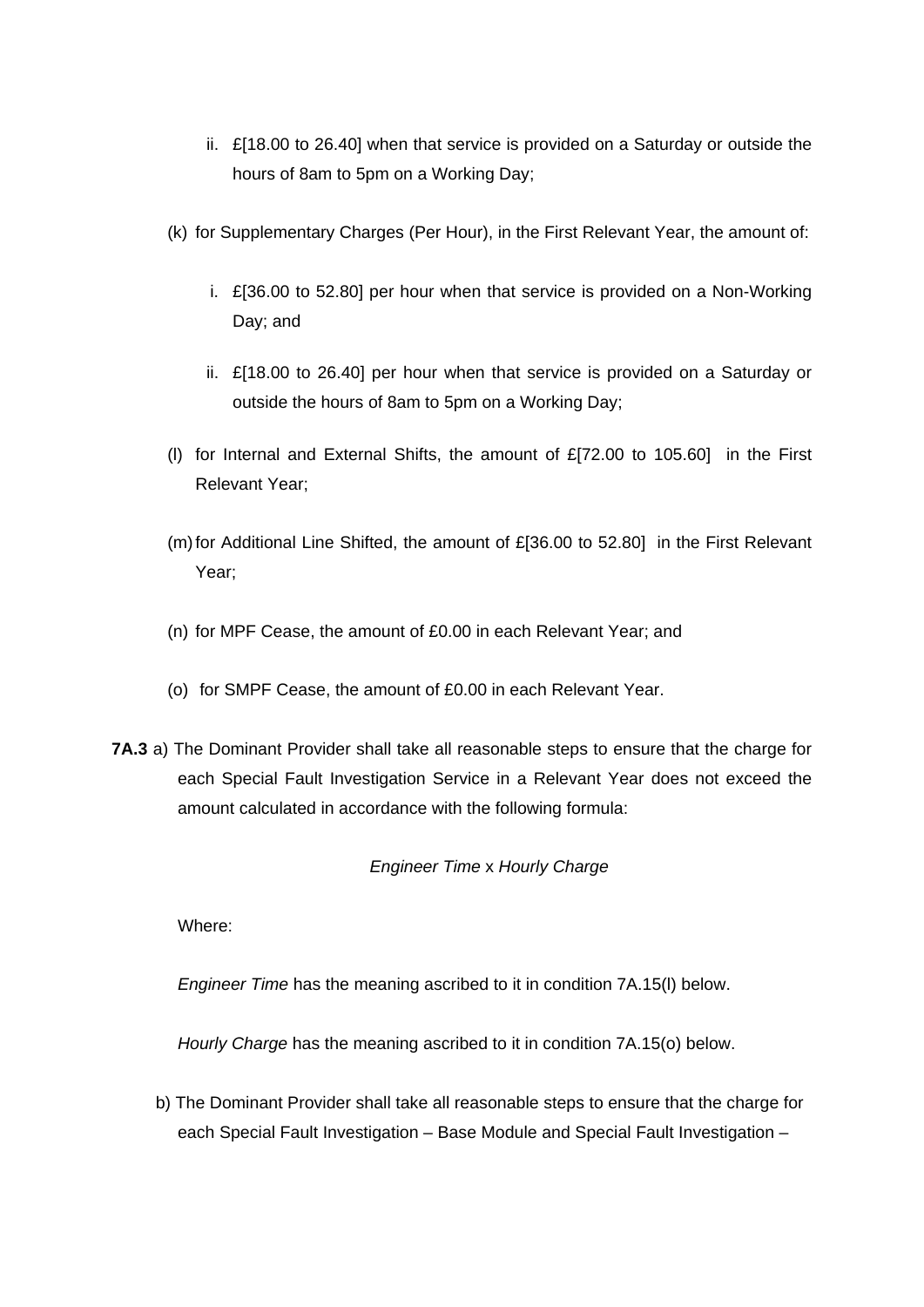ii. £[18.00 to 26.40] when that service is provided on a Saturday or outside the hours of 8am to 5pm on a Working Day;

(k) for Supplementary Charges (Per Hour), in the First Relevant Year, the amount of:

   i. £[36.00 to 52.80] per hour when that service is provided on a Non-Working Day; and

   ii. £[18.00 to 26.40] per hour when that service is provided on a Saturday or outside the hours of 8am to 5pm on a Working Day;

(l) for Internal and External Shifts, the amount of £[72.00 to 105.60] in the First Relevant Year;

(m) for Additional Line Shifted, the amount of £[36.00 to 52.80] in the First Relevant Year;

(n) for MPF Cease, the amount of £0.00 in each Relevant Year; and

(o) for SMPF Cease, the amount of £0.00 in each Relevant Year.

**7A.3** a) The Dominant Provider shall take all reasonable steps to ensure that the charge for each Special Fault Investigation Service in a Relevant Year does not exceed the amount calculated in accordance with the following formula:

*Engineer Time* x *Hourly Charge*

Where:

*Engineer Time* has the meaning ascribed to it in condition 7A.15(l) below.

*Hourly Charge* has the meaning ascribed to it in condition 7A.15(o) below.

b) The Dominant Provider shall take all reasonable steps to ensure that the charge for each Special Fault Investigation – Base Module and Special Fault Investigation –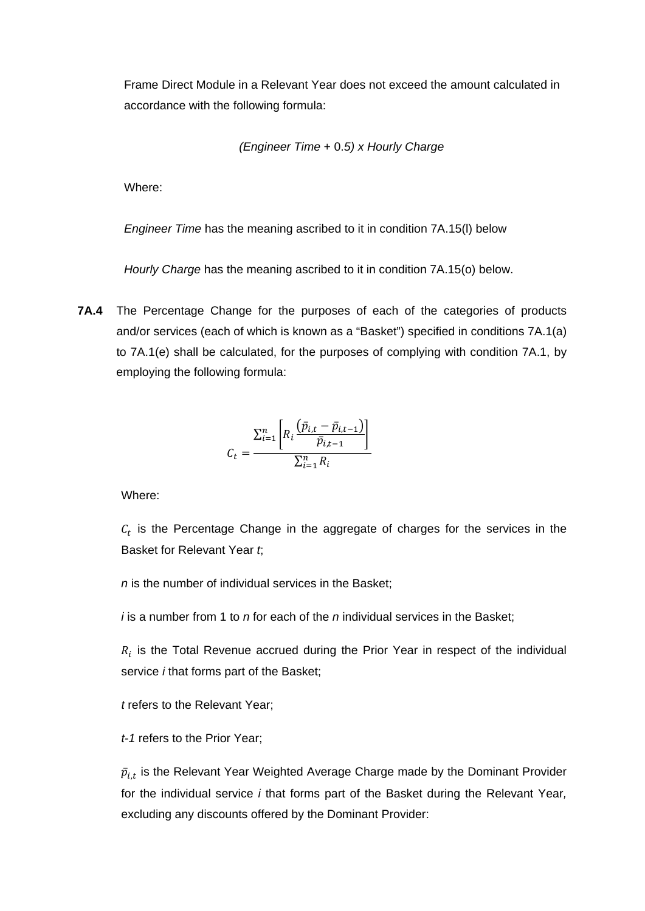Frame Direct Module in a Relevant Year does not exceed the amount calculated in accordance with the following formula:

*(Engineer Time* + 0*.5) x Hourly Charge*

Where:

*Engineer Time* has the meaning ascribed to it in condition 7A.15(l) below

*Hourly Charge* has the meaning ascribed to it in condition 7A.15(o) below.

**7A.4** The Percentage Change for the purposes of each of the categories of products and/or services (each of which is known as a "Basket") specified in conditions 7A.1(a) to 7A.1(e) shall be calculated, for the purposes of complying with condition 7A.1, by employing the following formula:

$$C_t = \frac{\sum_{i=1}^{n} \left[ R_i \frac{(\bar{p}_{i,t} - \bar{p}_{i,t-1})}{\bar{p}_{i,t-1}} \right]}{\sum_{i=1}^{n} R_i}$$

Where:

$C_t$ is the Percentage Change in the aggregate of charges for the services in the Basket for Relevant Year *t*;

*n* is the number of individual services in the Basket;

*i* is a number from 1 to *n* for each of the *n* individual services in the Basket;

$R_i$ is the Total Revenue accrued during the Prior Year in respect of the individual service *i* that forms part of the Basket;

*t* refers to the Relevant Year;

*t-1* refers to the Prior Year;

$\bar{p}_{i,t}$ is the Relevant Year Weighted Average Charge made by the Dominant Provider for the individual service *i* that forms part of the Basket during the Relevant Year, excluding any discounts offered by the Dominant Provider: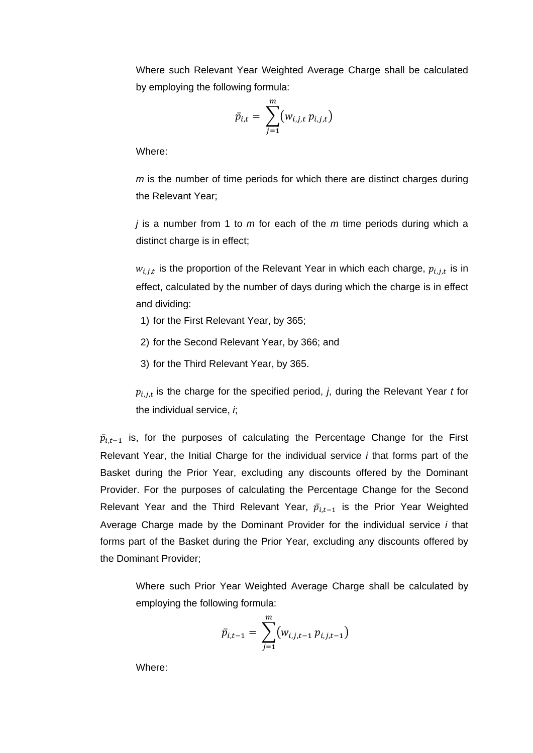Where such Relevant Year Weighted Average Charge shall be calculated by employing the following formula:

$$\bar{p}_{i,t} = \sum_{j=1}^{m} (w_{i,j,t}\, p_{i,j,t})$$

Where:

*m* is the number of time periods for which there are distinct charges during the Relevant Year;

*j* is a number from 1 to *m* for each of the *m* time periods during which a distinct charge is in effect;

$w_{i,j,t}$ is the proportion of the Relevant Year in which each charge, $p_{i,j,t}$ is in effect, calculated by the number of days during which the charge is in effect and dividing:

1) for the First Relevant Year, by 365;
2) for the Second Relevant Year, by 366; and
3) for the Third Relevant Year, by 365.

$p_{i,j,t}$ is the charge for the specified period, *j*, during the Relevant Year *t* for the individual service, *i*;

$\bar{p}_{i,t-1}$ is, for the purposes of calculating the Percentage Change for the First Relevant Year, the Initial Charge for the individual service *i* that forms part of the Basket during the Prior Year, excluding any discounts offered by the Dominant Provider. For the purposes of calculating the Percentage Change for the Second Relevant Year and the Third Relevant Year, $\bar{p}_{i,t-1}$ is the Prior Year Weighted Average Charge made by the Dominant Provider for the individual service *i* that forms part of the Basket during the Prior Year, excluding any discounts offered by the Dominant Provider;

Where such Prior Year Weighted Average Charge shall be calculated by employing the following formula:

$$\bar{p}_{i,t-1} = \sum_{j=1}^{m} (w_{i,j,t-1}\, p_{i,j,t-1})$$

Where: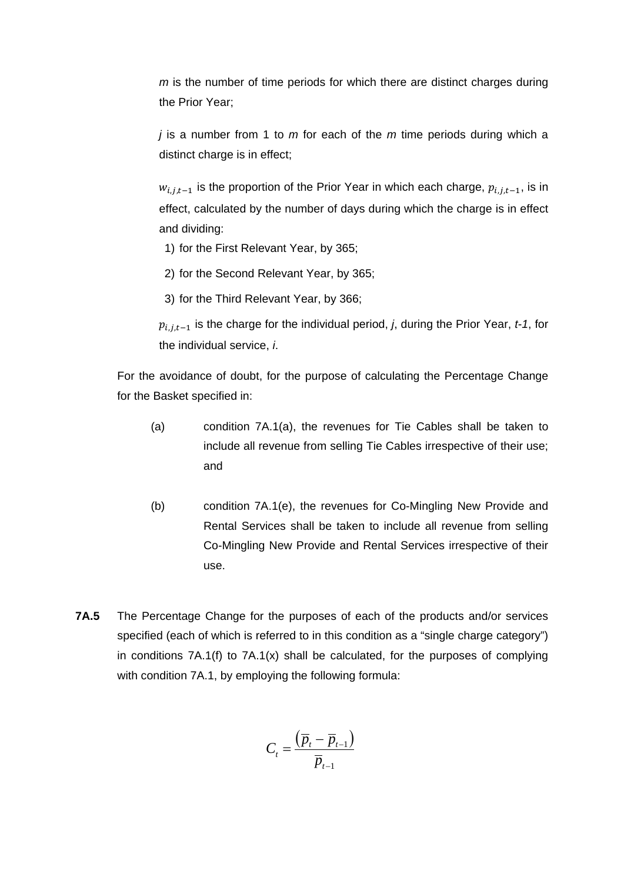*m* is the number of time periods for which there are distinct charges during the Prior Year;

*j* is a number from 1 to *m* for each of the *m* time periods during which a distinct charge is in effect;

$w_{i,j,t-1}$ is the proportion of the Prior Year in which each charge, $p_{i,j,t-1}$, is in effect, calculated by the number of days during which the charge is in effect and dividing:

1) for the First Relevant Year, by 365;
2) for the Second Relevant Year, by 365;
3) for the Third Relevant Year, by 366;

$p_{i,j,t-1}$ is the charge for the individual period, *j*, during the Prior Year, *t-1*, for the individual service, *i*.

For the avoidance of doubt, for the purpose of calculating the Percentage Change for the Basket specified in:

(a) condition 7A.1(a), the revenues for Tie Cables shall be taken to include all revenue from selling Tie Cables irrespective of their use; and

(b) condition 7A.1(e), the revenues for Co-Mingling New Provide and Rental Services shall be taken to include all revenue from selling Co-Mingling New Provide and Rental Services irrespective of their use.

**7A.5** The Percentage Change for the purposes of each of the products and/or services specified (each of which is referred to in this condition as a "single charge category") in conditions 7A.1(f) to 7A.1(x) shall be calculated, for the purposes of complying with condition 7A.1, by employing the following formula:

$$C_t = \frac{\left(\overline{p}_t - \overline{p}_{t-1}\right)}{\overline{p}_{t-1}}$$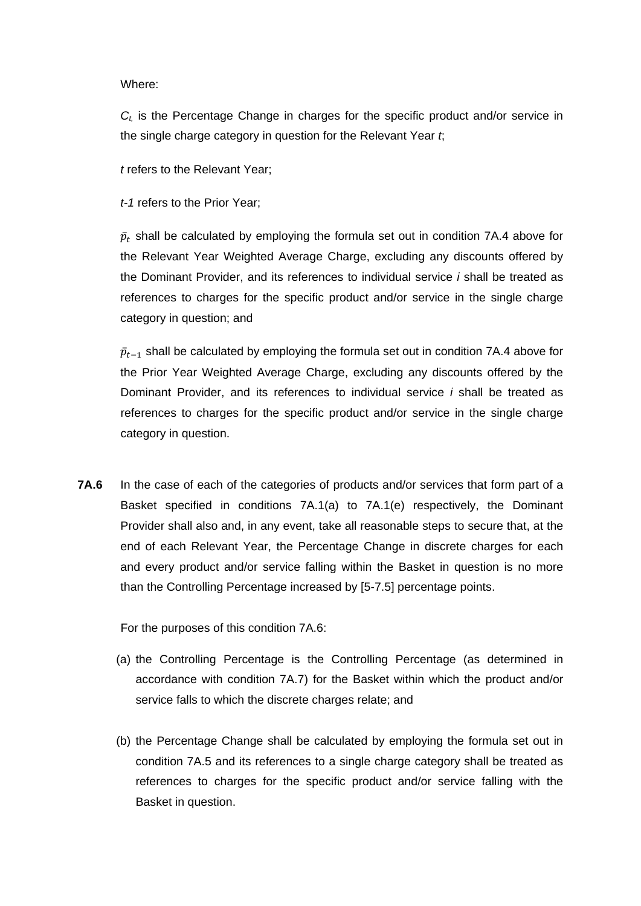Where:

$C_t$ is the Percentage Change in charges for the specific product and/or service in the single charge category in question for the Relevant Year *t*;

*t* refers to the Relevant Year;

*t-1* refers to the Prior Year;

$\bar{p}_t$ shall be calculated by employing the formula set out in condition 7A.4 above for the Relevant Year Weighted Average Charge, excluding any discounts offered by the Dominant Provider, and its references to individual service *i* shall be treated as references to charges for the specific product and/or service in the single charge category in question; and

$\bar{p}_{t-1}$ shall be calculated by employing the formula set out in condition 7A.4 above for the Prior Year Weighted Average Charge, excluding any discounts offered by the Dominant Provider, and its references to individual service *i* shall be treated as references to charges for the specific product and/or service in the single charge category in question.

**7A.6** In the case of each of the categories of products and/or services that form part of a Basket specified in conditions 7A.1(a) to 7A.1(e) respectively, the Dominant Provider shall also and, in any event, take all reasonable steps to secure that, at the end of each Relevant Year, the Percentage Change in discrete charges for each and every product and/or service falling within the Basket in question is no more than the Controlling Percentage increased by [5-7.5] percentage points.

For the purposes of this condition 7A.6:

(a) the Controlling Percentage is the Controlling Percentage (as determined in accordance with condition 7A.7) for the Basket within which the product and/or service falls to which the discrete charges relate; and

(b) the Percentage Change shall be calculated by employing the formula set out in condition 7A.5 and its references to a single charge category shall be treated as references to charges for the specific product and/or service falling with the Basket in question.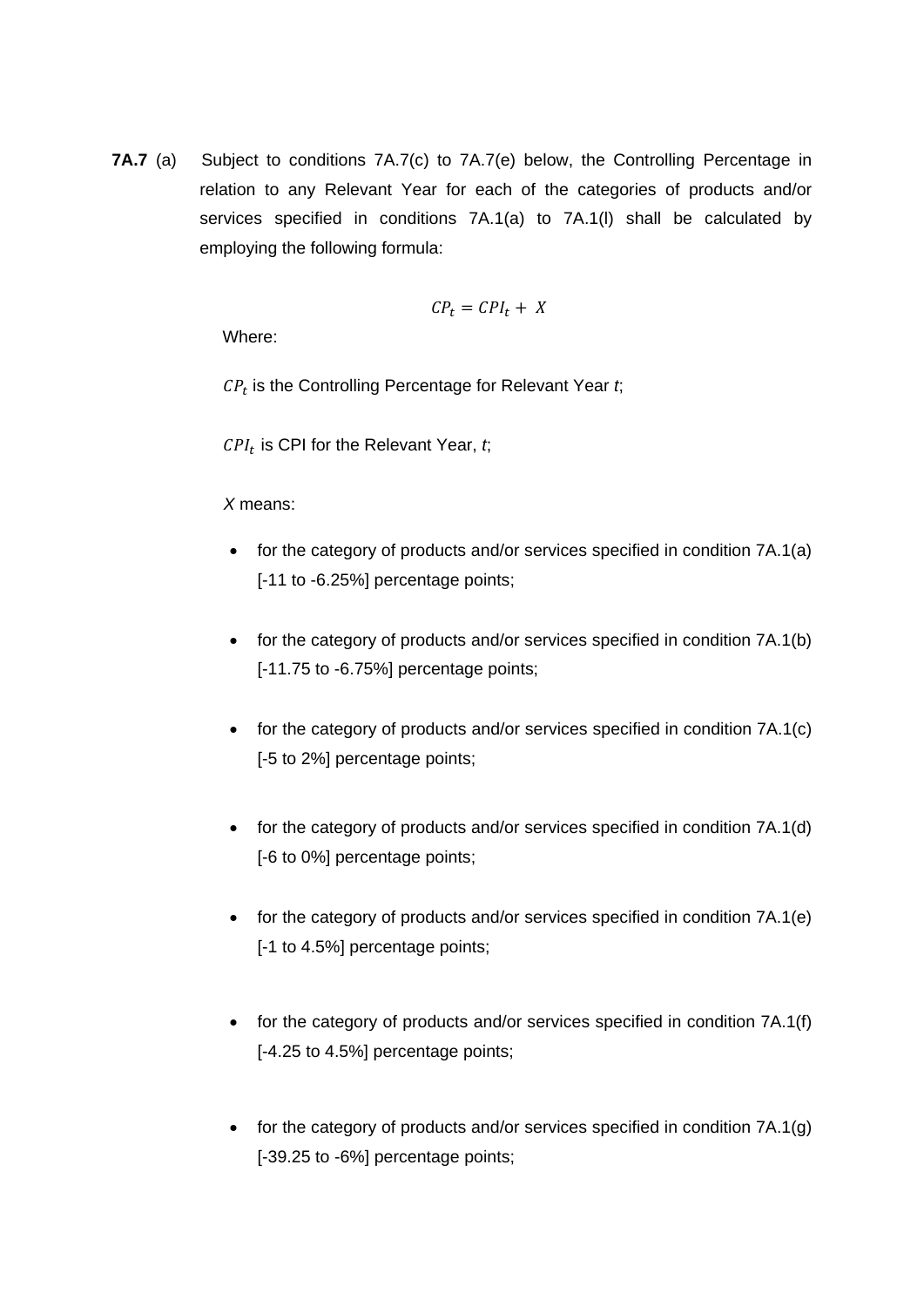**7A.7** (a) Subject to conditions 7A.7(c) to 7A.7(e) below, the Controlling Percentage in relation to any Relevant Year for each of the categories of products and/or services specified in conditions 7A.1(a) to 7A.1(l) shall be calculated by employing the following formula:

$$CP_t = CPI_t + X$$

Where:

$CP_t$ is the Controlling Percentage for Relevant Year *t*;

$CPI_t$ is CPI for the Relevant Year, *t*;

*X* means:

- for the category of products and/or services specified in condition 7A.1(a) [-11 to -6.25%] percentage points;
- for the category of products and/or services specified in condition 7A.1(b) [-11.75 to -6.75%] percentage points;
- for the category of products and/or services specified in condition 7A.1(c) [-5 to 2%] percentage points;
- for the category of products and/or services specified in condition 7A.1(d) [-6 to 0%] percentage points;
- for the category of products and/or services specified in condition 7A.1(e) [-1 to 4.5%] percentage points;
- for the category of products and/or services specified in condition 7A.1(f) [-4.25 to 4.5%] percentage points;
- for the category of products and/or services specified in condition 7A.1(g) [-39.25 to -6%] percentage points;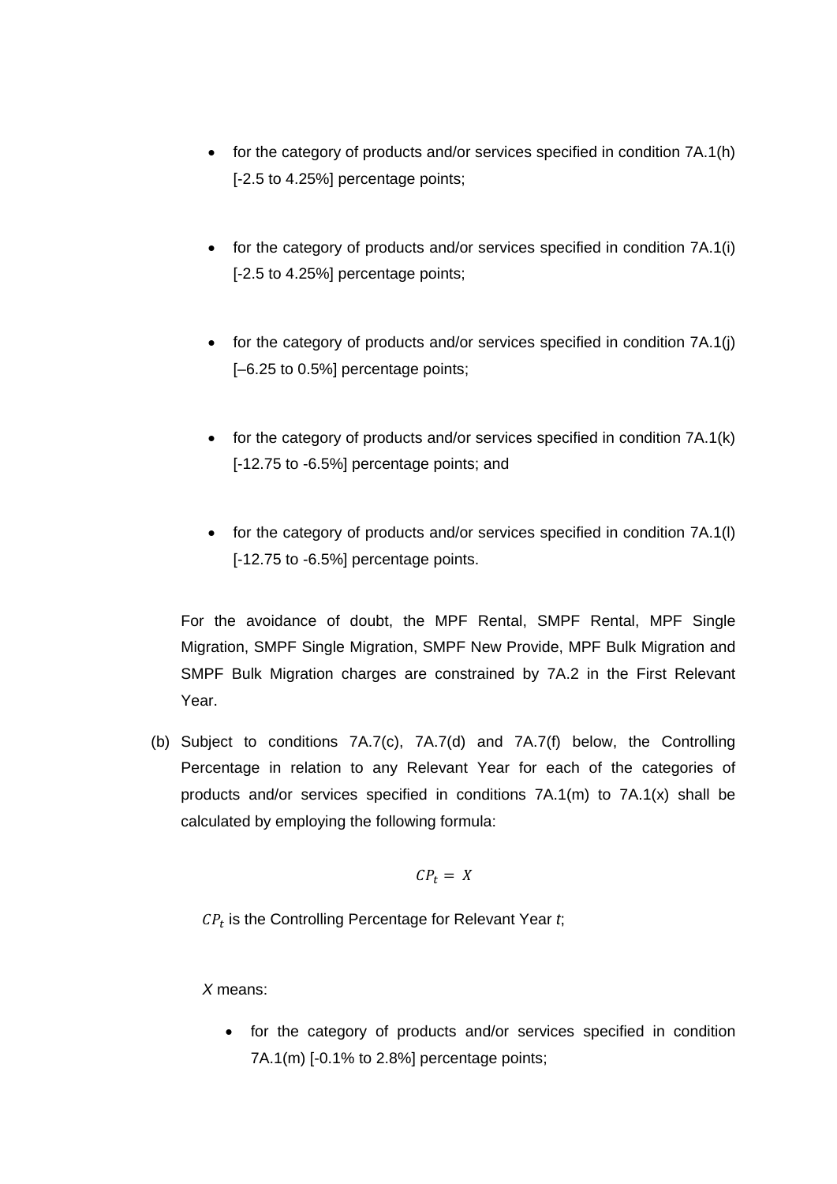- for the category of products and/or services specified in condition 7A.1(h) [-2.5 to 4.25%] percentage points;

- for the category of products and/or services specified in condition 7A.1(i) [-2.5 to 4.25%] percentage points;

- for the category of products and/or services specified in condition 7A.1(j) [–6.25 to 0.5%] percentage points;

- for the category of products and/or services specified in condition 7A.1(k) [-12.75 to -6.5%] percentage points; and

- for the category of products and/or services specified in condition 7A.1(l) [-12.75 to -6.5%] percentage points.

For the avoidance of doubt, the MPF Rental, SMPF Rental, MPF Single Migration, SMPF Single Migration, SMPF New Provide, MPF Bulk Migration and SMPF Bulk Migration charges are constrained by 7A.2 in the First Relevant Year.

(b) Subject to conditions 7A.7(c), 7A.7(d) and 7A.7(f) below, the Controlling Percentage in relation to any Relevant Year for each of the categories of products and/or services specified in conditions 7A.1(m) to 7A.1(x) shall be calculated by employing the following formula:

$$CP_t = X$$

$CP_t$ is the Controlling Percentage for Relevant Year *t*;

*X* means:

- for the category of products and/or services specified in condition 7A.1(m) [-0.1% to 2.8%] percentage points;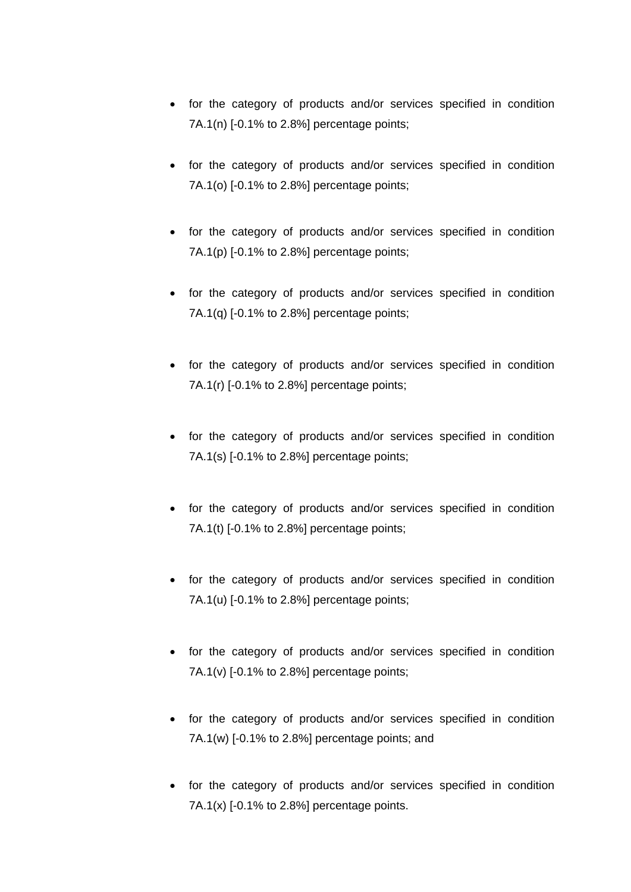- for the category of products and/or services specified in condition 7A.1(n) [-0.1% to 2.8%] percentage points;
- for the category of products and/or services specified in condition 7A.1(o) [-0.1% to 2.8%] percentage points;
- for the category of products and/or services specified in condition 7A.1(p) [-0.1% to 2.8%] percentage points;
- for the category of products and/or services specified in condition 7A.1(q) [-0.1% to 2.8%] percentage points;
- for the category of products and/or services specified in condition 7A.1(r) [-0.1% to 2.8%] percentage points;
- for the category of products and/or services specified in condition 7A.1(s) [-0.1% to 2.8%] percentage points;
- for the category of products and/or services specified in condition 7A.1(t) [-0.1% to 2.8%] percentage points;
- for the category of products and/or services specified in condition 7A.1(u) [-0.1% to 2.8%] percentage points;
- for the category of products and/or services specified in condition 7A.1(v) [-0.1% to 2.8%] percentage points;
- for the category of products and/or services specified in condition 7A.1(w) [-0.1% to 2.8%] percentage points; and
- for the category of products and/or services specified in condition 7A.1(x) [-0.1% to 2.8%] percentage points.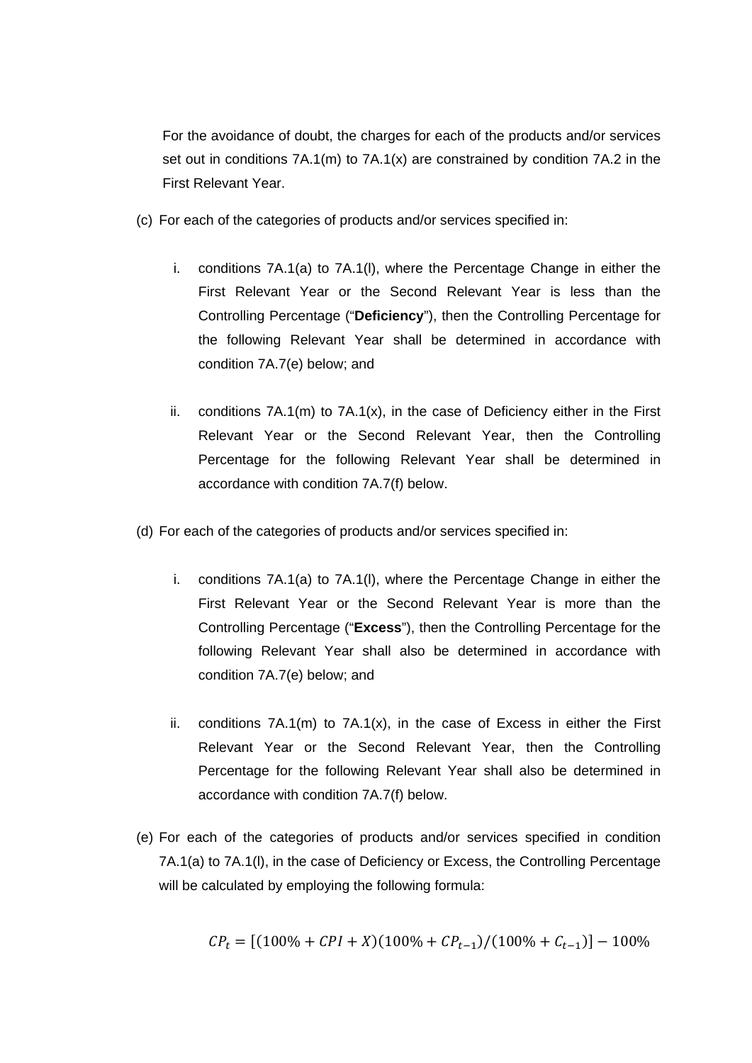For the avoidance of doubt, the charges for each of the products and/or services set out in conditions 7A.1(m) to 7A.1(x) are constrained by condition 7A.2 in the First Relevant Year.

(c) For each of the categories of products and/or services specified in:

   i. conditions 7A.1(a) to 7A.1(l), where the Percentage Change in either the First Relevant Year or the Second Relevant Year is less than the Controlling Percentage ("**Deficiency**"), then the Controlling Percentage for the following Relevant Year shall be determined in accordance with condition 7A.7(e) below; and

   ii. conditions 7A.1(m) to 7A.1(x), in the case of Deficiency either in the First Relevant Year or the Second Relevant Year, then the Controlling Percentage for the following Relevant Year shall be determined in accordance with condition 7A.7(f) below.

(d) For each of the categories of products and/or services specified in:

   i. conditions 7A.1(a) to 7A.1(l), where the Percentage Change in either the First Relevant Year or the Second Relevant Year is more than the Controlling Percentage ("**Excess**"), then the Controlling Percentage for the following Relevant Year shall also be determined in accordance with condition 7A.7(e) below; and

   ii. conditions 7A.1(m) to 7A.1(x), in the case of Excess in either the First Relevant Year or the Second Relevant Year, then the Controlling Percentage for the following Relevant Year shall also be determined in accordance with condition 7A.7(f) below.

(e) For each of the categories of products and/or services specified in condition 7A.1(a) to 7A.1(l), in the case of Deficiency or Excess, the Controlling Percentage will be calculated by employing the following formula:

$$CP_t = [(100\% + CPI + X)(100\% + CP_{t-1})/(100\% + C_{t-1})] - 100\%$$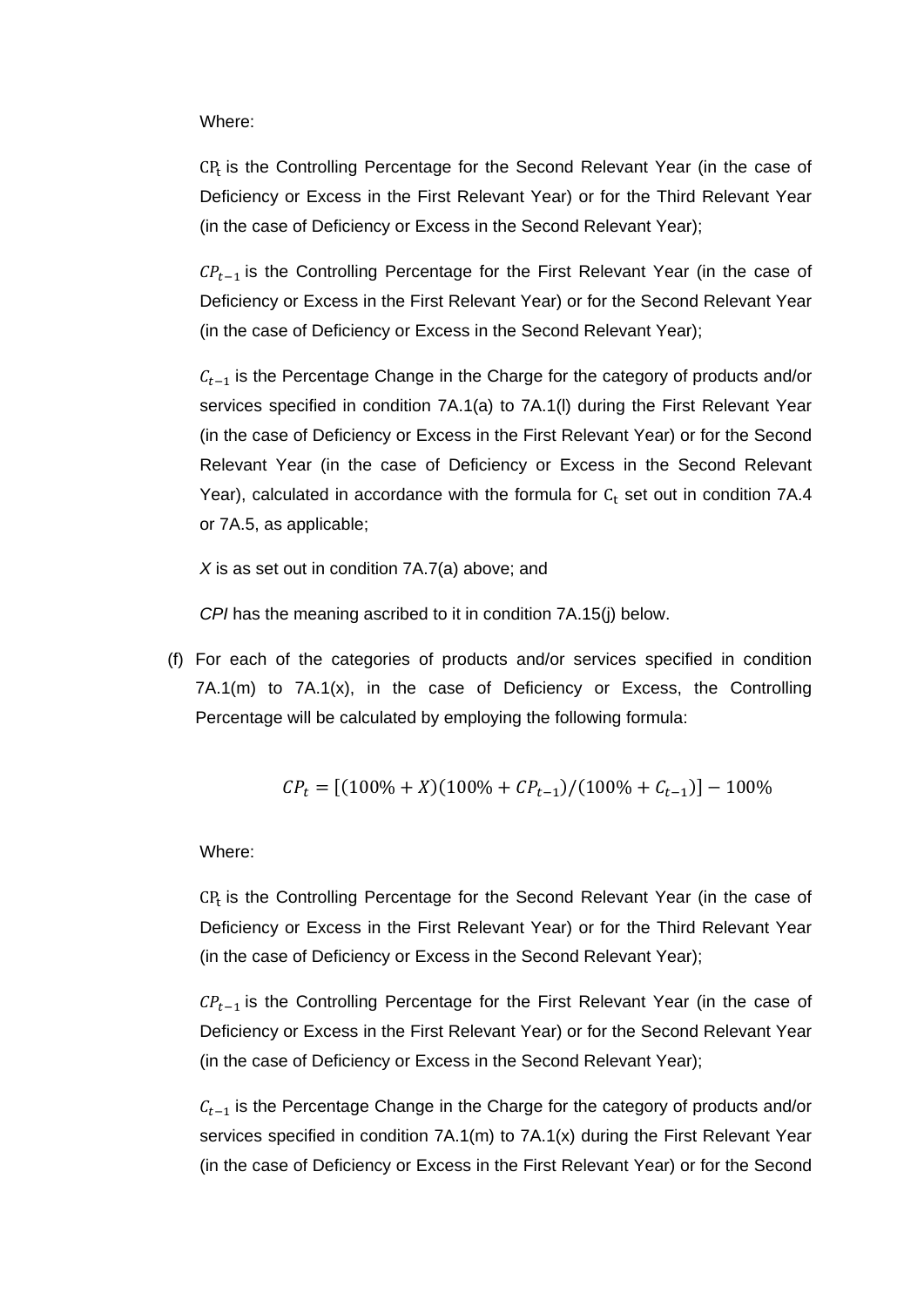Where:

$CP_t$ is the Controlling Percentage for the Second Relevant Year (in the case of Deficiency or Excess in the First Relevant Year) or for the Third Relevant Year (in the case of Deficiency or Excess in the Second Relevant Year);

$CP_{t-1}$ is the Controlling Percentage for the First Relevant Year (in the case of Deficiency or Excess in the First Relevant Year) or for the Second Relevant Year (in the case of Deficiency or Excess in the Second Relevant Year);

$C_{t-1}$ is the Percentage Change in the Charge for the category of products and/or services specified in condition 7A.1(a) to 7A.1(l) during the First Relevant Year (in the case of Deficiency or Excess in the First Relevant Year) or for the Second Relevant Year (in the case of Deficiency or Excess in the Second Relevant Year), calculated in accordance with the formula for $C_t$ set out in condition 7A.4 or 7A.5, as applicable;

*X* is as set out in condition 7A.7(a) above; and

*CPI* has the meaning ascribed to it in condition 7A.15(j) below.

(f) For each of the categories of products and/or services specified in condition 7A.1(m) to 7A.1(x), in the case of Deficiency or Excess, the Controlling Percentage will be calculated by employing the following formula:

$$CP_t = [(100\% + X)(100\% + CP_{t-1})/(100\% + C_{t-1})] - 100\%$$

Where:

$CP_t$ is the Controlling Percentage for the Second Relevant Year (in the case of Deficiency or Excess in the First Relevant Year) or for the Third Relevant Year (in the case of Deficiency or Excess in the Second Relevant Year);

$CP_{t-1}$ is the Controlling Percentage for the First Relevant Year (in the case of Deficiency or Excess in the First Relevant Year) or for the Second Relevant Year (in the case of Deficiency or Excess in the Second Relevant Year);

$C_{t-1}$ is the Percentage Change in the Charge for the category of products and/or services specified in condition 7A.1(m) to 7A.1(x) during the First Relevant Year (in the case of Deficiency or Excess in the First Relevant Year) or for the Second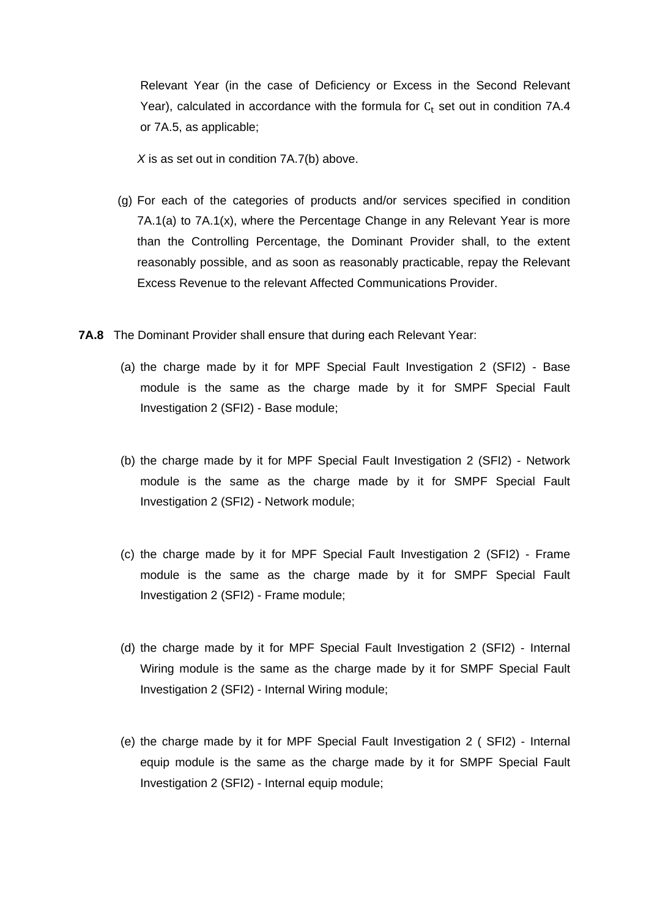Relevant Year (in the case of Deficiency or Excess in the Second Relevant Year), calculated in accordance with the formula for $C_t$ set out in condition 7A.4 or 7A.5, as applicable;

*X* is as set out in condition 7A.7(b) above.

(g) For each of the categories of products and/or services specified in condition 7A.1(a) to 7A.1(x), where the Percentage Change in any Relevant Year is more than the Controlling Percentage, the Dominant Provider shall, to the extent reasonably possible, and as soon as reasonably practicable, repay the Relevant Excess Revenue to the relevant Affected Communications Provider.

**7A.8** The Dominant Provider shall ensure that during each Relevant Year:

(a) the charge made by it for MPF Special Fault Investigation 2 (SFI2) - Base module is the same as the charge made by it for SMPF Special Fault Investigation 2 (SFI2) - Base module;

(b) the charge made by it for MPF Special Fault Investigation 2 (SFI2) - Network module is the same as the charge made by it for SMPF Special Fault Investigation 2 (SFI2) - Network module;

(c) the charge made by it for MPF Special Fault Investigation 2 (SFI2) - Frame module is the same as the charge made by it for SMPF Special Fault Investigation 2 (SFI2) - Frame module;

(d) the charge made by it for MPF Special Fault Investigation 2 (SFI2) - Internal Wiring module is the same as the charge made by it for SMPF Special Fault Investigation 2 (SFI2) - Internal Wiring module;

(e) the charge made by it for MPF Special Fault Investigation 2 ( SFI2) - Internal equip module is the same as the charge made by it for SMPF Special Fault Investigation 2 (SFI2) - Internal equip module;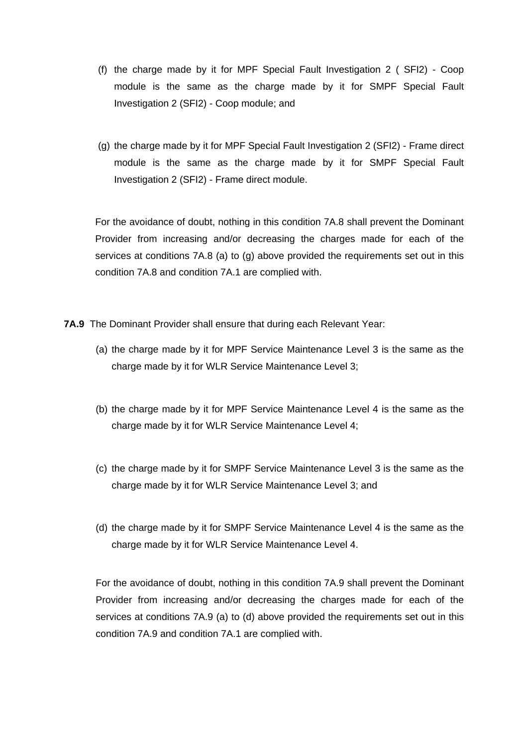(f) the charge made by it for MPF Special Fault Investigation 2 ( SFI2) - Coop module is the same as the charge made by it for SMPF Special Fault Investigation 2 (SFI2) - Coop module; and

(g) the charge made by it for MPF Special Fault Investigation 2 (SFI2) - Frame direct module is the same as the charge made by it for SMPF Special Fault Investigation 2 (SFI2) - Frame direct module.

For the avoidance of doubt, nothing in this condition 7A.8 shall prevent the Dominant Provider from increasing and/or decreasing the charges made for each of the services at conditions 7A.8 (a) to (g) above provided the requirements set out in this condition 7A.8 and condition 7A.1 are complied with.

**7A.9** The Dominant Provider shall ensure that during each Relevant Year:

(a) the charge made by it for MPF Service Maintenance Level 3 is the same as the charge made by it for WLR Service Maintenance Level 3;

(b) the charge made by it for MPF Service Maintenance Level 4 is the same as the charge made by it for WLR Service Maintenance Level 4;

(c) the charge made by it for SMPF Service Maintenance Level 3 is the same as the charge made by it for WLR Service Maintenance Level 3; and

(d) the charge made by it for SMPF Service Maintenance Level 4 is the same as the charge made by it for WLR Service Maintenance Level 4.

For the avoidance of doubt, nothing in this condition 7A.9 shall prevent the Dominant Provider from increasing and/or decreasing the charges made for each of the services at conditions 7A.9 (a) to (d) above provided the requirements set out in this condition 7A.9 and condition 7A.1 are complied with.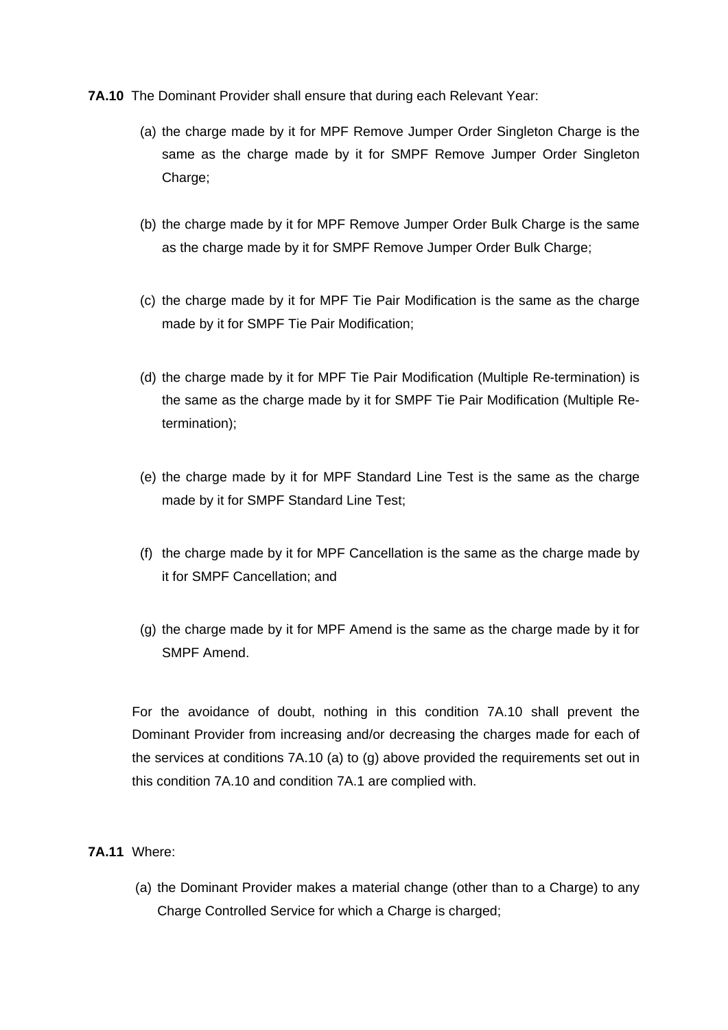**7A.10** The Dominant Provider shall ensure that during each Relevant Year:

(a) the charge made by it for MPF Remove Jumper Order Singleton Charge is the same as the charge made by it for SMPF Remove Jumper Order Singleton Charge;

(b) the charge made by it for MPF Remove Jumper Order Bulk Charge is the same as the charge made by it for SMPF Remove Jumper Order Bulk Charge;

(c) the charge made by it for MPF Tie Pair Modification is the same as the charge made by it for SMPF Tie Pair Modification;

(d) the charge made by it for MPF Tie Pair Modification (Multiple Re-termination) is the same as the charge made by it for SMPF Tie Pair Modification (Multiple Re-termination);

(e) the charge made by it for MPF Standard Line Test is the same as the charge made by it for SMPF Standard Line Test;

(f) the charge made by it for MPF Cancellation is the same as the charge made by it for SMPF Cancellation; and

(g) the charge made by it for MPF Amend is the same as the charge made by it for SMPF Amend.

For the avoidance of doubt, nothing in this condition 7A.10 shall prevent the Dominant Provider from increasing and/or decreasing the charges made for each of the services at conditions 7A.10 (a) to (g) above provided the requirements set out in this condition 7A.10 and condition 7A.1 are complied with.

**7A.11** Where:

(a) the Dominant Provider makes a material change (other than to a Charge) to any Charge Controlled Service for which a Charge is charged;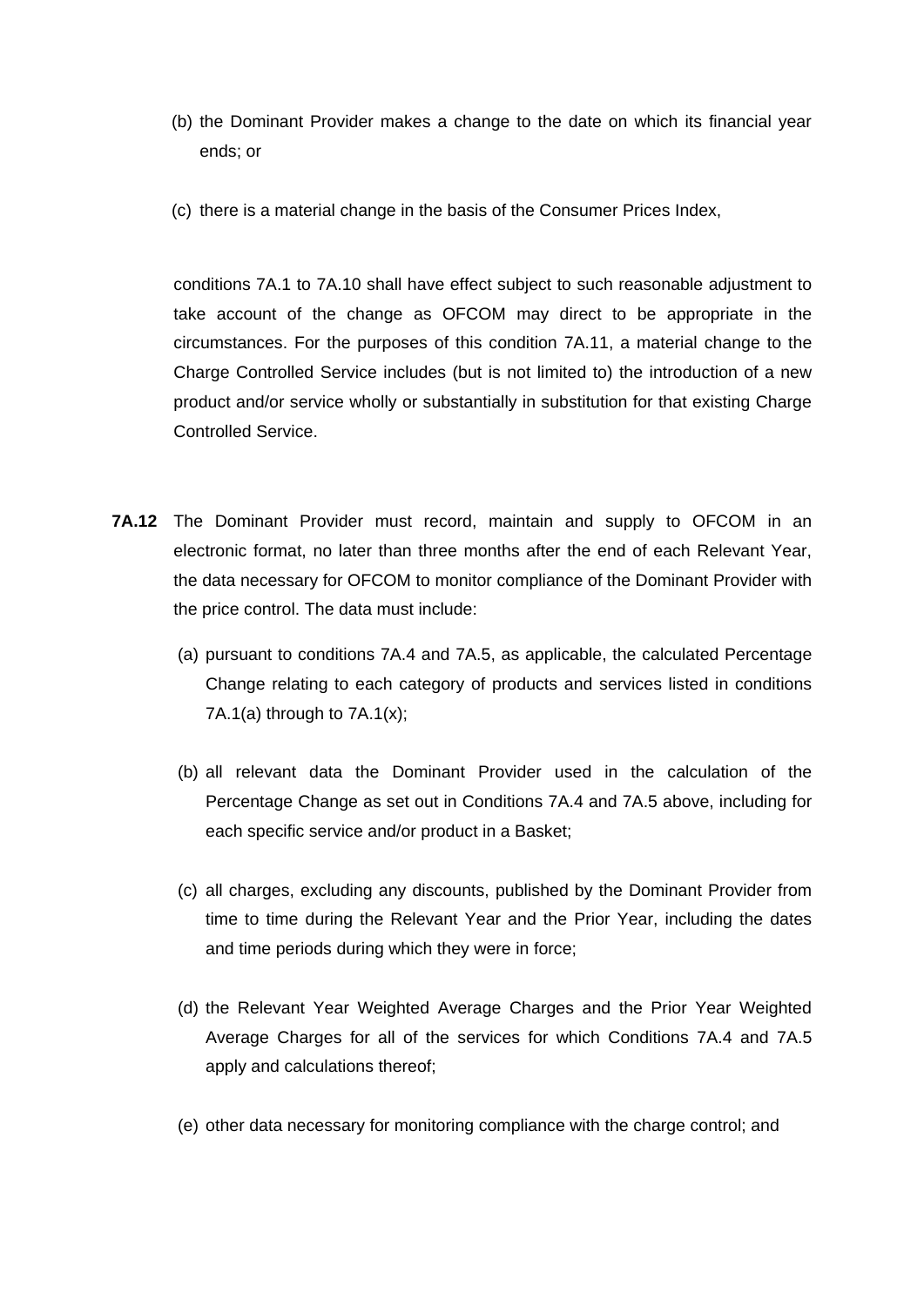(b) the Dominant Provider makes a change to the date on which its financial year ends; or

(c) there is a material change in the basis of the Consumer Prices Index,

conditions 7A.1 to 7A.10 shall have effect subject to such reasonable adjustment to take account of the change as OFCOM may direct to be appropriate in the circumstances. For the purposes of this condition 7A.11, a material change to the Charge Controlled Service includes (but is not limited to) the introduction of a new product and/or service wholly or substantially in substitution for that existing Charge Controlled Service.

**7A.12** The Dominant Provider must record, maintain and supply to OFCOM in an electronic format, no later than three months after the end of each Relevant Year, the data necessary for OFCOM to monitor compliance of the Dominant Provider with the price control. The data must include:

(a) pursuant to conditions 7A.4 and 7A.5, as applicable, the calculated Percentage Change relating to each category of products and services listed in conditions 7A.1(a) through to 7A.1(x);

(b) all relevant data the Dominant Provider used in the calculation of the Percentage Change as set out in Conditions 7A.4 and 7A.5 above, including for each specific service and/or product in a Basket;

(c) all charges, excluding any discounts, published by the Dominant Provider from time to time during the Relevant Year and the Prior Year, including the dates and time periods during which they were in force;

(d) the Relevant Year Weighted Average Charges and the Prior Year Weighted Average Charges for all of the services for which Conditions 7A.4 and 7A.5 apply and calculations thereof;

(e) other data necessary for monitoring compliance with the charge control; and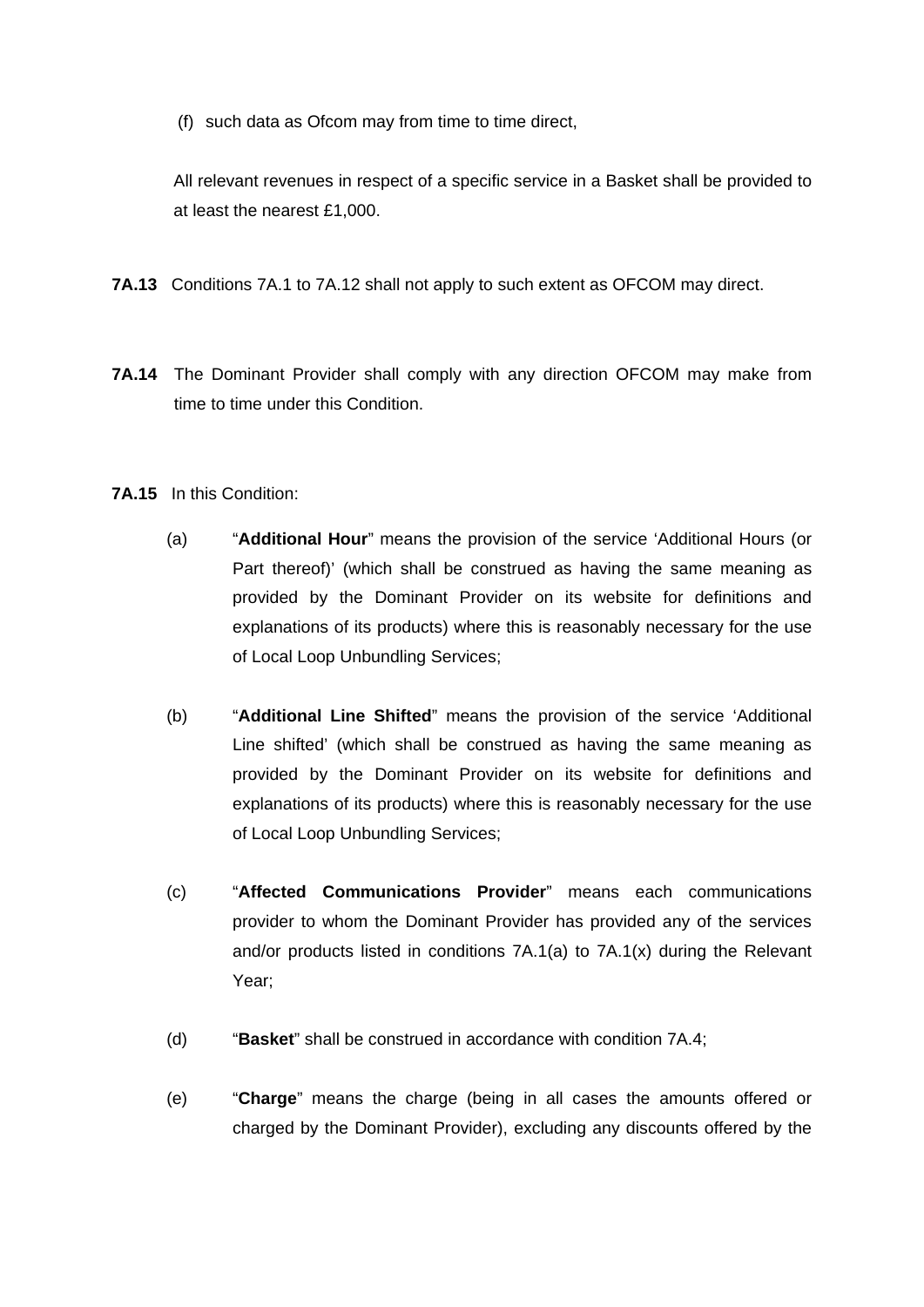(f) such data as Ofcom may from time to time direct,

All relevant revenues in respect of a specific service in a Basket shall be provided to at least the nearest £1,000.

**7A.13** Conditions 7A.1 to 7A.12 shall not apply to such extent as OFCOM may direct.

**7A.14** The Dominant Provider shall comply with any direction OFCOM may make from time to time under this Condition.

**7A.15** In this Condition:

(a) "**Additional Hour**" means the provision of the service 'Additional Hours (or Part thereof)' (which shall be construed as having the same meaning as provided by the Dominant Provider on its website for definitions and explanations of its products) where this is reasonably necessary for the use of Local Loop Unbundling Services;

(b) "**Additional Line Shifted**" means the provision of the service 'Additional Line shifted' (which shall be construed as having the same meaning as provided by the Dominant Provider on its website for definitions and explanations of its products) where this is reasonably necessary for the use of Local Loop Unbundling Services;

(c) "**Affected Communications Provider**" means each communications provider to whom the Dominant Provider has provided any of the services and/or products listed in conditions 7A.1(a) to 7A.1(x) during the Relevant Year;

(d) "**Basket**" shall be construed in accordance with condition 7A.4;

(e) "**Charge**" means the charge (being in all cases the amounts offered or charged by the Dominant Provider), excluding any discounts offered by the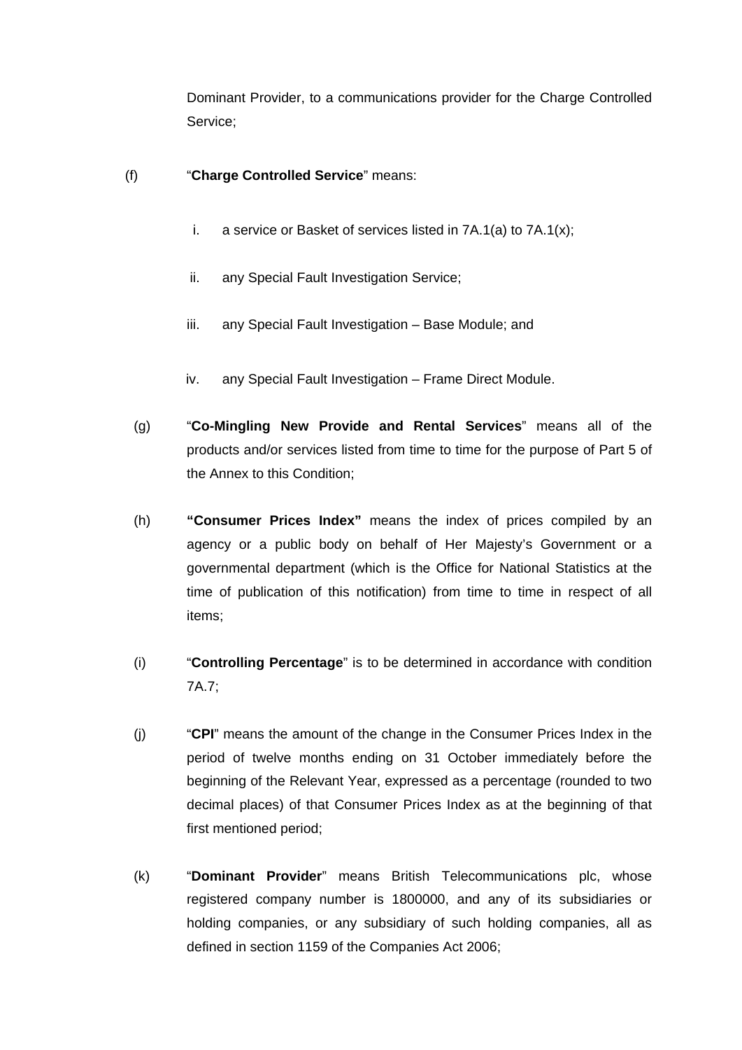Dominant Provider, to a communications provider for the Charge Controlled Service;

(f) "**Charge Controlled Service**" means:

i. a service or Basket of services listed in 7A.1(a) to 7A.1(x);

ii. any Special Fault Investigation Service;

iii. any Special Fault Investigation – Base Module; and

iv. any Special Fault Investigation – Frame Direct Module.

(g) "**Co-Mingling New Provide and Rental Services**" means all of the products and/or services listed from time to time for the purpose of Part 5 of the Annex to this Condition;

(h) **"Consumer Prices Index"** means the index of prices compiled by an agency or a public body on behalf of Her Majesty's Government or a governmental department (which is the Office for National Statistics at the time of publication of this notification) from time to time in respect of all items;

(i) "**Controlling Percentage**" is to be determined in accordance with condition 7A.7;

(j) "**CPI**" means the amount of the change in the Consumer Prices Index in the period of twelve months ending on 31 October immediately before the beginning of the Relevant Year, expressed as a percentage (rounded to two decimal places) of that Consumer Prices Index as at the beginning of that first mentioned period;

(k) "**Dominant Provider**" means British Telecommunications plc, whose registered company number is 1800000, and any of its subsidiaries or holding companies, or any subsidiary of such holding companies, all as defined in section 1159 of the Companies Act 2006;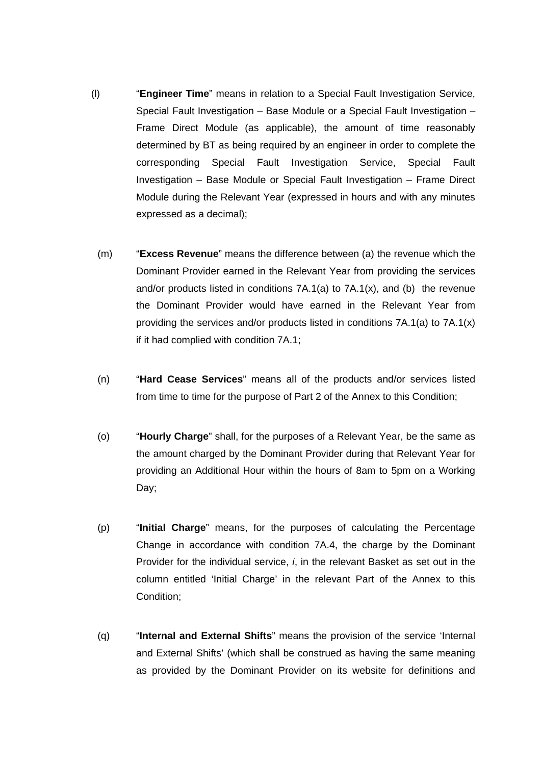(l) "**Engineer Time**" means in relation to a Special Fault Investigation Service, Special Fault Investigation – Base Module or a Special Fault Investigation – Frame Direct Module (as applicable), the amount of time reasonably determined by BT as being required by an engineer in order to complete the corresponding Special Fault Investigation Service, Special Fault Investigation – Base Module or Special Fault Investigation – Frame Direct Module during the Relevant Year (expressed in hours and with any minutes expressed as a decimal);

(m) "**Excess Revenue**" means the difference between (a) the revenue which the Dominant Provider earned in the Relevant Year from providing the services and/or products listed in conditions 7A.1(a) to 7A.1(x), and (b) the revenue the Dominant Provider would have earned in the Relevant Year from providing the services and/or products listed in conditions 7A.1(a) to 7A.1(x) if it had complied with condition 7A.1;

(n) "**Hard Cease Services**" means all of the products and/or services listed from time to time for the purpose of Part 2 of the Annex to this Condition;

(o) "**Hourly Charge**" shall, for the purposes of a Relevant Year, be the same as the amount charged by the Dominant Provider during that Relevant Year for providing an Additional Hour within the hours of 8am to 5pm on a Working Day;

(p) "**Initial Charge**" means, for the purposes of calculating the Percentage Change in accordance with condition 7A.4, the charge by the Dominant Provider for the individual service, *i*, in the relevant Basket as set out in the column entitled 'Initial Charge' in the relevant Part of the Annex to this Condition;

(q) "**Internal and External Shifts**" means the provision of the service 'Internal and External Shifts' (which shall be construed as having the same meaning as provided by the Dominant Provider on its website for definitions and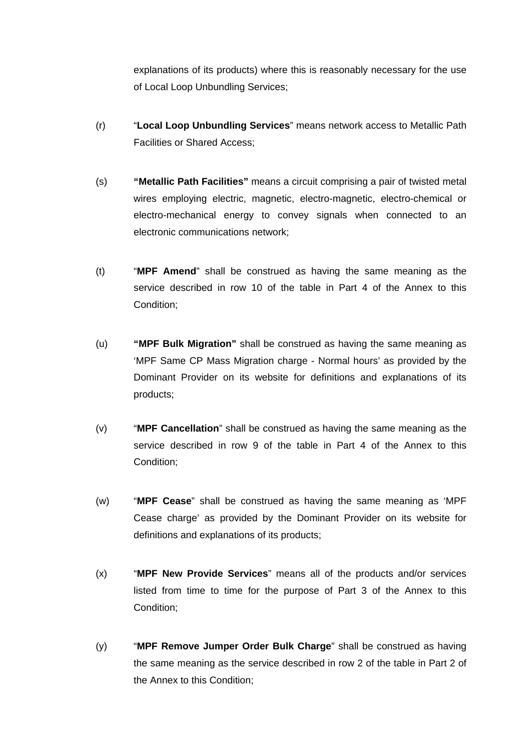explanations of its products) where this is reasonably necessary for the use of Local Loop Unbundling Services;

(r) "**Local Loop Unbundling Services**" means network access to Metallic Path Facilities or Shared Access;

(s) **"Metallic Path Facilities"** means a circuit comprising a pair of twisted metal wires employing electric, magnetic, electro-magnetic, electro-chemical or electro-mechanical energy to convey signals when connected to an electronic communications network;

(t) "**MPF Amend**" shall be construed as having the same meaning as the service described in row 10 of the table in Part 4 of the Annex to this Condition;

(u) **"MPF Bulk Migration"** shall be construed as having the same meaning as 'MPF Same CP Mass Migration charge - Normal hours' as provided by the Dominant Provider on its website for definitions and explanations of its products;

(v) "**MPF Cancellation**" shall be construed as having the same meaning as the service described in row 9 of the table in Part 4 of the Annex to this Condition;

(w) "**MPF Cease**" shall be construed as having the same meaning as 'MPF Cease charge' as provided by the Dominant Provider on its website for definitions and explanations of its products;

(x) "**MPF New Provide Services**" means all of the products and/or services listed from time to time for the purpose of Part 3 of the Annex to this Condition;

(y) "**MPF Remove Jumper Order Bulk Charge**" shall be construed as having the same meaning as the service described in row 2 of the table in Part 2 of the Annex to this Condition;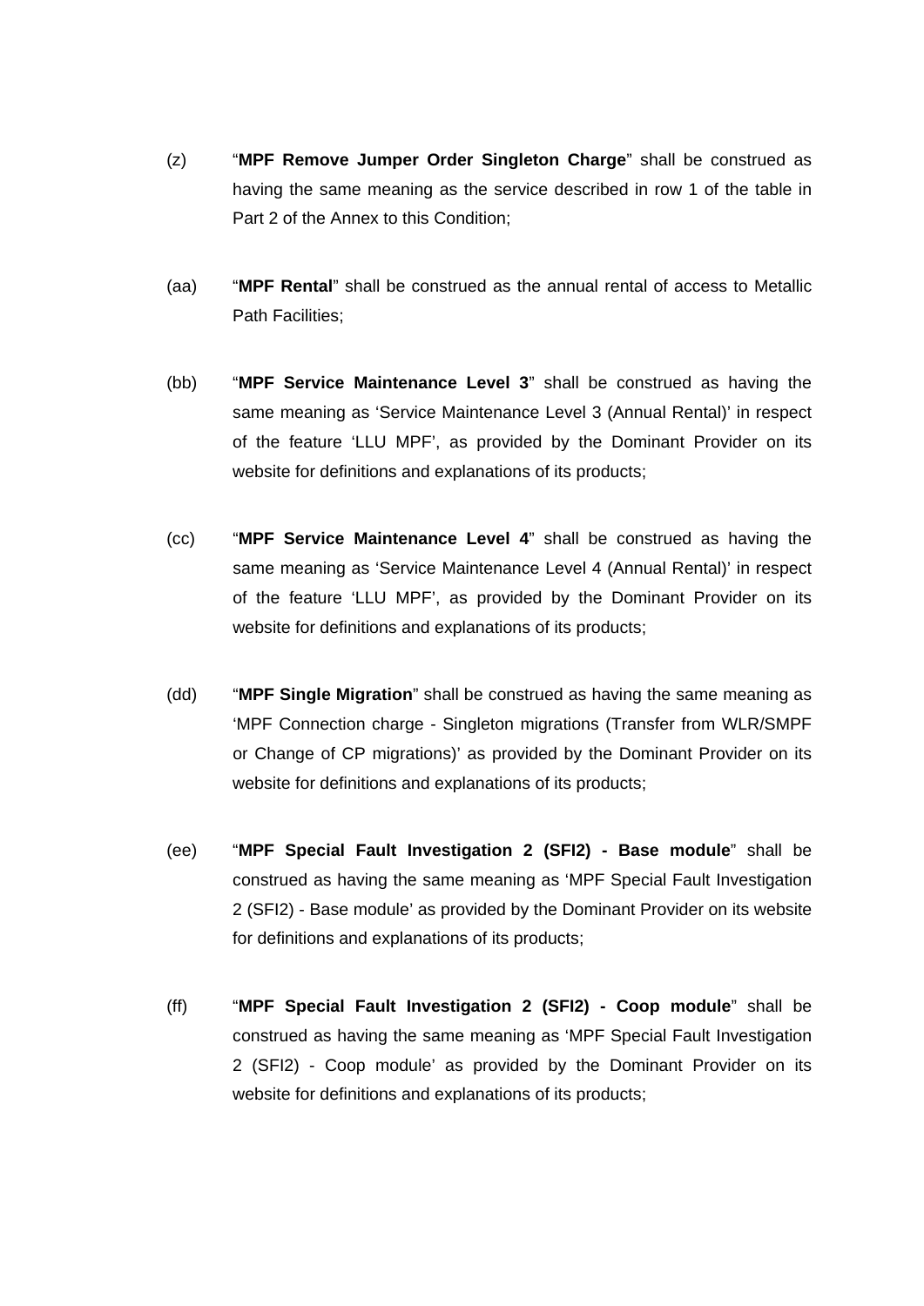(z) "**MPF Remove Jumper Order Singleton Charge**" shall be construed as having the same meaning as the service described in row 1 of the table in Part 2 of the Annex to this Condition;

(aa) "**MPF Rental**" shall be construed as the annual rental of access to Metallic Path Facilities;

(bb) "**MPF Service Maintenance Level 3**" shall be construed as having the same meaning as 'Service Maintenance Level 3 (Annual Rental)' in respect of the feature 'LLU MPF', as provided by the Dominant Provider on its website for definitions and explanations of its products;

(cc) "**MPF Service Maintenance Level 4**" shall be construed as having the same meaning as 'Service Maintenance Level 4 (Annual Rental)' in respect of the feature 'LLU MPF', as provided by the Dominant Provider on its website for definitions and explanations of its products;

(dd) "**MPF Single Migration**" shall be construed as having the same meaning as 'MPF Connection charge - Singleton migrations (Transfer from WLR/SMPF or Change of CP migrations)' as provided by the Dominant Provider on its website for definitions and explanations of its products;

(ee) "**MPF Special Fault Investigation 2 (SFI2) - Base module**" shall be construed as having the same meaning as 'MPF Special Fault Investigation 2 (SFI2) - Base module' as provided by the Dominant Provider on its website for definitions and explanations of its products;

(ff) "**MPF Special Fault Investigation 2 (SFI2) - Coop module**" shall be construed as having the same meaning as 'MPF Special Fault Investigation 2 (SFI2) - Coop module' as provided by the Dominant Provider on its website for definitions and explanations of its products;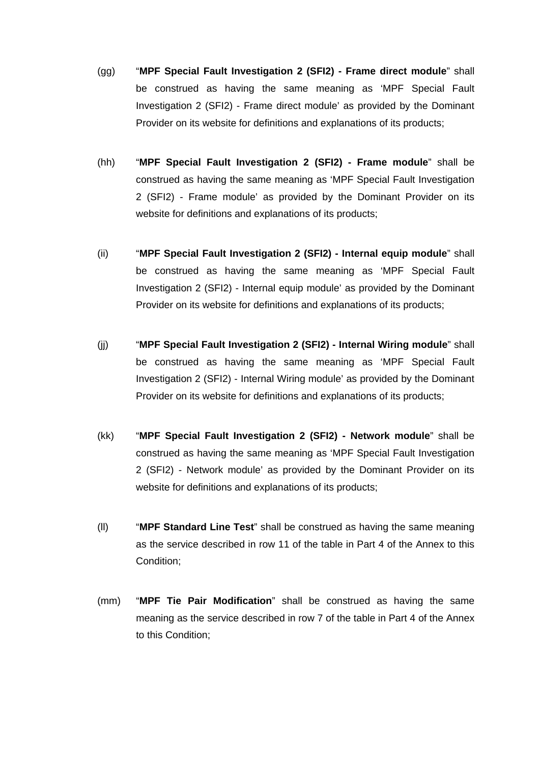(gg) “**MPF Special Fault Investigation 2 (SFI2) - Frame direct module**” shall be construed as having the same meaning as ‘MPF Special Fault Investigation 2 (SFI2) - Frame direct module’ as provided by the Dominant Provider on its website for definitions and explanations of its products;

(hh) “**MPF Special Fault Investigation 2 (SFI2) - Frame module**” shall be construed as having the same meaning as ‘MPF Special Fault Investigation 2 (SFI2) - Frame module’ as provided by the Dominant Provider on its website for definitions and explanations of its products;

(ii) “**MPF Special Fault Investigation 2 (SFI2) - Internal equip module**” shall be construed as having the same meaning as ‘MPF Special Fault Investigation 2 (SFI2) - Internal equip module’ as provided by the Dominant Provider on its website for definitions and explanations of its products;

(jj) “**MPF Special Fault Investigation 2 (SFI2) - Internal Wiring module**” shall be construed as having the same meaning as ‘MPF Special Fault Investigation 2 (SFI2) - Internal Wiring module’ as provided by the Dominant Provider on its website for definitions and explanations of its products;

(kk) “**MPF Special Fault Investigation 2 (SFI2) - Network module**” shall be construed as having the same meaning as ‘MPF Special Fault Investigation 2 (SFI2) - Network module’ as provided by the Dominant Provider on its website for definitions and explanations of its products;

(ll) “**MPF Standard Line Test**” shall be construed as having the same meaning as the service described in row 11 of the table in Part 4 of the Annex to this Condition;

(mm) “**MPF Tie Pair Modification**” shall be construed as having the same meaning as the service described in row 7 of the table in Part 4 of the Annex to this Condition;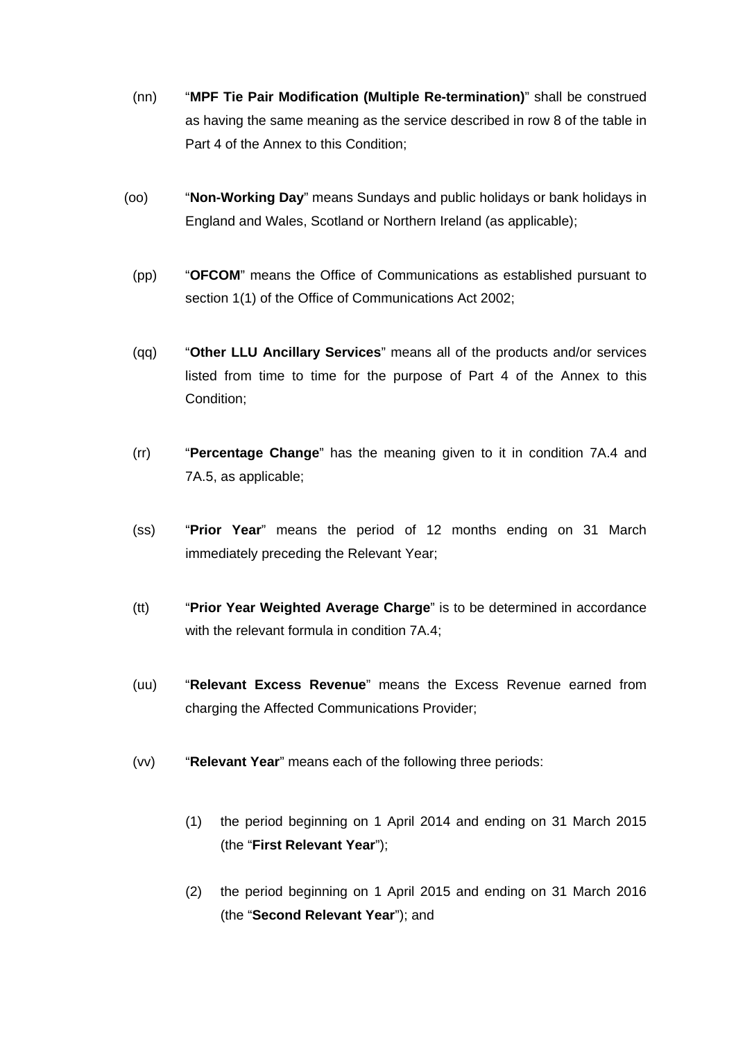(nn) "**MPF Tie Pair Modification (Multiple Re-termination)**" shall be construed as having the same meaning as the service described in row 8 of the table in Part 4 of the Annex to this Condition;

(oo) "**Non-Working Day**" means Sundays and public holidays or bank holidays in England and Wales, Scotland or Northern Ireland (as applicable);

(pp) "**OFCOM**" means the Office of Communications as established pursuant to section 1(1) of the Office of Communications Act 2002;

(qq) "**Other LLU Ancillary Services**" means all of the products and/or services listed from time to time for the purpose of Part 4 of the Annex to this Condition;

(rr) "**Percentage Change**" has the meaning given to it in condition 7A.4 and 7A.5, as applicable;

(ss) "**Prior Year**" means the period of 12 months ending on 31 March immediately preceding the Relevant Year;

(tt) "**Prior Year Weighted Average Charge**" is to be determined in accordance with the relevant formula in condition 7A.4;

(uu) "**Relevant Excess Revenue**" means the Excess Revenue earned from charging the Affected Communications Provider;

(vv) "**Relevant Year**" means each of the following three periods:

(1) the period beginning on 1 April 2014 and ending on 31 March 2015 (the "**First Relevant Year**");

(2) the period beginning on 1 April 2015 and ending on 31 March 2016 (the "**Second Relevant Year**"); and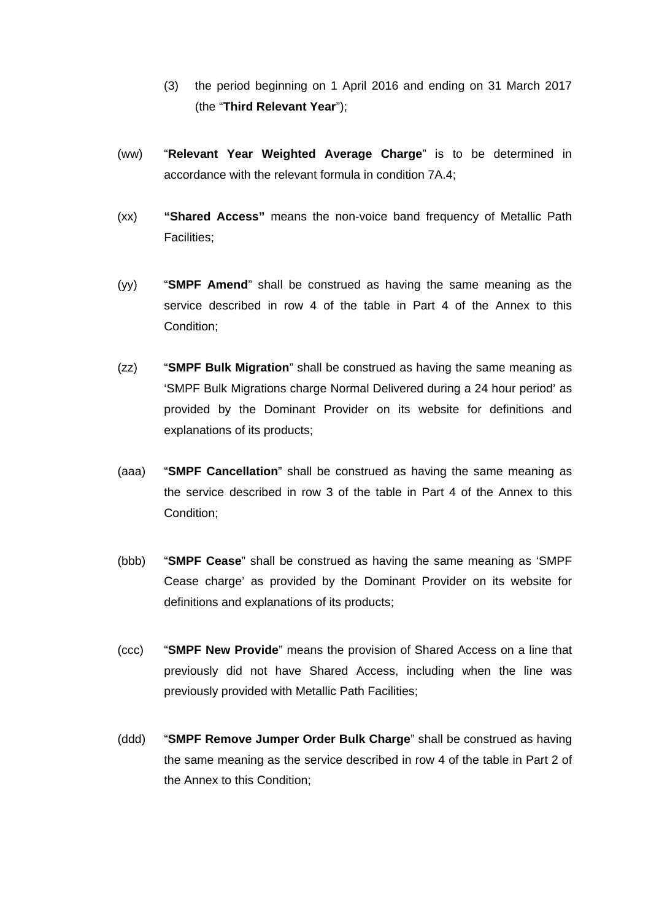(3) the period beginning on 1 April 2016 and ending on 31 March 2017 (the "**Third Relevant Year**");

(ww) "**Relevant Year Weighted Average Charge**" is to be determined in accordance with the relevant formula in condition 7A.4;

(xx) **"Shared Access"** means the non-voice band frequency of Metallic Path Facilities;

(yy) "**SMPF Amend**" shall be construed as having the same meaning as the service described in row 4 of the table in Part 4 of the Annex to this Condition;

(zz) "**SMPF Bulk Migration**" shall be construed as having the same meaning as 'SMPF Bulk Migrations charge Normal Delivered during a 24 hour period' as provided by the Dominant Provider on its website for definitions and explanations of its products;

(aaa) "**SMPF Cancellation**" shall be construed as having the same meaning as the service described in row 3 of the table in Part 4 of the Annex to this Condition;

(bbb) "**SMPF Cease**" shall be construed as having the same meaning as 'SMPF Cease charge' as provided by the Dominant Provider on its website for definitions and explanations of its products;

(ccc) "**SMPF New Provide**" means the provision of Shared Access on a line that previously did not have Shared Access, including when the line was previously provided with Metallic Path Facilities;

(ddd) "**SMPF Remove Jumper Order Bulk Charge**" shall be construed as having the same meaning as the service described in row 4 of the table in Part 2 of the Annex to this Condition;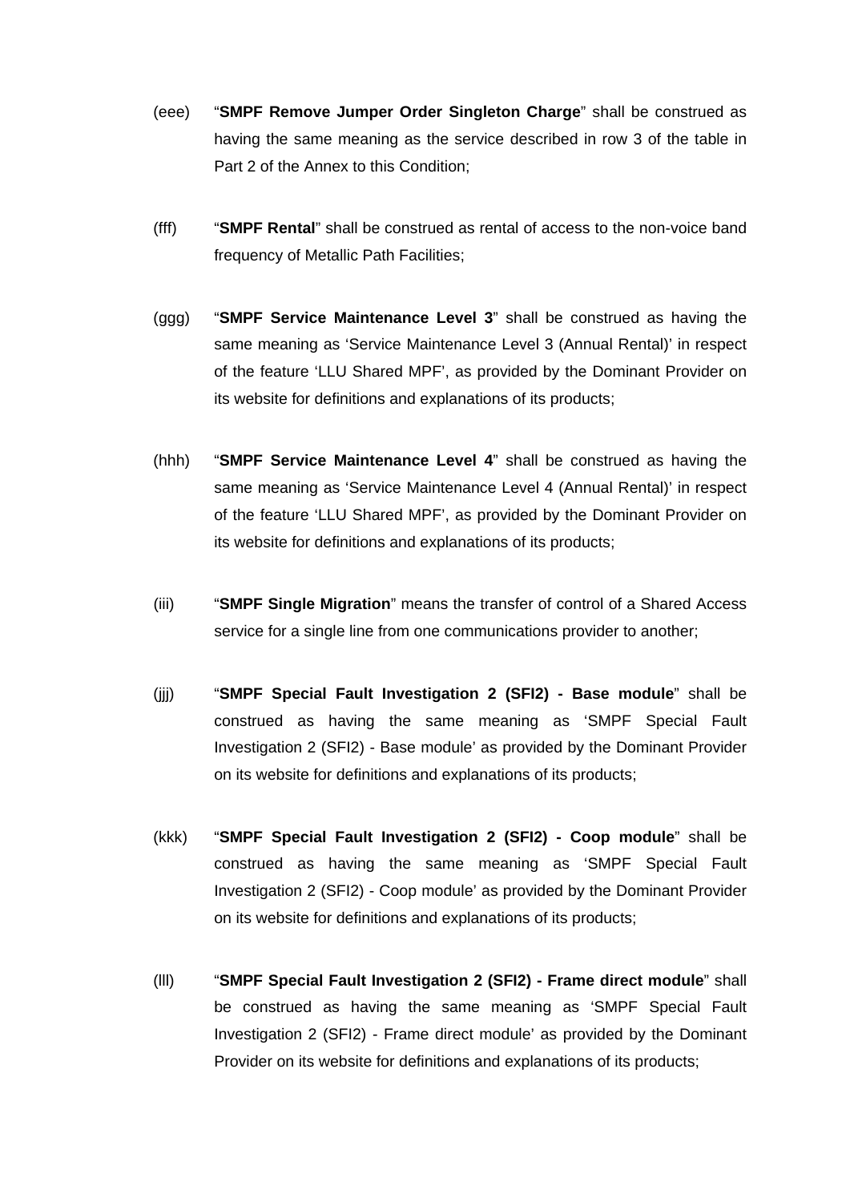(eee) “**SMPF Remove Jumper Order Singleton Charge**” shall be construed as having the same meaning as the service described in row 3 of the table in Part 2 of the Annex to this Condition;

(fff) “**SMPF Rental**” shall be construed as rental of access to the non-voice band frequency of Metallic Path Facilities;

(ggg) “**SMPF Service Maintenance Level 3**” shall be construed as having the same meaning as ‘Service Maintenance Level 3 (Annual Rental)’ in respect of the feature ‘LLU Shared MPF’, as provided by the Dominant Provider on its website for definitions and explanations of its products;

(hhh) “**SMPF Service Maintenance Level 4**” shall be construed as having the same meaning as ‘Service Maintenance Level 4 (Annual Rental)’ in respect of the feature ‘LLU Shared MPF’, as provided by the Dominant Provider on its website for definitions and explanations of its products;

(iii) “**SMPF Single Migration**” means the transfer of control of a Shared Access service for a single line from one communications provider to another;

(jjj) “**SMPF Special Fault Investigation 2 (SFI2) - Base module**” shall be construed as having the same meaning as ‘SMPF Special Fault Investigation 2 (SFI2) - Base module’ as provided by the Dominant Provider on its website for definitions and explanations of its products;

(kkk) “**SMPF Special Fault Investigation 2 (SFI2) - Coop module**” shall be construed as having the same meaning as ‘SMPF Special Fault Investigation 2 (SFI2) - Coop module’ as provided by the Dominant Provider on its website for definitions and explanations of its products;

(lll) “**SMPF Special Fault Investigation 2 (SFI2) - Frame direct module**” shall be construed as having the same meaning as ‘SMPF Special Fault Investigation 2 (SFI2) - Frame direct module’ as provided by the Dominant Provider on its website for definitions and explanations of its products;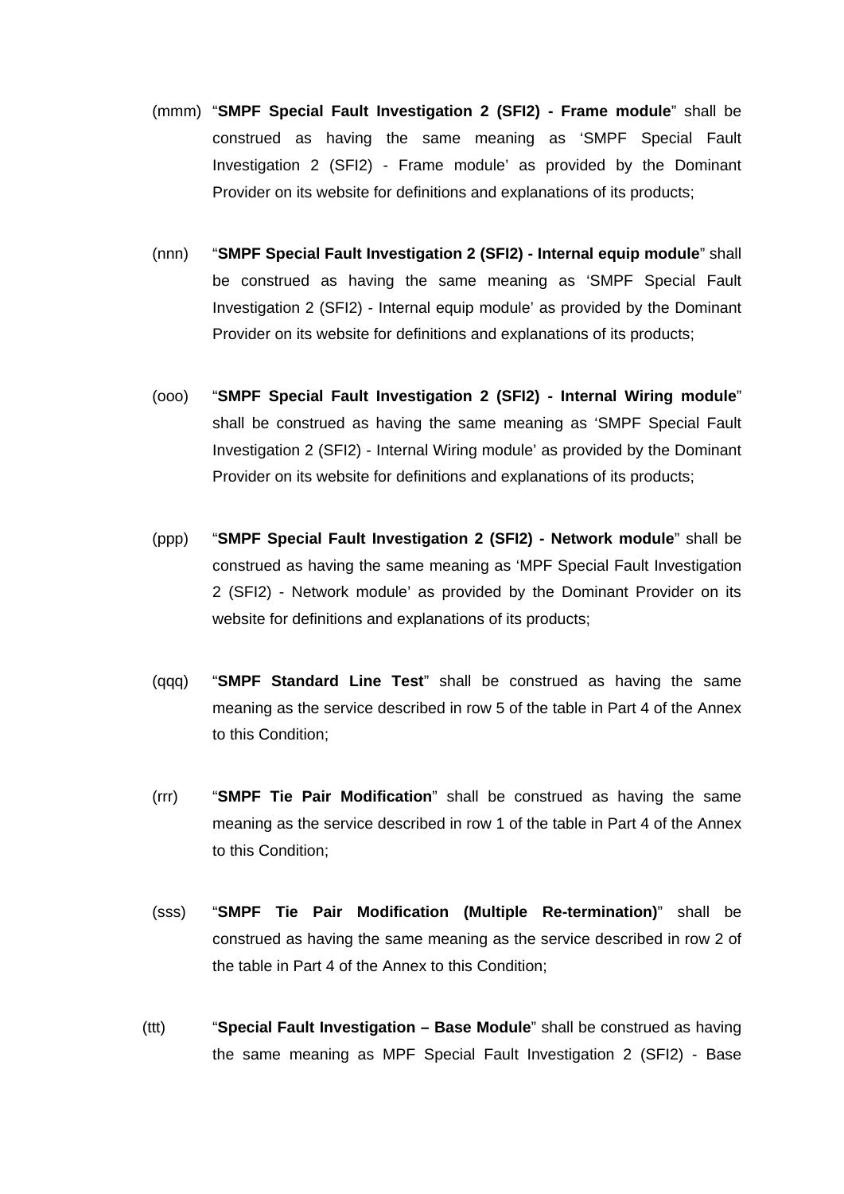(mmm) "**SMPF Special Fault Investigation 2 (SFI2) - Frame module**" shall be construed as having the same meaning as 'SMPF Special Fault Investigation 2 (SFI2) - Frame module' as provided by the Dominant Provider on its website for definitions and explanations of its products;

(nnn) "**SMPF Special Fault Investigation 2 (SFI2) - Internal equip module**" shall be construed as having the same meaning as 'SMPF Special Fault Investigation 2 (SFI2) - Internal equip module' as provided by the Dominant Provider on its website for definitions and explanations of its products;

(ooo) "**SMPF Special Fault Investigation 2 (SFI2) - Internal Wiring module**" shall be construed as having the same meaning as 'SMPF Special Fault Investigation 2 (SFI2) - Internal Wiring module' as provided by the Dominant Provider on its website for definitions and explanations of its products;

(ppp) "**SMPF Special Fault Investigation 2 (SFI2) - Network module**" shall be construed as having the same meaning as 'MPF Special Fault Investigation 2 (SFI2) - Network module' as provided by the Dominant Provider on its website for definitions and explanations of its products;

(qqq) "**SMPF Standard Line Test**" shall be construed as having the same meaning as the service described in row 5 of the table in Part 4 of the Annex to this Condition;

(rrr) "**SMPF Tie Pair Modification**" shall be construed as having the same meaning as the service described in row 1 of the table in Part 4 of the Annex to this Condition;

(sss) "**SMPF Tie Pair Modification (Multiple Re-termination)**" shall be construed as having the same meaning as the service described in row 2 of the table in Part 4 of the Annex to this Condition;

(ttt) "**Special Fault Investigation – Base Module**" shall be construed as having the same meaning as MPF Special Fault Investigation 2 (SFI2) - Base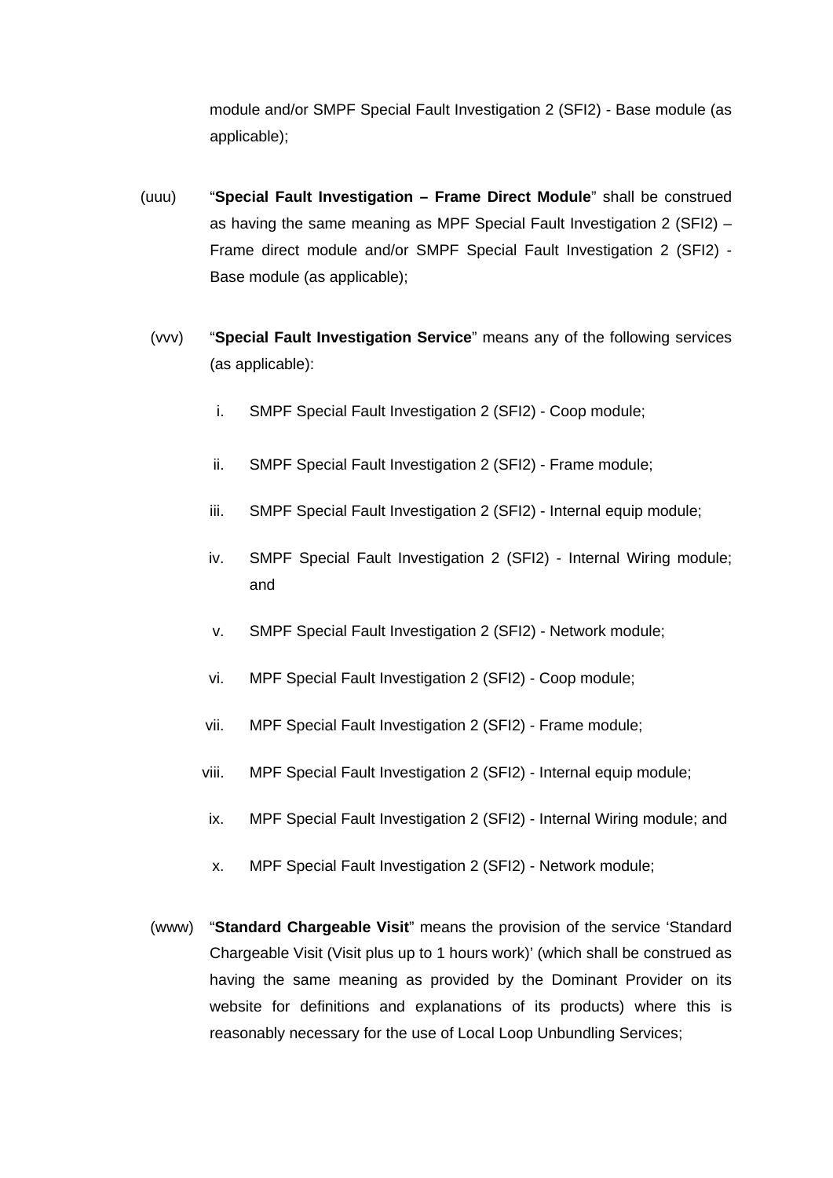module and/or SMPF Special Fault Investigation 2 (SFI2) - Base module (as applicable);

(uuu) "**Special Fault Investigation – Frame Direct Module**" shall be construed as having the same meaning as MPF Special Fault Investigation 2 (SFI2) – Frame direct module and/or SMPF Special Fault Investigation 2 (SFI2) - Base module (as applicable);

(vvv) "**Special Fault Investigation Service**" means any of the following services (as applicable):

i. SMPF Special Fault Investigation 2 (SFI2) - Coop module;

ii. SMPF Special Fault Investigation 2 (SFI2) - Frame module;

iii. SMPF Special Fault Investigation 2 (SFI2) - Internal equip module;

iv. SMPF Special Fault Investigation 2 (SFI2) - Internal Wiring module; and

v. SMPF Special Fault Investigation 2 (SFI2) - Network module;

vi. MPF Special Fault Investigation 2 (SFI2) - Coop module;

vii. MPF Special Fault Investigation 2 (SFI2) - Frame module;

viii. MPF Special Fault Investigation 2 (SFI2) - Internal equip module;

ix. MPF Special Fault Investigation 2 (SFI2) - Internal Wiring module; and

x. MPF Special Fault Investigation 2 (SFI2) - Network module;

(www) "**Standard Chargeable Visit**" means the provision of the service 'Standard Chargeable Visit (Visit plus up to 1 hours work)' (which shall be construed as having the same meaning as provided by the Dominant Provider on its website for definitions and explanations of its products) where this is reasonably necessary for the use of Local Loop Unbundling Services;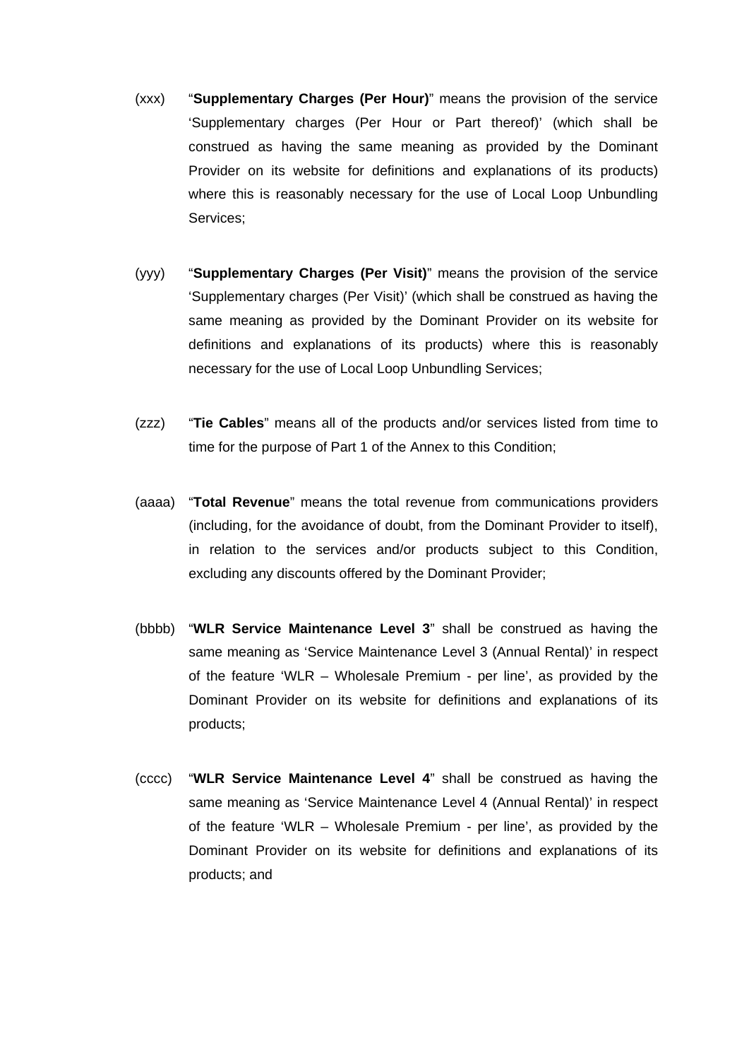(xxx) “**Supplementary Charges (Per Hour)**” means the provision of the service ‘Supplementary charges (Per Hour or Part thereof)’ (which shall be construed as having the same meaning as provided by the Dominant Provider on its website for definitions and explanations of its products) where this is reasonably necessary for the use of Local Loop Unbundling Services;

(yyy) “**Supplementary Charges (Per Visit)**” means the provision of the service ‘Supplementary charges (Per Visit)’ (which shall be construed as having the same meaning as provided by the Dominant Provider on its website for definitions and explanations of its products) where this is reasonably necessary for the use of Local Loop Unbundling Services;

(zzz) “**Tie Cables**” means all of the products and/or services listed from time to time for the purpose of Part 1 of the Annex to this Condition;

(aaaa) “**Total Revenue**” means the total revenue from communications providers (including, for the avoidance of doubt, from the Dominant Provider to itself), in relation to the services and/or products subject to this Condition, excluding any discounts offered by the Dominant Provider;

(bbbb) “**WLR Service Maintenance Level 3**” shall be construed as having the same meaning as ‘Service Maintenance Level 3 (Annual Rental)’ in respect of the feature ‘WLR – Wholesale Premium - per line’, as provided by the Dominant Provider on its website for definitions and explanations of its products;

(cccc) “**WLR Service Maintenance Level 4**” shall be construed as having the same meaning as ‘Service Maintenance Level 4 (Annual Rental)’ in respect of the feature ‘WLR – Wholesale Premium - per line’, as provided by the Dominant Provider on its website for definitions and explanations of its products; and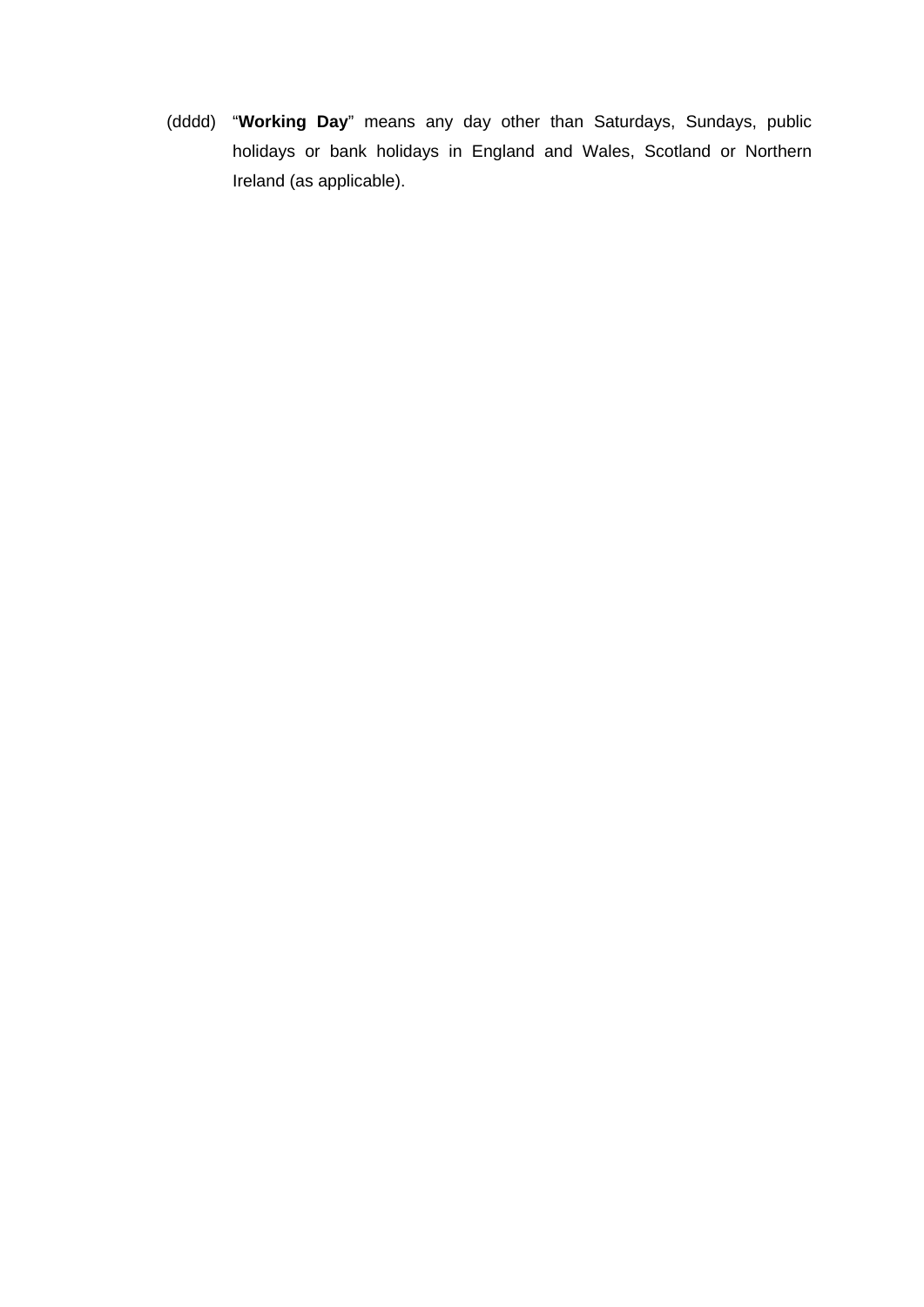(dddd) “**Working Day**” means any day other than Saturdays, Sundays, public holidays or bank holidays in England and Wales, Scotland or Northern Ireland (as applicable).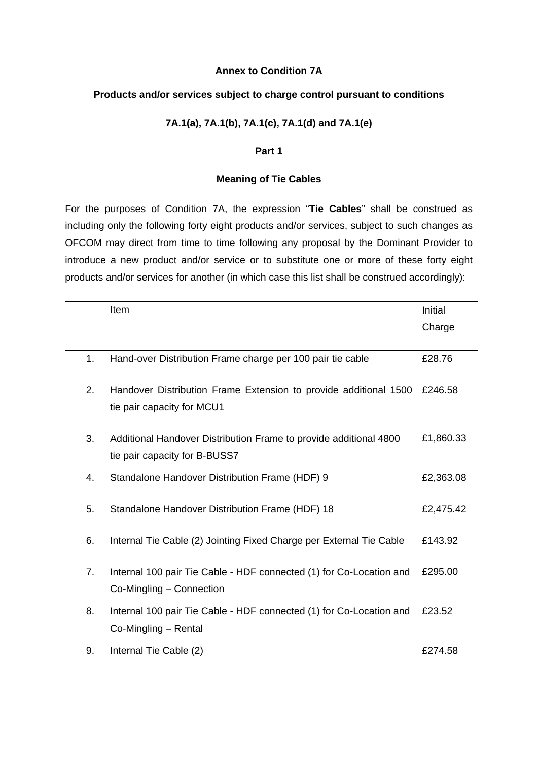**Annex to Condition 7A**

**Products and/or services subject to charge control pursuant to conditions**

**7A.1(a), 7A.1(b), 7A.1(c), 7A.1(d) and 7A.1(e)**

**Part 1**

**Meaning of Tie Cables**

For the purposes of Condition 7A, the expression "**Tie Cables**" shall be construed as including only the following forty eight products and/or services, subject to such changes as OFCOM may direct from time to time following any proposal by the Dominant Provider to introduce a new product and/or service or to substitute one or more of these forty eight products and/or services for another (in which case this list shall be construed accordingly):

| | Item | Initial Charge |
|---|---|---|
| 1. | Hand-over Distribution Frame charge per 100 pair tie cable | £28.76 |
| 2. | Handover Distribution Frame Extension to provide additional 1500 tie pair capacity for MCU1 | £246.58 |
| 3. | Additional Handover Distribution Frame to provide additional 4800 tie pair capacity for B-BUSS7 | £1,860.33 |
| 4. | Standalone Handover Distribution Frame (HDF) 9 | £2,363.08 |
| 5. | Standalone Handover Distribution Frame (HDF) 18 | £2,475.42 |
| 6. | Internal Tie Cable (2) Jointing Fixed Charge per External Tie Cable | £143.92 |
| 7. | Internal 100 pair Tie Cable - HDF connected (1) for Co-Location and Co-Mingling – Connection | £295.00 |
| 8. | Internal 100 pair Tie Cable - HDF connected (1) for Co-Location and Co-Mingling – Rental | £23.52 |
| 9. | Internal Tie Cable (2) | £274.58 |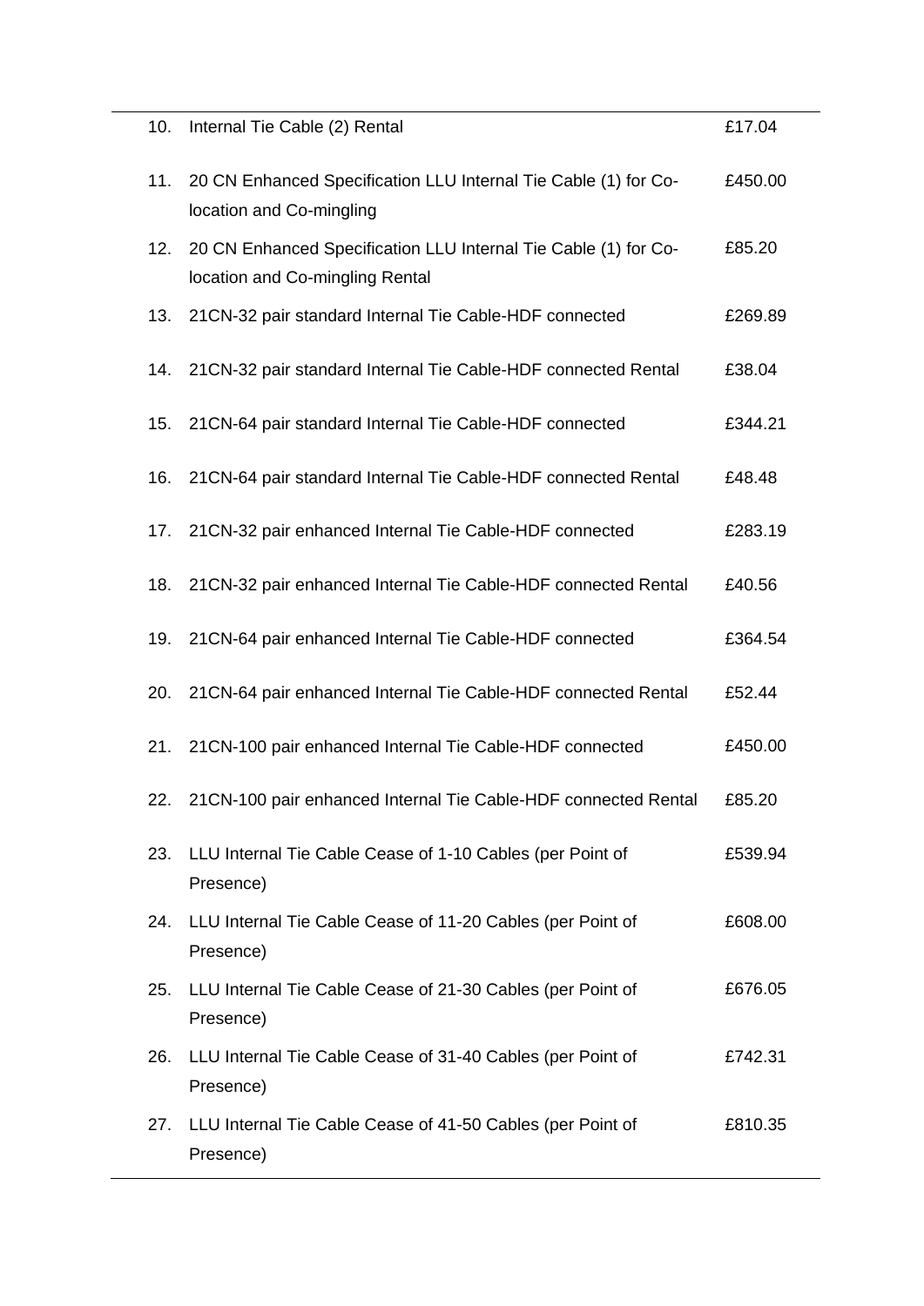| | | |
|---|---|---|
| 10. | Internal Tie Cable (2) Rental | £17.04 |
| 11. | 20 CN Enhanced Specification LLU Internal Tie Cable (1) for Co-location and Co-mingling | £450.00 |
| 12. | 20 CN Enhanced Specification LLU Internal Tie Cable (1) for Co-location and Co-mingling Rental | £85.20 |
| 13. | 21CN-32 pair standard Internal Tie Cable-HDF connected | £269.89 |
| 14. | 21CN-32 pair standard Internal Tie Cable-HDF connected Rental | £38.04 |
| 15. | 21CN-64 pair standard Internal Tie Cable-HDF connected | £344.21 |
| 16. | 21CN-64 pair standard Internal Tie Cable-HDF connected Rental | £48.48 |
| 17. | 21CN-32 pair enhanced Internal Tie Cable-HDF connected | £283.19 |
| 18. | 21CN-32 pair enhanced Internal Tie Cable-HDF connected Rental | £40.56 |
| 19. | 21CN-64 pair enhanced Internal Tie Cable-HDF connected | £364.54 |
| 20. | 21CN-64 pair enhanced Internal Tie Cable-HDF connected Rental | £52.44 |
| 21. | 21CN-100 pair enhanced Internal Tie Cable-HDF connected | £450.00 |
| 22. | 21CN-100 pair enhanced Internal Tie Cable-HDF connected Rental | £85.20 |
| 23. | LLU Internal Tie Cable Cease of 1-10 Cables (per Point of Presence) | £539.94 |
| 24. | LLU Internal Tie Cable Cease of 11-20 Cables (per Point of Presence) | £608.00 |
| 25. | LLU Internal Tie Cable Cease of 21-30 Cables (per Point of Presence) | £676.05 |
| 26. | LLU Internal Tie Cable Cease of 31-40 Cables (per Point of Presence) | £742.31 |
| 27. | LLU Internal Tie Cable Cease of 41-50 Cables (per Point of Presence) | £810.35 |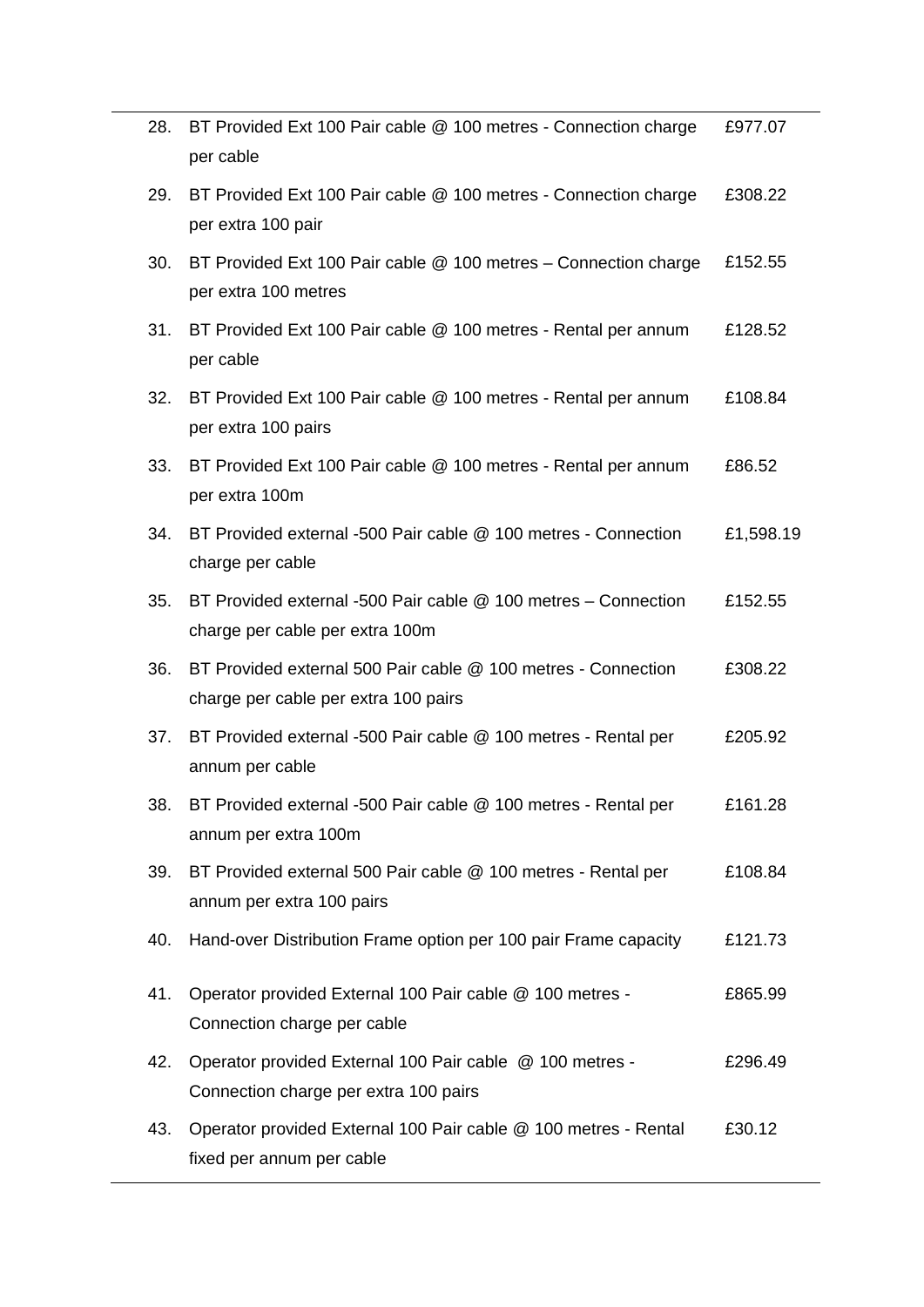| | | |
|---|---|---|
| 28. | BT Provided Ext 100 Pair cable @ 100 metres - Connection charge per cable | £977.07 |
| 29. | BT Provided Ext 100 Pair cable @ 100 metres - Connection charge per extra 100 pair | £308.22 |
| 30. | BT Provided Ext 100 Pair cable @ 100 metres – Connection charge per extra 100 metres | £152.55 |
| 31. | BT Provided Ext 100 Pair cable @ 100 metres - Rental per annum per cable | £128.52 |
| 32. | BT Provided Ext 100 Pair cable @ 100 metres - Rental per annum per extra 100 pairs | £108.84 |
| 33. | BT Provided Ext 100 Pair cable @ 100 metres - Rental per annum per extra 100m | £86.52 |
| 34. | BT Provided external -500 Pair cable @ 100 metres - Connection charge per cable | £1,598.19 |
| 35. | BT Provided external -500 Pair cable @ 100 metres – Connection charge per cable per extra 100m | £152.55 |
| 36. | BT Provided external 500 Pair cable @ 100 metres - Connection charge per cable per extra 100 pairs | £308.22 |
| 37. | BT Provided external -500 Pair cable @ 100 metres - Rental per annum per cable | £205.92 |
| 38. | BT Provided external -500 Pair cable @ 100 metres - Rental per annum per extra 100m | £161.28 |
| 39. | BT Provided external 500 Pair cable @ 100 metres - Rental per annum per extra 100 pairs | £108.84 |
| 40. | Hand-over Distribution Frame option per 100 pair Frame capacity | £121.73 |
| 41. | Operator provided External 100 Pair cable @ 100 metres - Connection charge per cable | £865.99 |
| 42. | Operator provided External 100 Pair cable @ 100 metres - Connection charge per extra 100 pairs | £296.49 |
| 43. | Operator provided External 100 Pair cable @ 100 metres - Rental fixed per annum per cable | £30.12 |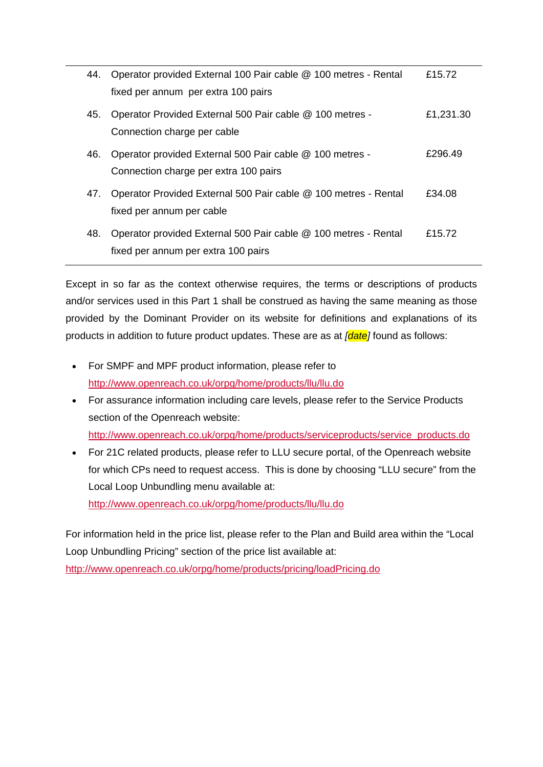| | | |
|---|---|---|
| 44. | Operator provided External 100 Pair cable @ 100 metres - Rental fixed per annum per extra 100 pairs | £15.72 |
| 45. | Operator Provided External 500 Pair cable @ 100 metres - Connection charge per cable | £1,231.30 |
| 46. | Operator provided External 500 Pair cable @ 100 metres - Connection charge per extra 100 pairs | £296.49 |
| 47. | Operator Provided External 500 Pair cable @ 100 metres - Rental fixed per annum per cable | £34.08 |
| 48. | Operator provided External 500 Pair cable @ 100 metres - Rental fixed per annum per extra 100 pairs | £15.72 |

Except in so far as the context otherwise requires, the terms or descriptions of products and/or services used in this Part 1 shall be construed as having the same meaning as those provided by the Dominant Provider on its website for definitions and explanations of its products in addition to future product updates. These are as at *[date]* found as follows:

- For SMPF and MPF product information, please refer to http://www.openreach.co.uk/orpg/home/products/llu/llu.do
- For assurance information including care levels, please refer to the Service Products section of the Openreach website: http://www.openreach.co.uk/orpg/home/products/serviceproducts/service_products.do
- For 21C related products, please refer to LLU secure portal, of the Openreach website for which CPs need to request access. This is done by choosing "LLU secure" from the Local Loop Unbundling menu available at: http://www.openreach.co.uk/orpg/home/products/llu/llu.do

For information held in the price list, please refer to the Plan and Build area within the "Local Loop Unbundling Pricing" section of the price list available at: http://www.openreach.co.uk/orpg/home/products/pricing/loadPricing.do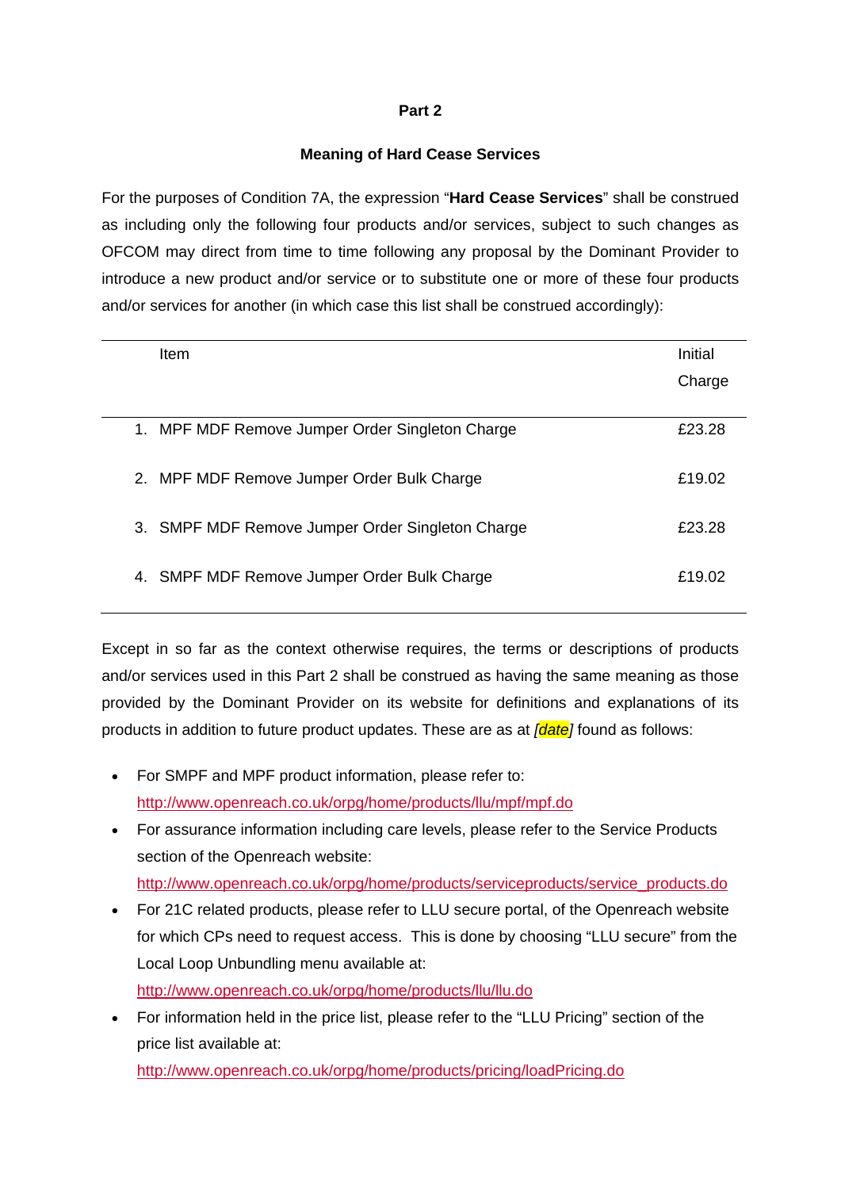**Part 2**

**Meaning of Hard Cease Services**

For the purposes of Condition 7A, the expression "**Hard Cease Services**" shall be construed as including only the following four products and/or services, subject to such changes as OFCOM may direct from time to time following any proposal by the Dominant Provider to introduce a new product and/or service or to substitute one or more of these four products and/or services for another (in which case this list shall be construed accordingly):

| | Item | Initial Charge |
|---|---|---|
| 1. | MPF MDF Remove Jumper Order Singleton Charge | £23.28 |
| 2. | MPF MDF Remove Jumper Order Bulk Charge | £19.02 |
| 3. | SMPF MDF Remove Jumper Order Singleton Charge | £23.28 |
| 4. | SMPF MDF Remove Jumper Order Bulk Charge | £19.02 |

Except in so far as the context otherwise requires, the terms or descriptions of products and/or services used in this Part 2 shall be construed as having the same meaning as those provided by the Dominant Provider on its website for definitions and explanations of its products in addition to future product updates. These are as at *[date]* found as follows:

- For SMPF and MPF product information, please refer to: http://www.openreach.co.uk/orpg/home/products/llu/mpf/mpf.do
- For assurance information including care levels, please refer to the Service Products section of the Openreach website: http://www.openreach.co.uk/orpg/home/products/serviceproducts/service_products.do
- For 21C related products, please refer to LLU secure portal, of the Openreach website for which CPs need to request access. This is done by choosing "LLU secure" from the Local Loop Unbundling menu available at: http://www.openreach.co.uk/orpg/home/products/llu/llu.do
- For information held in the price list, please refer to the "LLU Pricing" section of the price list available at: http://www.openreach.co.uk/orpg/home/products/pricing/loadPricing.do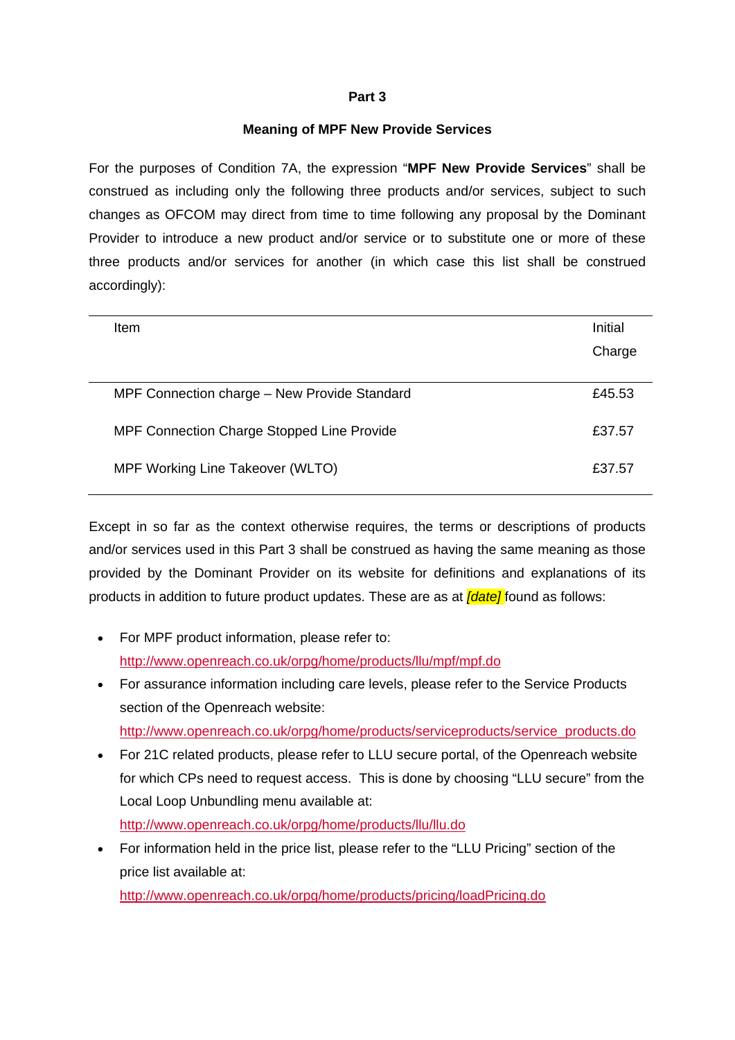# Part 3

## Meaning of MPF New Provide Services

For the purposes of Condition 7A, the expression "**MPF New Provide Services**" shall be construed as including only the following three products and/or services, subject to such changes as OFCOM may direct from time to time following any proposal by the Dominant Provider to introduce a new product and/or service or to substitute one or more of these three products and/or services for another (in which case this list shall be construed accordingly):

| Item | Initial Charge |
|---|---|
| MPF Connection charge – New Provide Standard | £45.53 |
| MPF Connection Charge Stopped Line Provide | £37.57 |
| MPF Working Line Takeover (WLTO) | £37.57 |

Except in so far as the context otherwise requires, the terms or descriptions of products and/or services used in this Part 3 shall be construed as having the same meaning as those provided by the Dominant Provider on its website for definitions and explanations of its products in addition to future product updates. These are as at *[date]* found as follows:

- For MPF product information, please refer to: http://www.openreach.co.uk/orpg/home/products/llu/mpf/mpf.do
- For assurance information including care levels, please refer to the Service Products section of the Openreach website: http://www.openreach.co.uk/orpg/home/products/serviceproducts/service_products.do
- For 21C related products, please refer to LLU secure portal, of the Openreach website for which CPs need to request access. This is done by choosing "LLU secure" from the Local Loop Unbundling menu available at: http://www.openreach.co.uk/orpg/home/products/llu/llu.do
- For information held in the price list, please refer to the "LLU Pricing" section of the price list available at: http://www.openreach.co.uk/orpg/home/products/pricing/loadPricing.do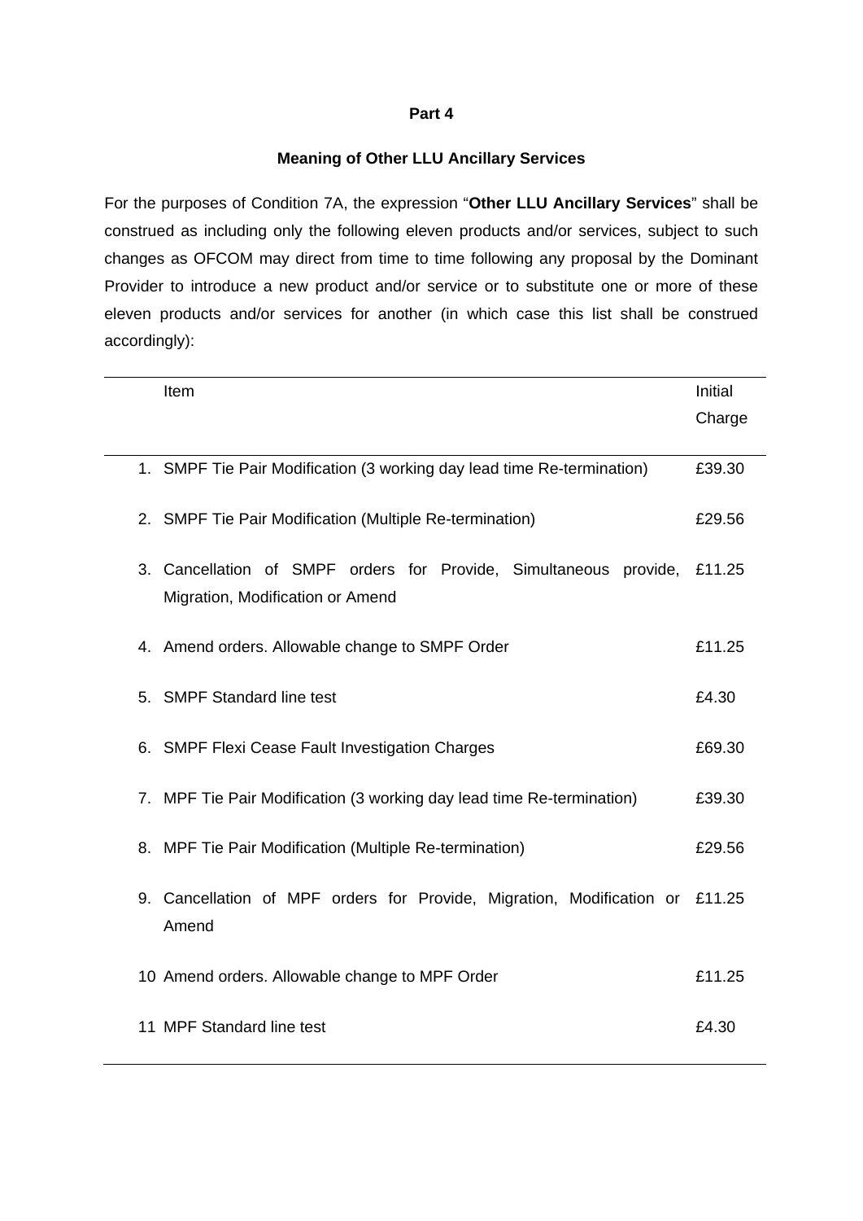**Part 4**

**Meaning of Other LLU Ancillary Services**

For the purposes of Condition 7A, the expression “**Other LLU Ancillary Services**” shall be construed as including only the following eleven products and/or services, subject to such changes as OFCOM may direct from time to time following any proposal by the Dominant Provider to introduce a new product and/or service or to substitute one or more of these eleven products and/or services for another (in which case this list shall be construed accordingly):

| | Item | Initial Charge |
|---|---|---|
| 1. | SMPF Tie Pair Modification (3 working day lead time Re-termination) | £39.30 |
| 2. | SMPF Tie Pair Modification (Multiple Re-termination) | £29.56 |
| 3. | Cancellation of SMPF orders for Provide, Simultaneous provide, Migration, Modification or Amend | £11.25 |
| 4. | Amend orders. Allowable change to SMPF Order | £11.25 |
| 5. | SMPF Standard line test | £4.30 |
| 6. | SMPF Flexi Cease Fault Investigation Charges | £69.30 |
| 7. | MPF Tie Pair Modification (3 working day lead time Re-termination) | £39.30 |
| 8. | MPF Tie Pair Modification (Multiple Re-termination) | £29.56 |
| 9. | Cancellation of MPF orders for Provide, Migration, Modification or Amend | £11.25 |
| 10 | Amend orders. Allowable change to MPF Order | £11.25 |
| 11 | MPF Standard line test | £4.30 |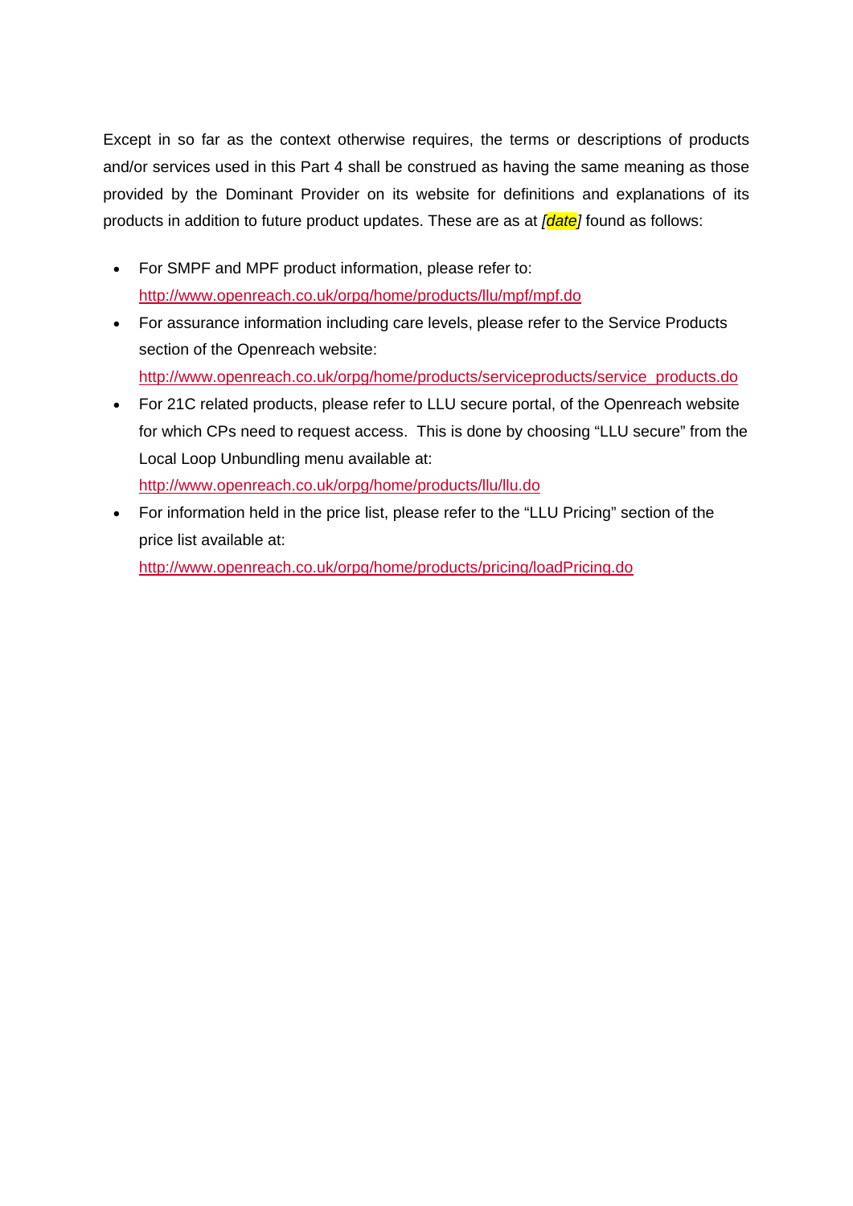Except in so far as the context otherwise requires, the terms or descriptions of products and/or services used in this Part 4 shall be construed as having the same meaning as those provided by the Dominant Provider on its website for definitions and explanations of its products in addition to future product updates. These are as at *[date]* found as follows:

- For SMPF and MPF product information, please refer to: http://www.openreach.co.uk/orpg/home/products/llu/mpf/mpf.do
- For assurance information including care levels, please refer to the Service Products section of the Openreach website: http://www.openreach.co.uk/orpg/home/products/serviceproducts/service_products.do
- For 21C related products, please refer to LLU secure portal, of the Openreach website for which CPs need to request access. This is done by choosing "LLU secure" from the Local Loop Unbundling menu available at: http://www.openreach.co.uk/orpg/home/products/llu/llu.do
- For information held in the price list, please refer to the "LLU Pricing" section of the price list available at: http://www.openreach.co.uk/orpg/home/products/pricing/loadPricing.do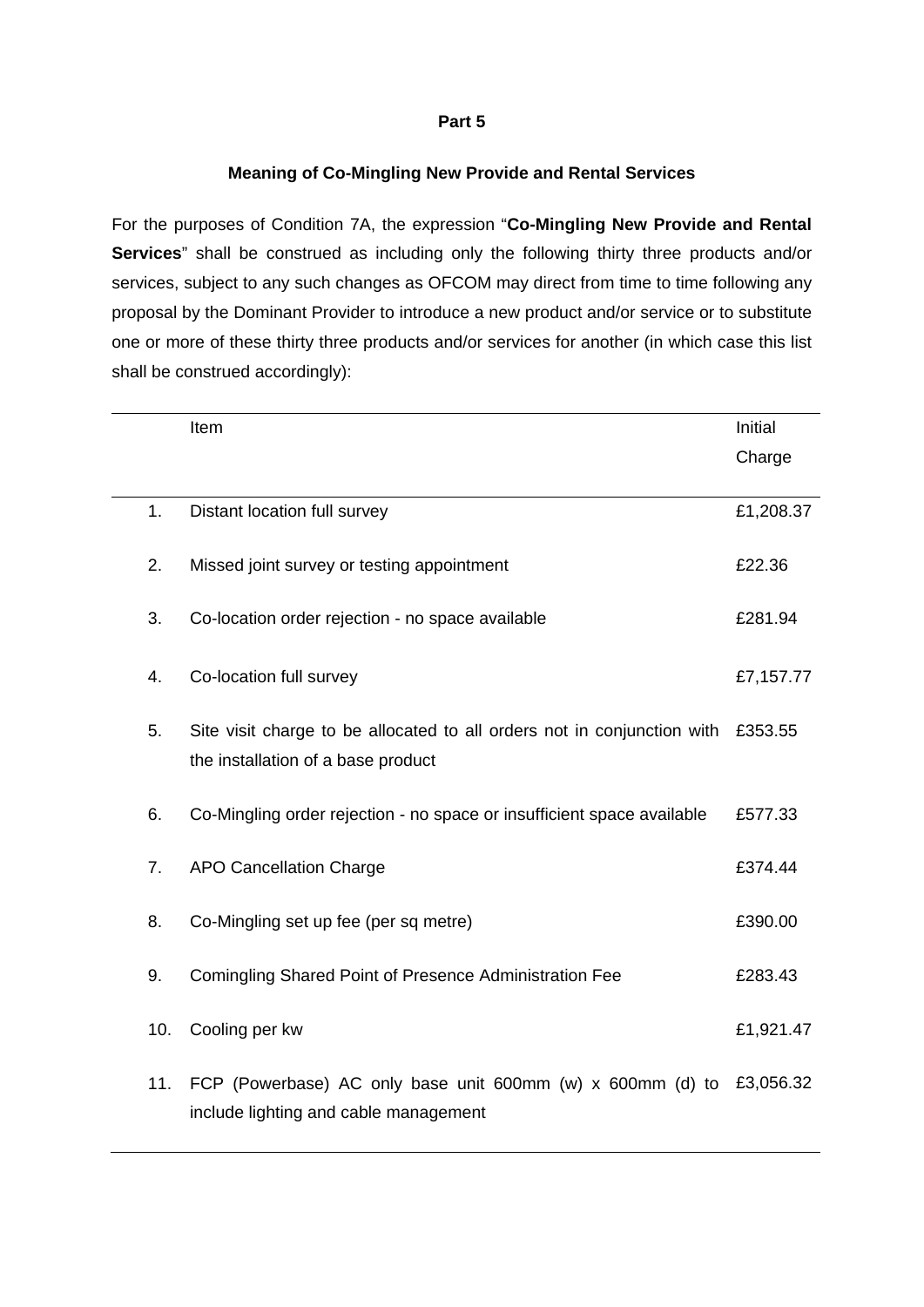**Part 5**

**Meaning of Co-Mingling New Provide and Rental Services**

For the purposes of Condition 7A, the expression "**Co-Mingling New Provide and Rental Services**" shall be construed as including only the following thirty three products and/or services, subject to any such changes as OFCOM may direct from time to time following any proposal by the Dominant Provider to introduce a new product and/or service or to substitute one or more of these thirty three products and/or services for another (in which case this list shall be construed accordingly):

| | Item | Initial Charge |
|---|---|---|
| 1. | Distant location full survey | £1,208.37 |
| 2. | Missed joint survey or testing appointment | £22.36 |
| 3. | Co-location order rejection - no space available | £281.94 |
| 4. | Co-location full survey | £7,157.77 |
| 5. | Site visit charge to be allocated to all orders not in conjunction with the installation of a base product | £353.55 |
| 6. | Co-Mingling order rejection - no space or insufficient space available | £577.33 |
| 7. | APO Cancellation Charge | £374.44 |
| 8. | Co-Mingling set up fee (per sq metre) | £390.00 |
| 9. | Comingling Shared Point of Presence Administration Fee | £283.43 |
| 10. | Cooling per kw | £1,921.47 |
| 11. | FCP (Powerbase) AC only base unit 600mm (w) x 600mm (d) to include lighting and cable management | £3,056.32 |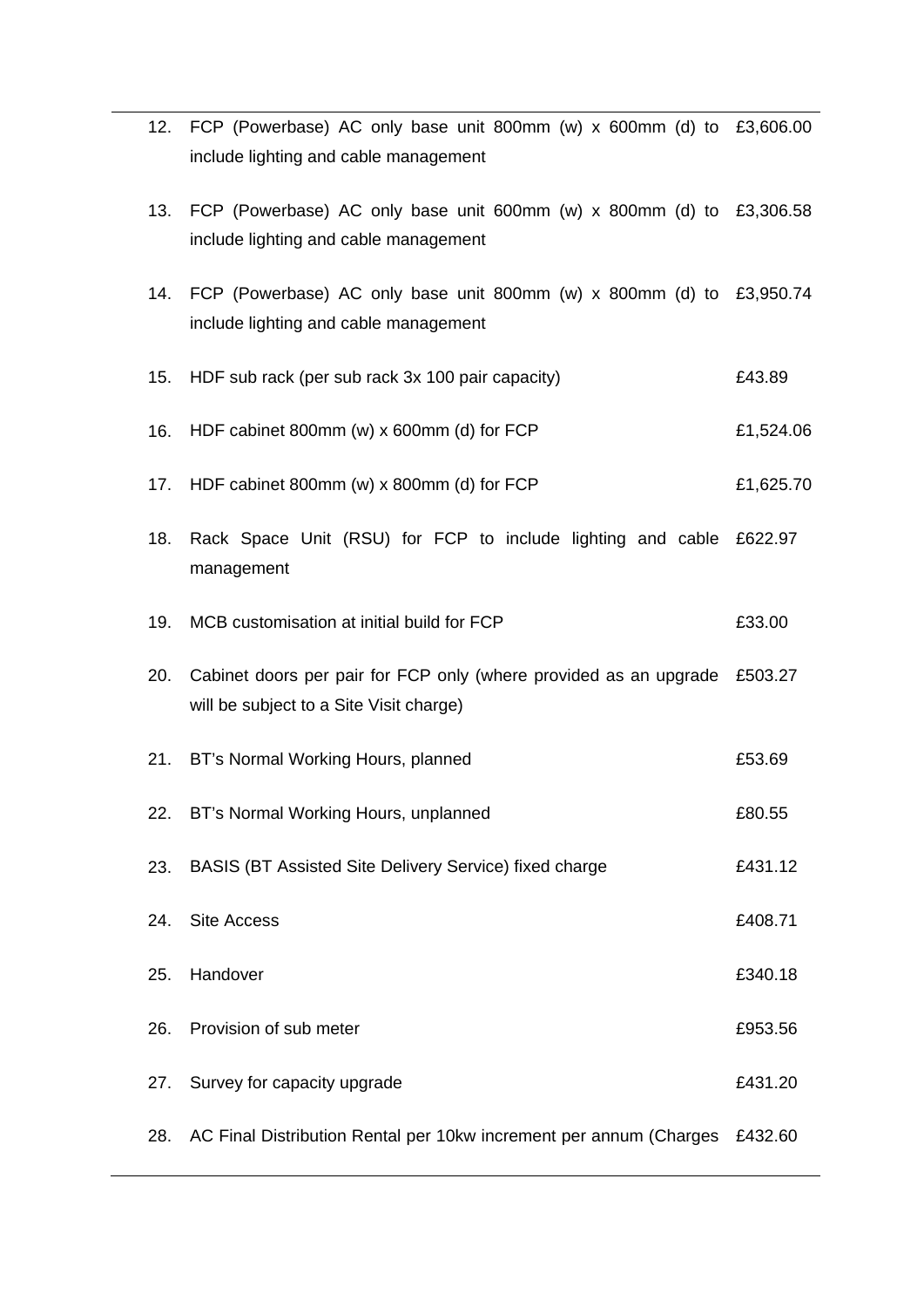| | | |
|---|---|---|
| 12. | FCP (Powerbase) AC only base unit 800mm (w) x 600mm (d) to include lighting and cable management | £3,606.00 |
| 13. | FCP (Powerbase) AC only base unit 600mm (w) x 800mm (d) to include lighting and cable management | £3,306.58 |
| 14. | FCP (Powerbase) AC only base unit 800mm (w) x 800mm (d) to include lighting and cable management | £3,950.74 |
| 15. | HDF sub rack (per sub rack 3x 100 pair capacity) | £43.89 |
| 16. | HDF cabinet 800mm (w) x 600mm (d) for FCP | £1,524.06 |
| 17. | HDF cabinet 800mm (w) x 800mm (d) for FCP | £1,625.70 |
| 18. | Rack Space Unit (RSU) for FCP to include lighting and cable management | £622.97 |
| 19. | MCB customisation at initial build for FCP | £33.00 |
| 20. | Cabinet doors per pair for FCP only (where provided as an upgrade will be subject to a Site Visit charge) | £503.27 |
| 21. | BT's Normal Working Hours, planned | £53.69 |
| 22. | BT's Normal Working Hours, unplanned | £80.55 |
| 23. | BASIS (BT Assisted Site Delivery Service) fixed charge | £431.12 |
| 24. | Site Access | £408.71 |
| 25. | Handover | £340.18 |
| 26. | Provision of sub meter | £953.56 |
| 27. | Survey for capacity upgrade | £431.20 |
| 28. | AC Final Distribution Rental per 10kw increment per annum (Charges | £432.60 |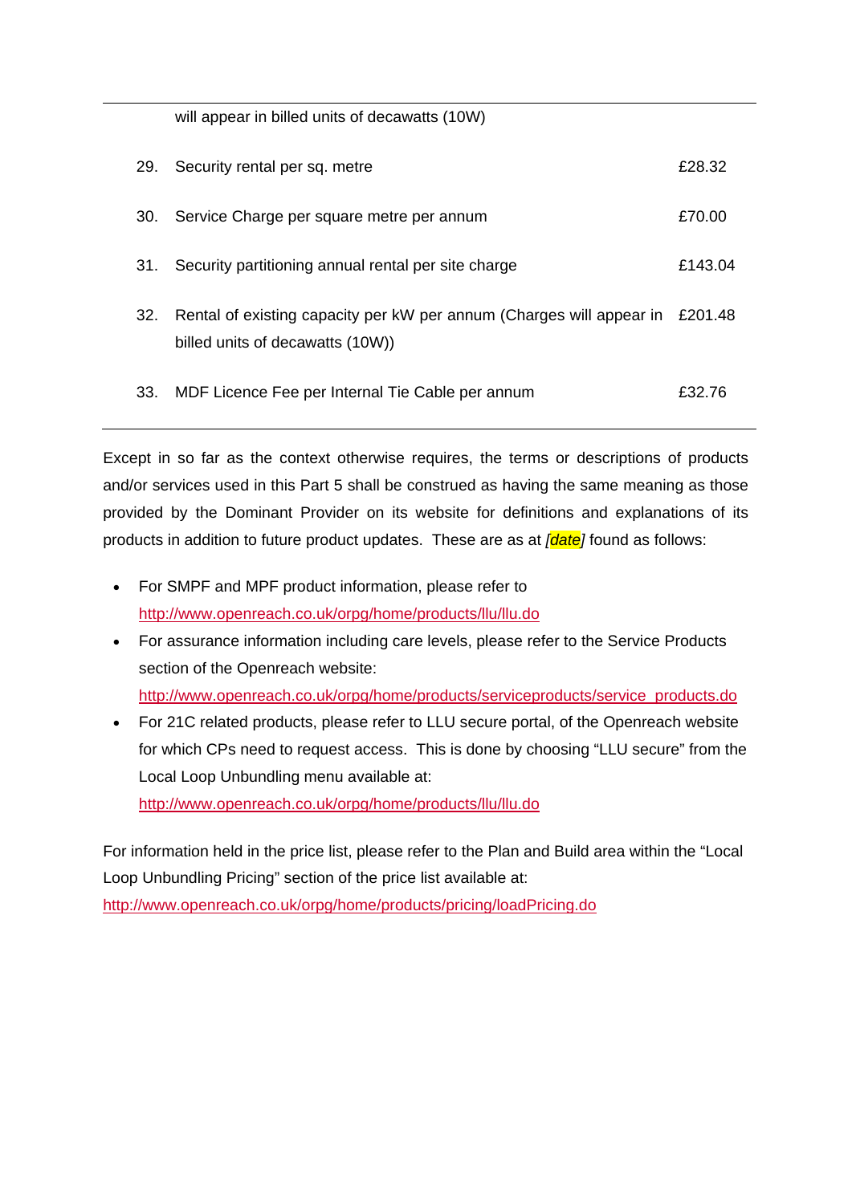| | | |
|---|---|---|
| | will appear in billed units of decawatts (10W) | |
| 29. | Security rental per sq. metre | £28.32 |
| 30. | Service Charge per square metre per annum | £70.00 |
| 31. | Security partitioning annual rental per site charge | £143.04 |
| 32. | Rental of existing capacity per kW per annum (Charges will appear in billed units of decawatts (10W)) | £201.48 |
| 33. | MDF Licence Fee per Internal Tie Cable per annum | £32.76 |

Except in so far as the context otherwise requires, the terms or descriptions of products and/or services used in this Part 5 shall be construed as having the same meaning as those provided by the Dominant Provider on its website for definitions and explanations of its products in addition to future product updates. These are as at *[date]* found as follows:

- For SMPF and MPF product information, please refer to http://www.openreach.co.uk/orpg/home/products/llu/llu.do
- For assurance information including care levels, please refer to the Service Products section of the Openreach website: http://www.openreach.co.uk/orpg/home/products/serviceproducts/service_products.do
- For 21C related products, please refer to LLU secure portal, of the Openreach website for which CPs need to request access. This is done by choosing "LLU secure" from the Local Loop Unbundling menu available at: http://www.openreach.co.uk/orpg/home/products/llu/llu.do

For information held in the price list, please refer to the Plan and Build area within the "Local Loop Unbundling Pricing" section of the price list available at: http://www.openreach.co.uk/orpg/home/products/pricing/loadPricing.do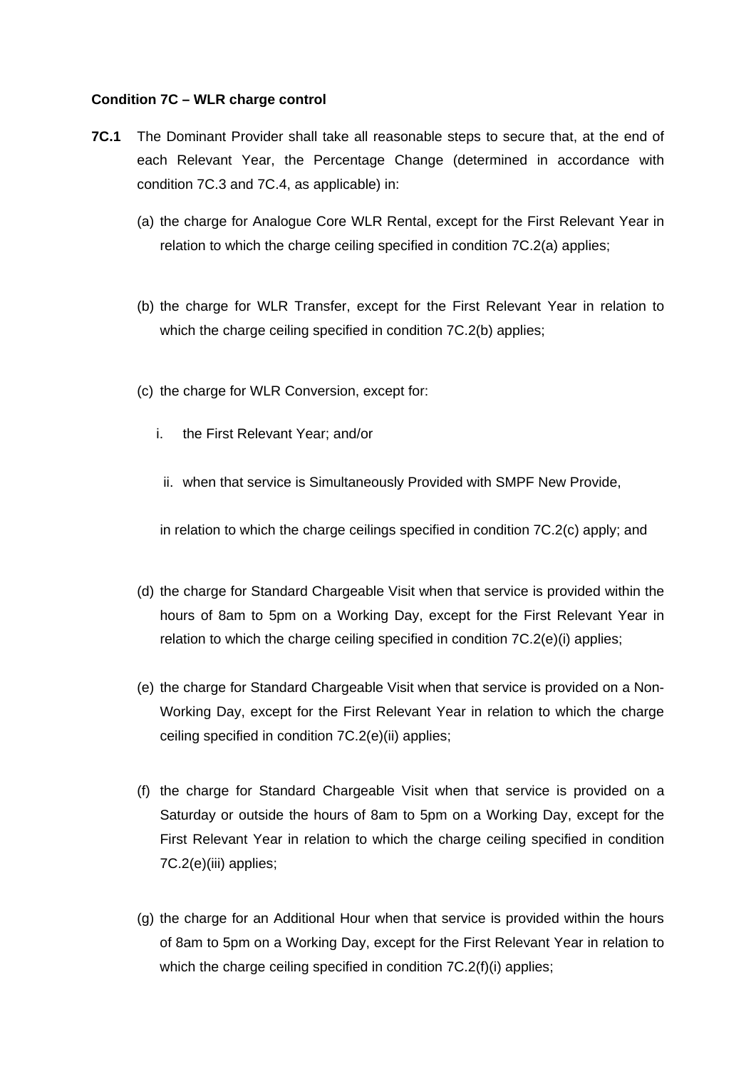**Condition 7C – WLR charge control**

**7C.1** The Dominant Provider shall take all reasonable steps to secure that, at the end of each Relevant Year, the Percentage Change (determined in accordance with condition 7C.3 and 7C.4, as applicable) in:

(a) the charge for Analogue Core WLR Rental, except for the First Relevant Year in relation to which the charge ceiling specified in condition 7C.2(a) applies;

(b) the charge for WLR Transfer, except for the First Relevant Year in relation to which the charge ceiling specified in condition 7C.2(b) applies;

(c) the charge for WLR Conversion, except for:

  i. the First Relevant Year; and/or

  ii. when that service is Simultaneously Provided with SMPF New Provide,

  in relation to which the charge ceilings specified in condition 7C.2(c) apply; and

(d) the charge for Standard Chargeable Visit when that service is provided within the hours of 8am to 5pm on a Working Day, except for the First Relevant Year in relation to which the charge ceiling specified in condition 7C.2(e)(i) applies;

(e) the charge for Standard Chargeable Visit when that service is provided on a Non-Working Day, except for the First Relevant Year in relation to which the charge ceiling specified in condition 7C.2(e)(ii) applies;

(f) the charge for Standard Chargeable Visit when that service is provided on a Saturday or outside the hours of 8am to 5pm on a Working Day, except for the First Relevant Year in relation to which the charge ceiling specified in condition 7C.2(e)(iii) applies;

(g) the charge for an Additional Hour when that service is provided within the hours of 8am to 5pm on a Working Day, except for the First Relevant Year in relation to which the charge ceiling specified in condition 7C.2(f)(i) applies;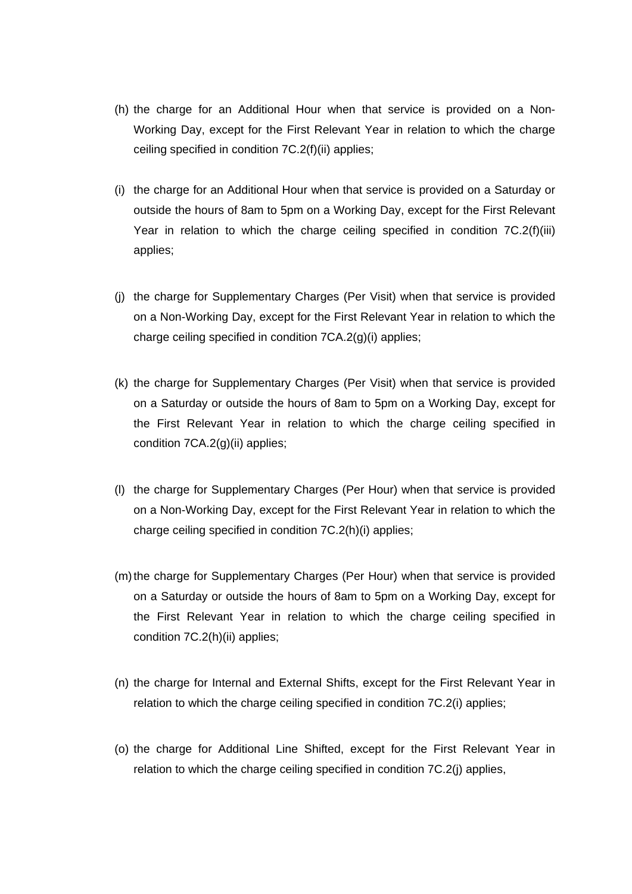(h) the charge for an Additional Hour when that service is provided on a Non-Working Day, except for the First Relevant Year in relation to which the charge ceiling specified in condition 7C.2(f)(ii) applies;

(i) the charge for an Additional Hour when that service is provided on a Saturday or outside the hours of 8am to 5pm on a Working Day, except for the First Relevant Year in relation to which the charge ceiling specified in condition 7C.2(f)(iii) applies;

(j) the charge for Supplementary Charges (Per Visit) when that service is provided on a Non-Working Day, except for the First Relevant Year in relation to which the charge ceiling specified in condition 7CA.2(g)(i) applies;

(k) the charge for Supplementary Charges (Per Visit) when that service is provided on a Saturday or outside the hours of 8am to 5pm on a Working Day, except for the First Relevant Year in relation to which the charge ceiling specified in condition 7CA.2(g)(ii) applies;

(l) the charge for Supplementary Charges (Per Hour) when that service is provided on a Non-Working Day, except for the First Relevant Year in relation to which the charge ceiling specified in condition 7C.2(h)(i) applies;

(m) the charge for Supplementary Charges (Per Hour) when that service is provided on a Saturday or outside the hours of 8am to 5pm on a Working Day, except for the First Relevant Year in relation to which the charge ceiling specified in condition 7C.2(h)(ii) applies;

(n) the charge for Internal and External Shifts, except for the First Relevant Year in relation to which the charge ceiling specified in condition 7C.2(i) applies;

(o) the charge for Additional Line Shifted, except for the First Relevant Year in relation to which the charge ceiling specified in condition 7C.2(j) applies,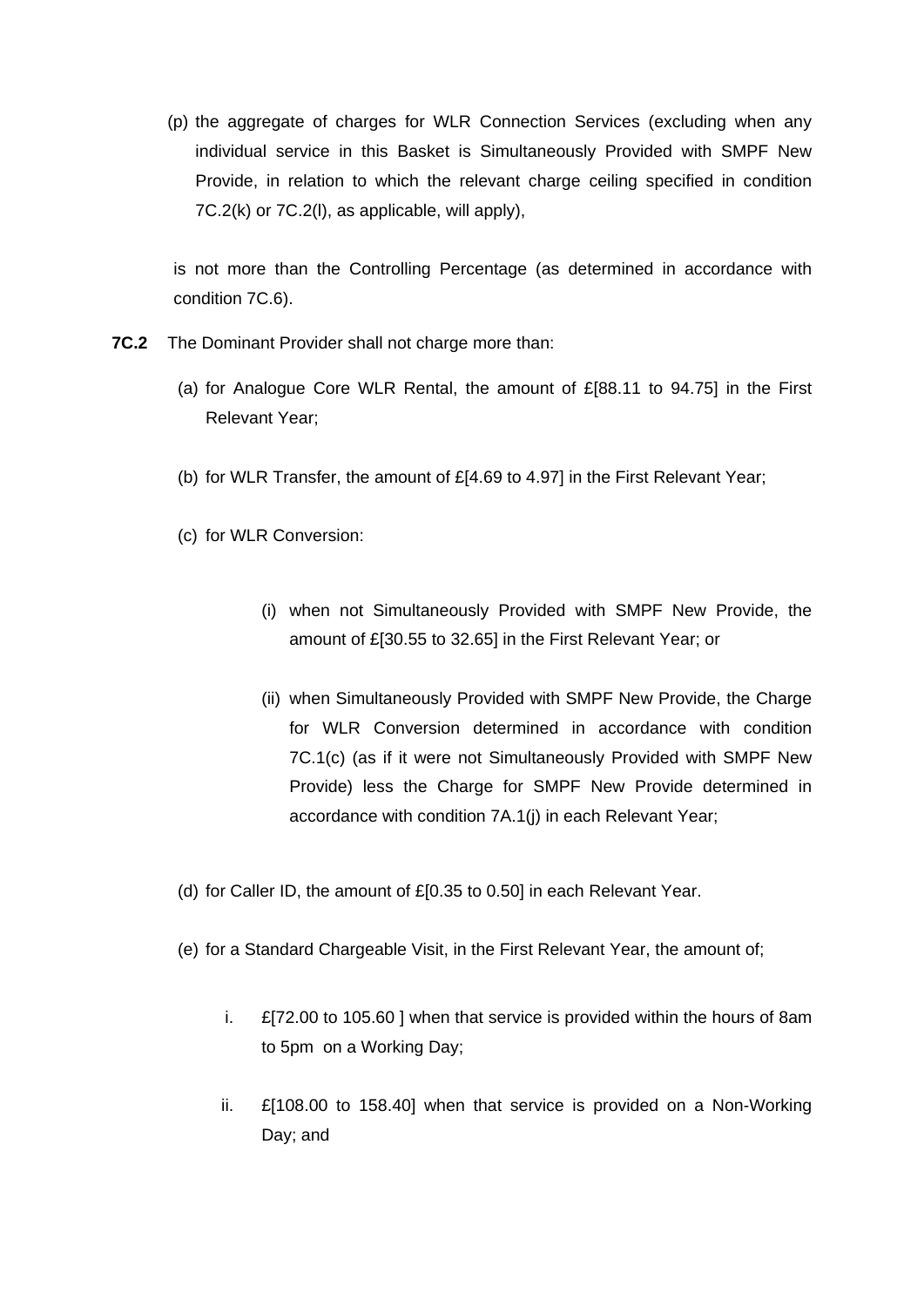(p) the aggregate of charges for WLR Connection Services (excluding when any individual service in this Basket is Simultaneously Provided with SMPF New Provide, in relation to which the relevant charge ceiling specified in condition 7C.2(k) or 7C.2(l), as applicable, will apply),

is not more than the Controlling Percentage (as determined in accordance with condition 7C.6).

**7C.2** The Dominant Provider shall not charge more than:

(a) for Analogue Core WLR Rental, the amount of £[88.11 to 94.75] in the First Relevant Year;

(b) for WLR Transfer, the amount of £[4.69 to 4.97] in the First Relevant Year;

(c) for WLR Conversion:

(i) when not Simultaneously Provided with SMPF New Provide, the amount of £[30.55 to 32.65] in the First Relevant Year; or

(ii) when Simultaneously Provided with SMPF New Provide, the Charge for WLR Conversion determined in accordance with condition 7C.1(c) (as if it were not Simultaneously Provided with SMPF New Provide) less the Charge for SMPF New Provide determined in accordance with condition 7A.1(j) in each Relevant Year;

(d) for Caller ID, the amount of £[0.35 to 0.50] in each Relevant Year.

(e) for a Standard Chargeable Visit, in the First Relevant Year, the amount of;

i. £[72.00 to 105.60 ] when that service is provided within the hours of 8am to 5pm on a Working Day;

ii. £[108.00 to 158.40] when that service is provided on a Non-Working Day; and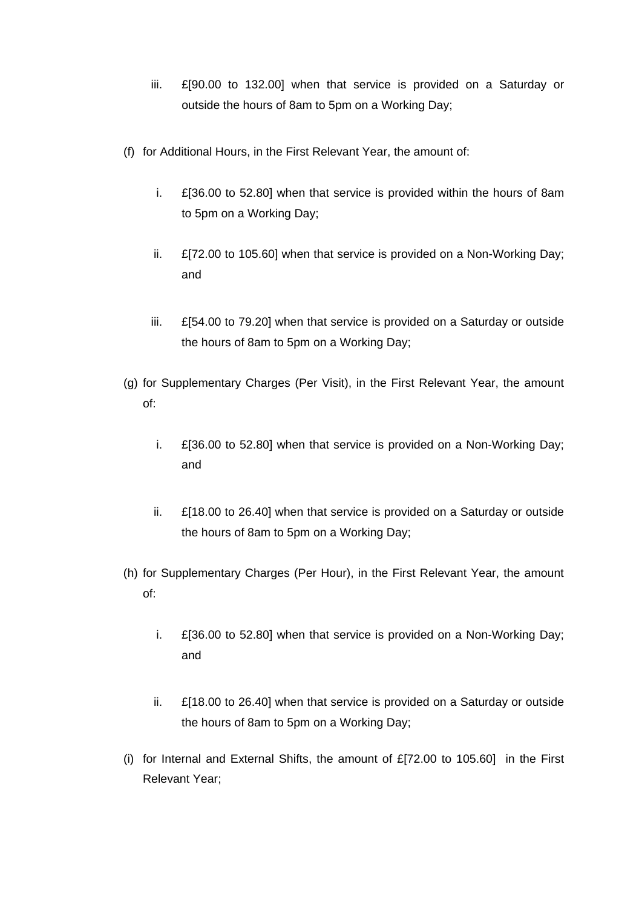iii. £[90.00 to 132.00] when that service is provided on a Saturday or outside the hours of 8am to 5pm on a Working Day;

(f) for Additional Hours, in the First Relevant Year, the amount of:

   i. £[36.00 to 52.80] when that service is provided within the hours of 8am to 5pm on a Working Day;

   ii. £[72.00 to 105.60] when that service is provided on a Non-Working Day; and

   iii. £[54.00 to 79.20] when that service is provided on a Saturday or outside the hours of 8am to 5pm on a Working Day;

(g) for Supplementary Charges (Per Visit), in the First Relevant Year, the amount of:

   i. £[36.00 to 52.80] when that service is provided on a Non-Working Day; and

   ii. £[18.00 to 26.40] when that service is provided on a Saturday or outside the hours of 8am to 5pm on a Working Day;

(h) for Supplementary Charges (Per Hour), in the First Relevant Year, the amount of:

   i. £[36.00 to 52.80] when that service is provided on a Non-Working Day; and

   ii. £[18.00 to 26.40] when that service is provided on a Saturday or outside the hours of 8am to 5pm on a Working Day;

(i) for Internal and External Shifts, the amount of £[72.00 to 105.60] in the First Relevant Year;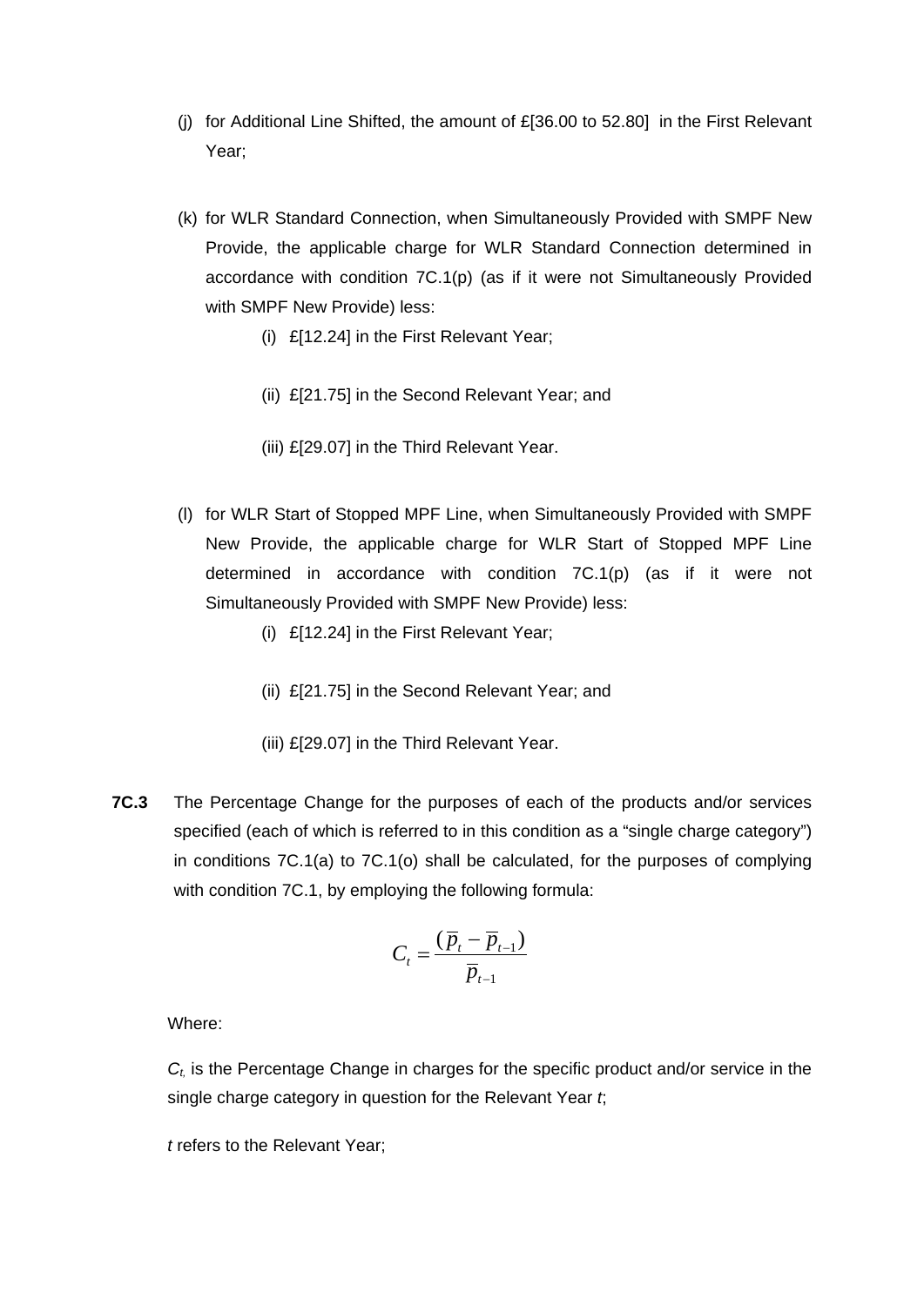(j) for Additional Line Shifted, the amount of £[36.00 to 52.80] in the First Relevant Year;

(k) for WLR Standard Connection, when Simultaneously Provided with SMPF New Provide, the applicable charge for WLR Standard Connection determined in accordance with condition 7C.1(p) (as if it were not Simultaneously Provided with SMPF New Provide) less:

   (i) £[12.24] in the First Relevant Year;

   (ii) £[21.75] in the Second Relevant Year; and

   (iii) £[29.07] in the Third Relevant Year.

(l) for WLR Start of Stopped MPF Line, when Simultaneously Provided with SMPF New Provide, the applicable charge for WLR Start of Stopped MPF Line determined in accordance with condition 7C.1(p) (as if it were not Simultaneously Provided with SMPF New Provide) less:

   (i) £[12.24] in the First Relevant Year;

   (ii) £[21.75] in the Second Relevant Year; and

   (iii) £[29.07] in the Third Relevant Year.

**7C.3** The Percentage Change for the purposes of each of the products and/or services specified (each of which is referred to in this condition as a "single charge category") in conditions 7C.1(a) to 7C.1(o) shall be calculated, for the purposes of complying with condition 7C.1, by employing the following formula:

$$C_t = \frac{(\overline{p}_t - \overline{p}_{t-1})}{\overline{p}_{t-1}}$$

Where:

$C_t$ is the Percentage Change in charges for the specific product and/or service in the single charge category in question for the Relevant Year $t$;

$t$ refers to the Relevant Year;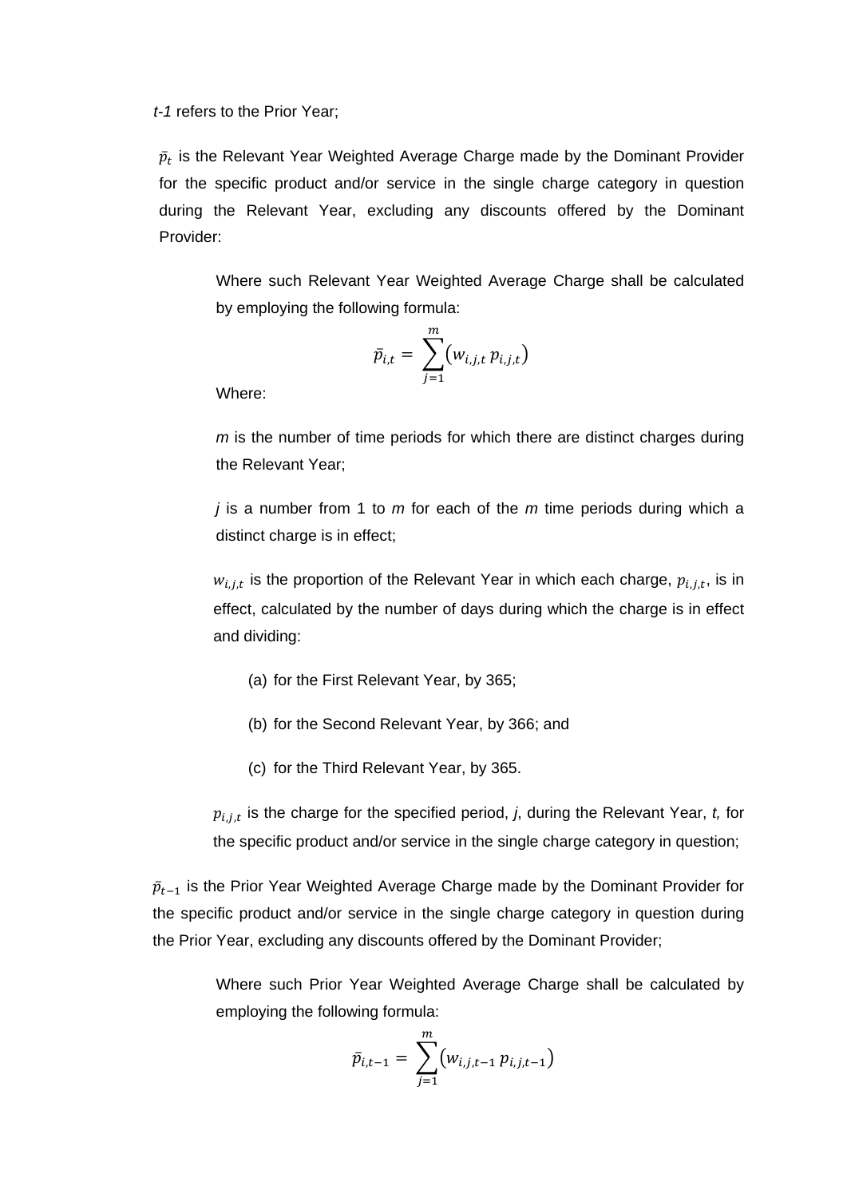*t-1* refers to the Prior Year;

$\bar{p}_t$ is the Relevant Year Weighted Average Charge made by the Dominant Provider for the specific product and/or service in the single charge category in question during the Relevant Year, excluding any discounts offered by the Dominant Provider:

> Where such Relevant Year Weighted Average Charge shall be calculated by employing the following formula:
>
> $$\bar{p}_{i,t} = \sum_{j=1}^{m} \left( w_{i,j,t}\, p_{i,j,t} \right)$$
>
> Where:
>
> *m* is the number of time periods for which there are distinct charges during the Relevant Year;
>
> *j* is a number from 1 to *m* for each of the *m* time periods during which a distinct charge is in effect;
>
> $w_{i,j,t}$ is the proportion of the Relevant Year in which each charge, $p_{i,j,t}$, is in effect, calculated by the number of days during which the charge is in effect and dividing:
>
> (a) for the First Relevant Year, by 365;
>
> (b) for the Second Relevant Year, by 366; and
>
> (c) for the Third Relevant Year, by 365.
>
> $p_{i,j,t}$ is the charge for the specified period, *j*, during the Relevant Year, *t,* for the specific product and/or service in the single charge category in question;

$\bar{p}_{t-1}$ is the Prior Year Weighted Average Charge made by the Dominant Provider for the specific product and/or service in the single charge category in question during the Prior Year, excluding any discounts offered by the Dominant Provider;

> Where such Prior Year Weighted Average Charge shall be calculated by employing the following formula:
>
> $$\bar{p}_{i,t-1} = \sum_{j=1}^{m} \left( w_{i,j,t-1}\, p_{i,j,t-1} \right)$$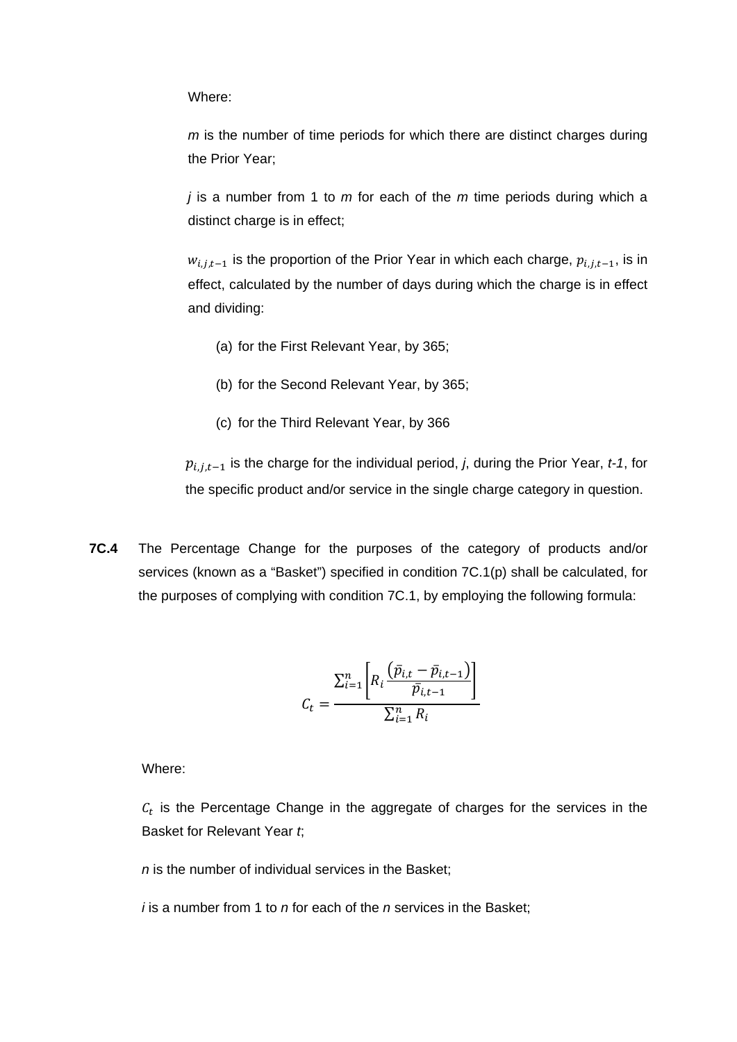Where:

*m* is the number of time periods for which there are distinct charges during the Prior Year;

*j* is a number from 1 to *m* for each of the *m* time periods during which a distinct charge is in effect;

$w_{i,j,t-1}$ is the proportion of the Prior Year in which each charge, $p_{i,j,t-1}$, is in effect, calculated by the number of days during which the charge is in effect and dividing:

(a) for the First Relevant Year, by 365;

(b) for the Second Relevant Year, by 365;

(c) for the Third Relevant Year, by 366

$p_{i,j,t-1}$ is the charge for the individual period, *j*, during the Prior Year, *t-1*, for the specific product and/or service in the single charge category in question.

**7C.4** The Percentage Change for the purposes of the category of products and/or services (known as a "Basket") specified in condition 7C.1(p) shall be calculated, for the purposes of complying with condition 7C.1, by employing the following formula:

$$C_t = \frac{\sum_{i=1}^{n}\left[R_i \frac{(\bar{p}_{i,t} - \bar{p}_{i,t-1})}{\bar{p}_{i,t-1}}\right]}{\sum_{i=1}^{n} R_i}$$

Where:

$C_t$ is the Percentage Change in the aggregate of charges for the services in the Basket for Relevant Year *t*;

*n* is the number of individual services in the Basket;

*i* is a number from 1 to *n* for each of the *n* services in the Basket;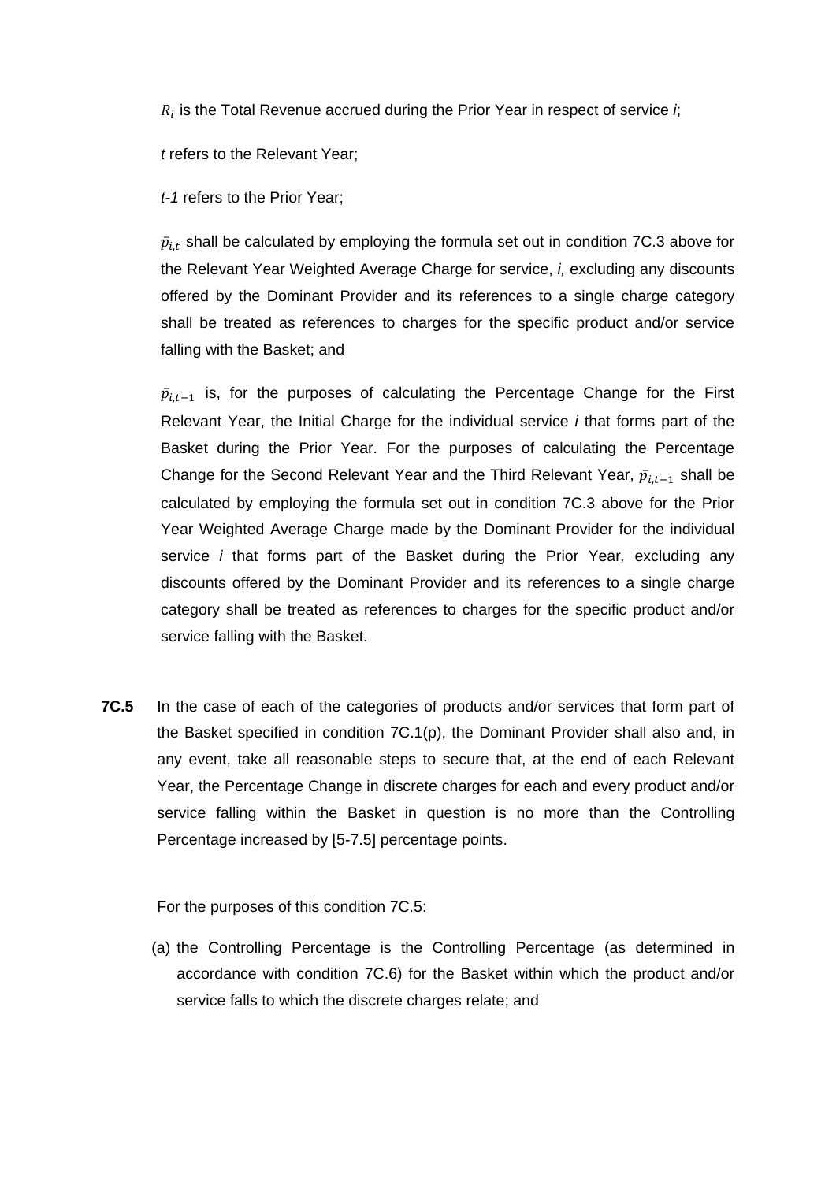$R_i$ is the Total Revenue accrued during the Prior Year in respect of service *i*;

*t* refers to the Relevant Year;

*t-1* refers to the Prior Year;

$\bar{p}_{i,t}$ shall be calculated by employing the formula set out in condition 7C.3 above for the Relevant Year Weighted Average Charge for service, *i,* excluding any discounts offered by the Dominant Provider and its references to a single charge category shall be treated as references to charges for the specific product and/or service falling with the Basket; and

$\bar{p}_{i,t-1}$ is, for the purposes of calculating the Percentage Change for the First Relevant Year, the Initial Charge for the individual service *i* that forms part of the Basket during the Prior Year. For the purposes of calculating the Percentage Change for the Second Relevant Year and the Third Relevant Year, $\bar{p}_{i,t-1}$ shall be calculated by employing the formula set out in condition 7C.3 above for the Prior Year Weighted Average Charge made by the Dominant Provider for the individual service *i* that forms part of the Basket during the Prior Year*,* excluding any discounts offered by the Dominant Provider and its references to a single charge category shall be treated as references to charges for the specific product and/or service falling with the Basket.

**7C.5** In the case of each of the categories of products and/or services that form part of the Basket specified in condition 7C.1(p), the Dominant Provider shall also and, in any event, take all reasonable steps to secure that, at the end of each Relevant Year, the Percentage Change in discrete charges for each and every product and/or service falling within the Basket in question is no more than the Controlling Percentage increased by [5-7.5] percentage points.

For the purposes of this condition 7C.5:

(a) the Controlling Percentage is the Controlling Percentage (as determined in accordance with condition 7C.6) for the Basket within which the product and/or service falls to which the discrete charges relate; and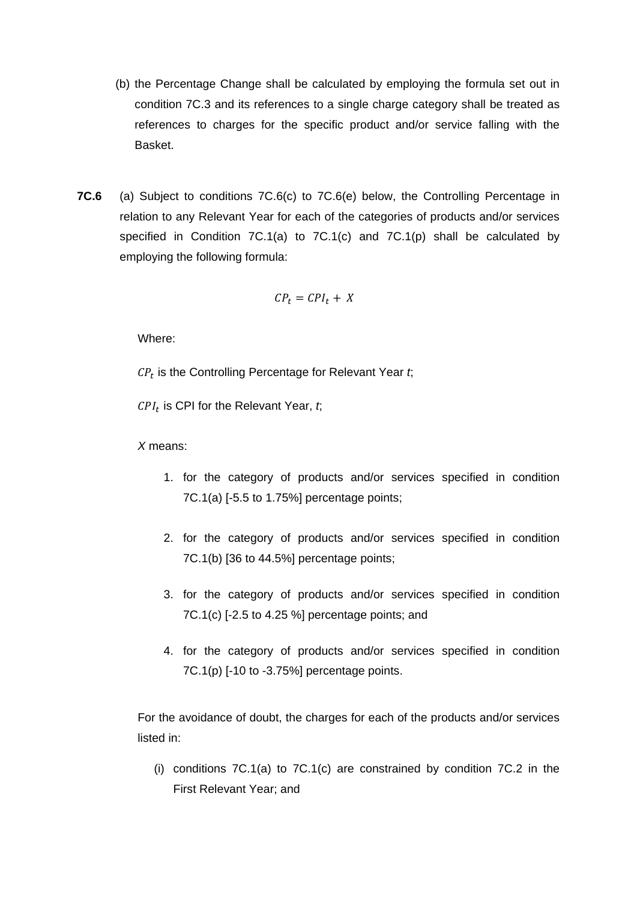(b) the Percentage Change shall be calculated by employing the formula set out in condition 7C.3 and its references to a single charge category shall be treated as references to charges for the specific product and/or service falling with the Basket.

**7C.6** (a) Subject to conditions 7C.6(c) to 7C.6(e) below, the Controlling Percentage in relation to any Relevant Year for each of the categories of products and/or services specified in Condition 7C.1(a) to 7C.1(c) and 7C.1(p) shall be calculated by employing the following formula:

$$CP_t = CPI_t + X$$

Where:

$CP_t$ is the Controlling Percentage for Relevant Year *t*;

$CPI_t$ is CPI for the Relevant Year, *t*;

*X* means:

1. for the category of products and/or services specified in condition 7C.1(a) [-5.5 to 1.75%] percentage points;

2. for the category of products and/or services specified in condition 7C.1(b) [36 to 44.5%] percentage points;

3. for the category of products and/or services specified in condition 7C.1(c) [-2.5 to 4.25 %] percentage points; and

4. for the category of products and/or services specified in condition 7C.1(p) [-10 to -3.75%] percentage points.

For the avoidance of doubt, the charges for each of the products and/or services listed in:

(i) conditions 7C.1(a) to 7C.1(c) are constrained by condition 7C.2 in the First Relevant Year; and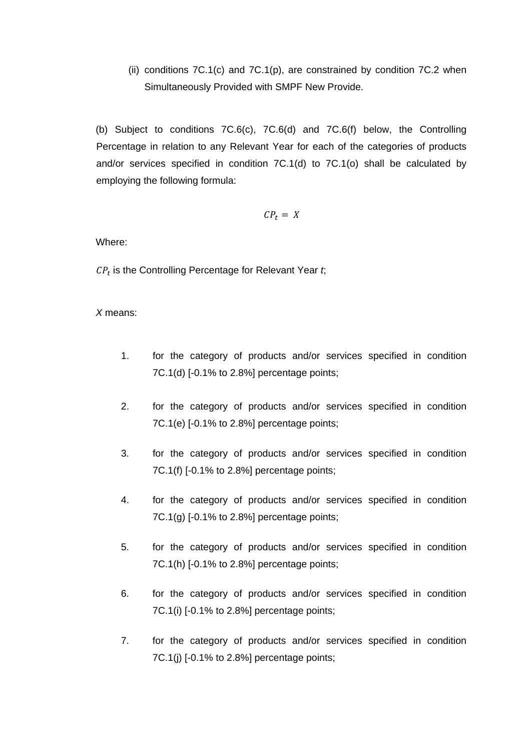(ii) conditions 7C.1(c) and 7C.1(p), are constrained by condition 7C.2 when Simultaneously Provided with SMPF New Provide.

(b) Subject to conditions 7C.6(c), 7C.6(d) and 7C.6(f) below, the Controlling Percentage in relation to any Relevant Year for each of the categories of products and/or services specified in condition 7C.1(d) to 7C.1(o) shall be calculated by employing the following formula:

$$CP_t = X$$

Where:

$CP_t$ is the Controlling Percentage for Relevant Year $t$;

$X$ means:

1. for the category of products and/or services specified in condition 7C.1(d) [-0.1% to 2.8%] percentage points;

2. for the category of products and/or services specified in condition 7C.1(e) [-0.1% to 2.8%] percentage points;

3. for the category of products and/or services specified in condition 7C.1(f) [-0.1% to 2.8%] percentage points;

4. for the category of products and/or services specified in condition 7C.1(g) [-0.1% to 2.8%] percentage points;

5. for the category of products and/or services specified in condition 7C.1(h) [-0.1% to 2.8%] percentage points;

6. for the category of products and/or services specified in condition 7C.1(i) [-0.1% to 2.8%] percentage points;

7. for the category of products and/or services specified in condition 7C.1(j) [-0.1% to 2.8%] percentage points;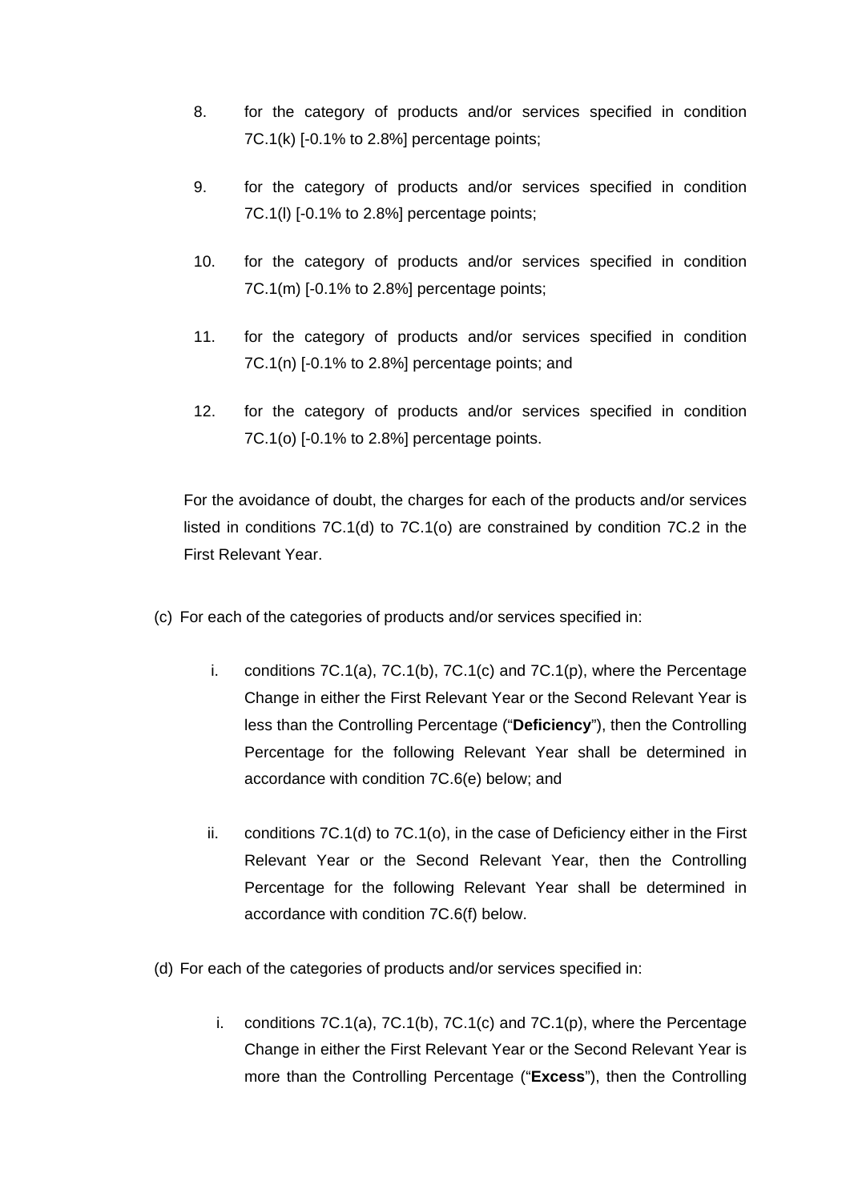8. for the category of products and/or services specified in condition 7C.1(k) [-0.1% to 2.8%] percentage points;

9. for the category of products and/or services specified in condition 7C.1(l) [-0.1% to 2.8%] percentage points;

10. for the category of products and/or services specified in condition 7C.1(m) [-0.1% to 2.8%] percentage points;

11. for the category of products and/or services specified in condition 7C.1(n) [-0.1% to 2.8%] percentage points; and

12. for the category of products and/or services specified in condition 7C.1(o) [-0.1% to 2.8%] percentage points.

For the avoidance of doubt, the charges for each of the products and/or services listed in conditions 7C.1(d) to 7C.1(o) are constrained by condition 7C.2 in the First Relevant Year.

(c) For each of the categories of products and/or services specified in:

   i. conditions 7C.1(a), 7C.1(b), 7C.1(c) and 7C.1(p), where the Percentage Change in either the First Relevant Year or the Second Relevant Year is less than the Controlling Percentage ("**Deficiency**"), then the Controlling Percentage for the following Relevant Year shall be determined in accordance with condition 7C.6(e) below; and

   ii. conditions 7C.1(d) to 7C.1(o), in the case of Deficiency either in the First Relevant Year or the Second Relevant Year, then the Controlling Percentage for the following Relevant Year shall be determined in accordance with condition 7C.6(f) below.

(d) For each of the categories of products and/or services specified in:

   i. conditions 7C.1(a), 7C.1(b), 7C.1(c) and 7C.1(p), where the Percentage Change in either the First Relevant Year or the Second Relevant Year is more than the Controlling Percentage ("**Excess**"), then the Controlling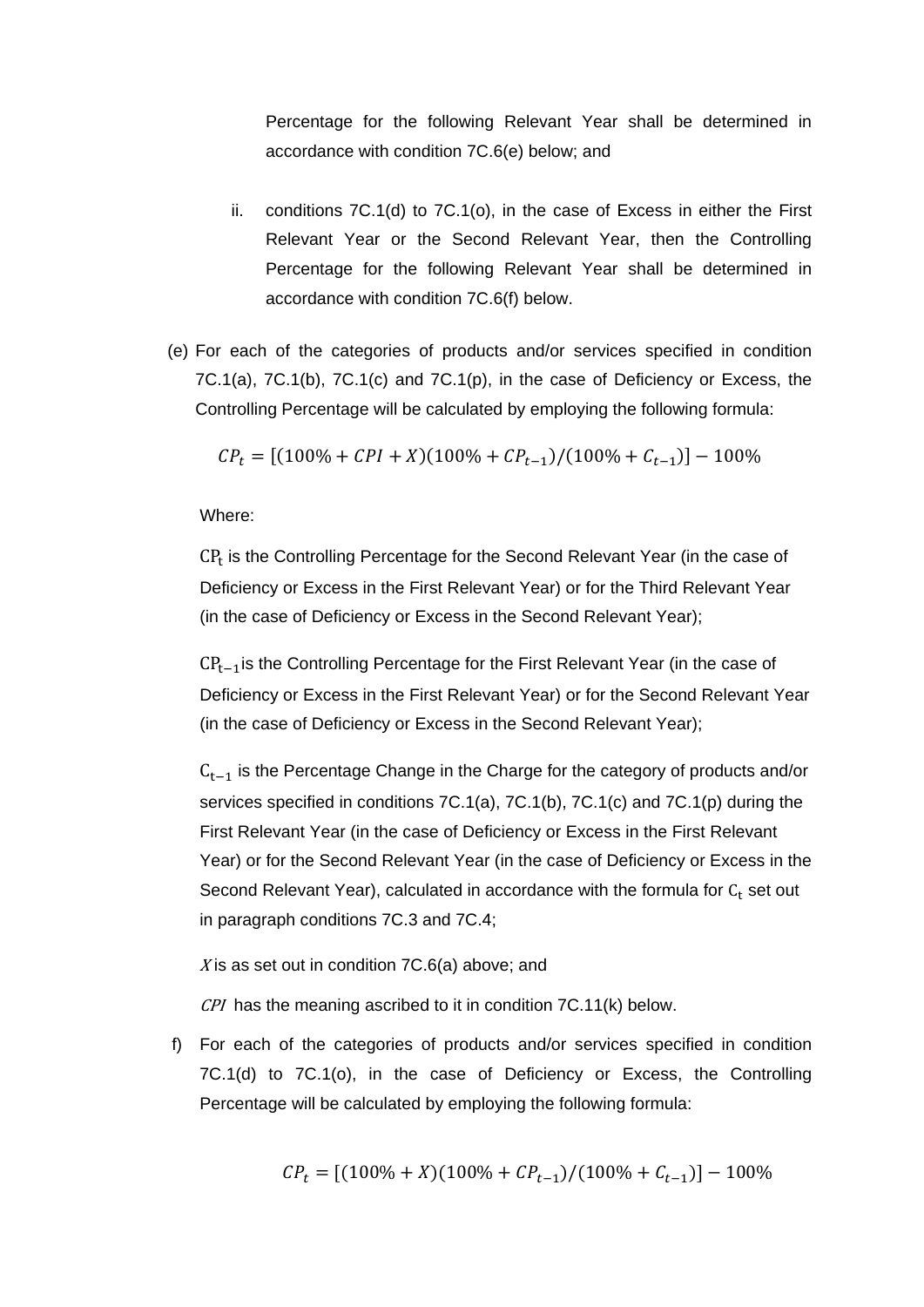Percentage for the following Relevant Year shall be determined in accordance with condition 7C.6(e) below; and

ii. conditions 7C.1(d) to 7C.1(o), in the case of Excess in either the First Relevant Year or the Second Relevant Year, then the Controlling Percentage for the following Relevant Year shall be determined in accordance with condition 7C.6(f) below.

(e) For each of the categories of products and/or services specified in condition 7C.1(a), 7C.1(b), 7C.1(c) and 7C.1(p), in the case of Deficiency or Excess, the Controlling Percentage will be calculated by employing the following formula:

$$CP_t = [(100\% + CPI + X)(100\% + CP_{t-1})/(100\% + C_{t-1})] - 100\%$$

Where:

$CP_t$ is the Controlling Percentage for the Second Relevant Year (in the case of Deficiency or Excess in the First Relevant Year) or for the Third Relevant Year (in the case of Deficiency or Excess in the Second Relevant Year);

$CP_{t-1}$ is the Controlling Percentage for the First Relevant Year (in the case of Deficiency or Excess in the First Relevant Year) or for the Second Relevant Year (in the case of Deficiency or Excess in the Second Relevant Year);

$C_{t-1}$ is the Percentage Change in the Charge for the category of products and/or services specified in conditions 7C.1(a), 7C.1(b), 7C.1(c) and 7C.1(p) during the First Relevant Year (in the case of Deficiency or Excess in the First Relevant Year) or for the Second Relevant Year (in the case of Deficiency or Excess in the Second Relevant Year), calculated in accordance with the formula for $C_t$ set out in paragraph conditions 7C.3 and 7C.4;

$X$ is as set out in condition 7C.6(a) above; and

$CPI$ has the meaning ascribed to it in condition 7C.11(k) below.

f) For each of the categories of products and/or services specified in condition 7C.1(d) to 7C.1(o), in the case of Deficiency or Excess, the Controlling Percentage will be calculated by employing the following formula:

$$CP_t = [(100\% + X)(100\% + CP_{t-1})/(100\% + C_{t-1})] - 100\%$$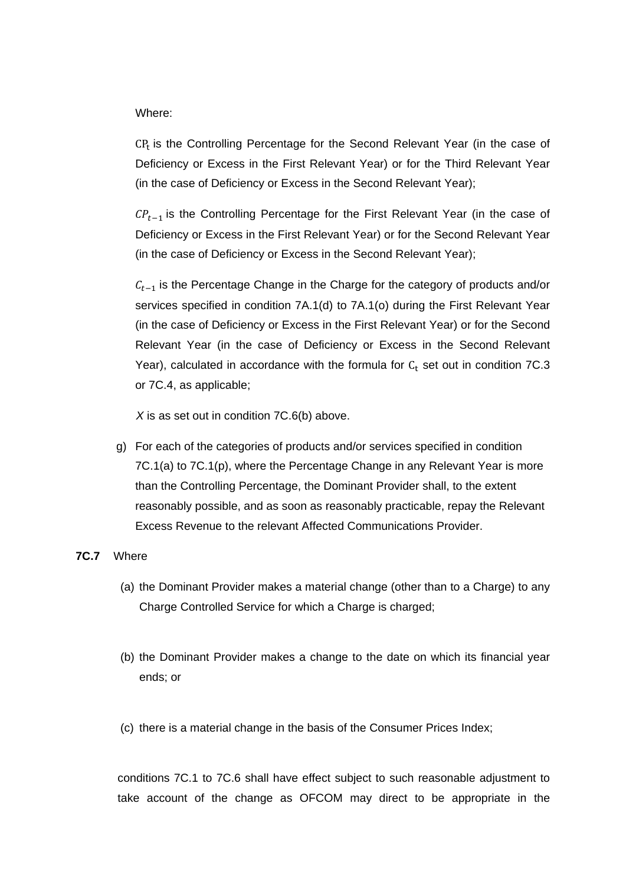Where:

$\mathrm{CP_t}$ is the Controlling Percentage for the Second Relevant Year (in the case of Deficiency or Excess in the First Relevant Year) or for the Third Relevant Year (in the case of Deficiency or Excess in the Second Relevant Year);

$CP_{t-1}$ is the Controlling Percentage for the First Relevant Year (in the case of Deficiency or Excess in the First Relevant Year) or for the Second Relevant Year (in the case of Deficiency or Excess in the Second Relevant Year);

$C_{t-1}$ is the Percentage Change in the Charge for the category of products and/or services specified in condition 7A.1(d) to 7A.1(o) during the First Relevant Year (in the case of Deficiency or Excess in the First Relevant Year) or for the Second Relevant Year (in the case of Deficiency or Excess in the Second Relevant Year), calculated in accordance with the formula for $\mathrm{C_t}$ set out in condition 7C.3 or 7C.4, as applicable;

*X* is as set out in condition 7C.6(b) above.

g) For each of the categories of products and/or services specified in condition 7C.1(a) to 7C.1(p), where the Percentage Change in any Relevant Year is more than the Controlling Percentage, the Dominant Provider shall, to the extent reasonably possible, and as soon as reasonably practicable, repay the Relevant Excess Revenue to the relevant Affected Communications Provider.

**7C.7** Where

(a) the Dominant Provider makes a material change (other than to a Charge) to any Charge Controlled Service for which a Charge is charged;

(b) the Dominant Provider makes a change to the date on which its financial year ends; or

(c) there is a material change in the basis of the Consumer Prices Index;

conditions 7C.1 to 7C.6 shall have effect subject to such reasonable adjustment to take account of the change as OFCOM may direct to be appropriate in the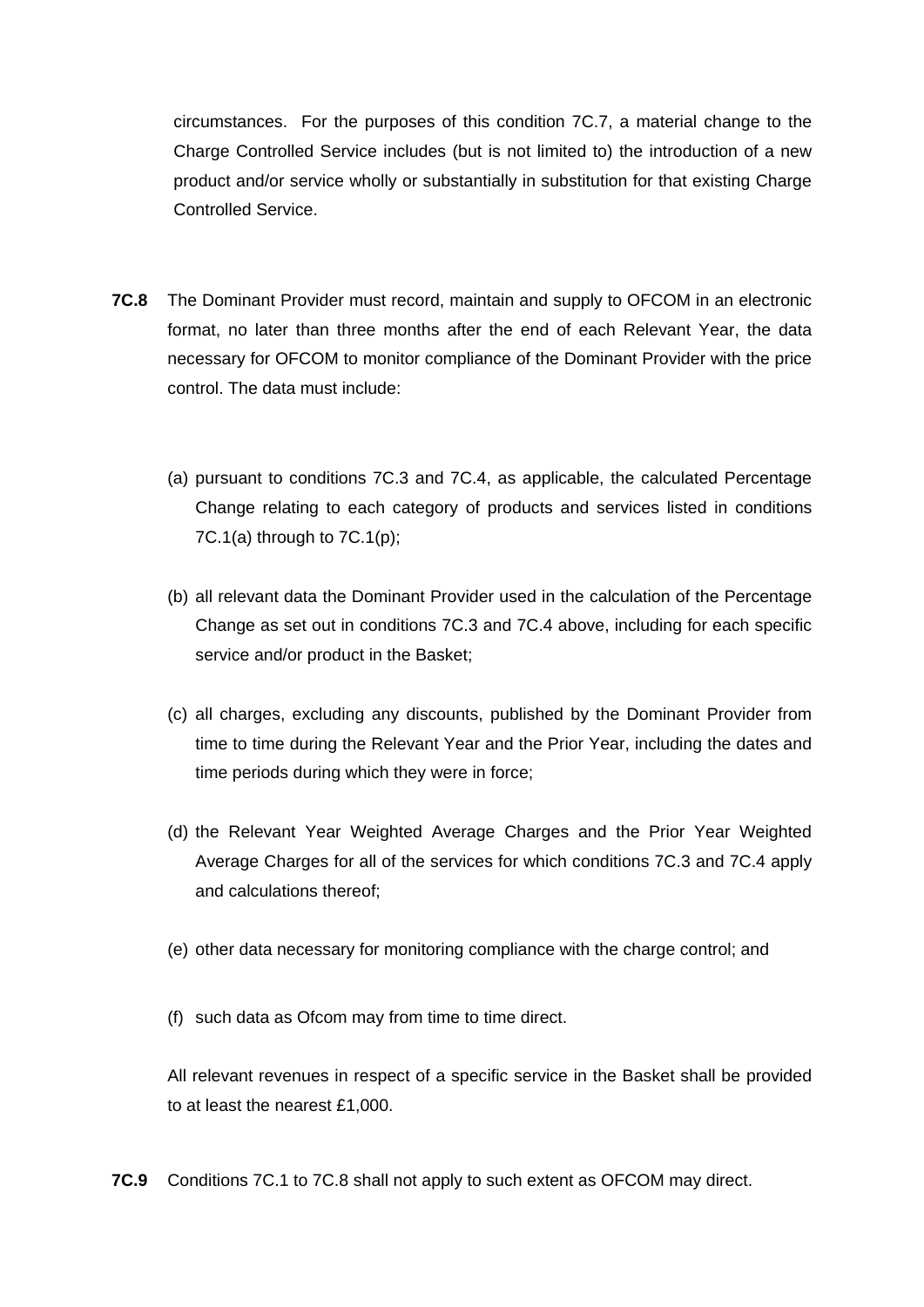circumstances. For the purposes of this condition 7C.7, a material change to the Charge Controlled Service includes (but is not limited to) the introduction of a new product and/or service wholly or substantially in substitution for that existing Charge Controlled Service.

**7C.8** The Dominant Provider must record, maintain and supply to OFCOM in an electronic format, no later than three months after the end of each Relevant Year, the data necessary for OFCOM to monitor compliance of the Dominant Provider with the price control. The data must include:

(a) pursuant to conditions 7C.3 and 7C.4, as applicable, the calculated Percentage Change relating to each category of products and services listed in conditions 7C.1(a) through to 7C.1(p);

(b) all relevant data the Dominant Provider used in the calculation of the Percentage Change as set out in conditions 7C.3 and 7C.4 above, including for each specific service and/or product in the Basket;

(c) all charges, excluding any discounts, published by the Dominant Provider from time to time during the Relevant Year and the Prior Year, including the dates and time periods during which they were in force;

(d) the Relevant Year Weighted Average Charges and the Prior Year Weighted Average Charges for all of the services for which conditions 7C.3 and 7C.4 apply and calculations thereof;

(e) other data necessary for monitoring compliance with the charge control; and

(f) such data as Ofcom may from time to time direct.

All relevant revenues in respect of a specific service in the Basket shall be provided to at least the nearest £1,000.

**7C.9** Conditions 7C.1 to 7C.8 shall not apply to such extent as OFCOM may direct.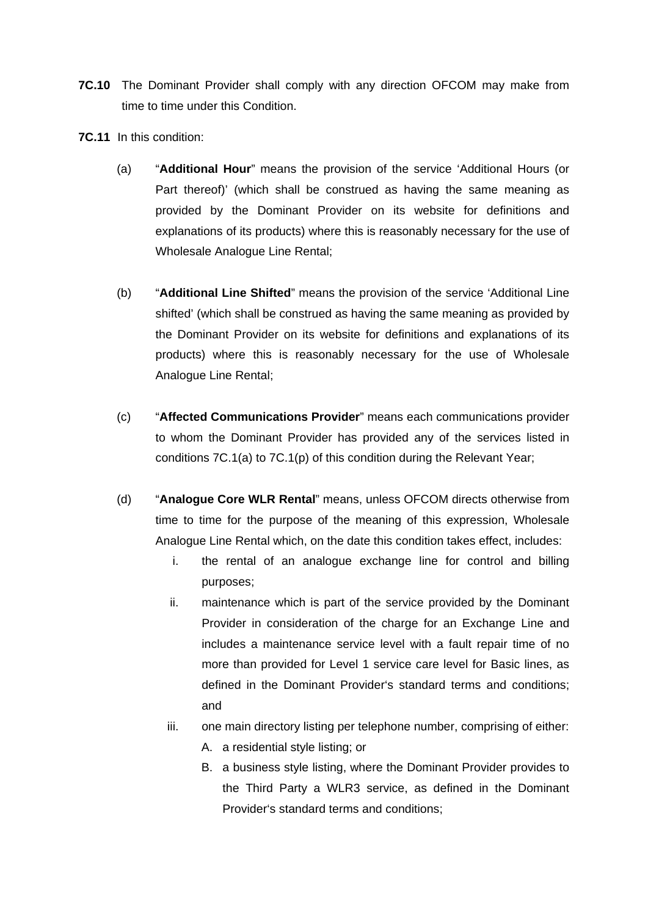**7C.10** The Dominant Provider shall comply with any direction OFCOM may make from time to time under this Condition.

**7C.11** In this condition:

(a) "**Additional Hour**" means the provision of the service 'Additional Hours (or Part thereof)' (which shall be construed as having the same meaning as provided by the Dominant Provider on its website for definitions and explanations of its products) where this is reasonably necessary for the use of Wholesale Analogue Line Rental;

(b) "**Additional Line Shifted**" means the provision of the service 'Additional Line shifted' (which shall be construed as having the same meaning as provided by the Dominant Provider on its website for definitions and explanations of its products) where this is reasonably necessary for the use of Wholesale Analogue Line Rental;

(c) "**Affected Communications Provider**" means each communications provider to whom the Dominant Provider has provided any of the services listed in conditions 7C.1(a) to 7C.1(p) of this condition during the Relevant Year;

(d) "**Analogue Core WLR Rental**" means, unless OFCOM directs otherwise from time to time for the purpose of the meaning of this expression, Wholesale Analogue Line Rental which, on the date this condition takes effect, includes:

   i. the rental of an analogue exchange line for control and billing purposes;

   ii. maintenance which is part of the service provided by the Dominant Provider in consideration of the charge for an Exchange Line and includes a maintenance service level with a fault repair time of no more than provided for Level 1 service care level for Basic lines, as defined in the Dominant Provider's standard terms and conditions; and

   iii. one main directory listing per telephone number, comprising of either:

      A. a residential style listing; or

      B. a business style listing, where the Dominant Provider provides to the Third Party a WLR3 service, as defined in the Dominant Provider's standard terms and conditions;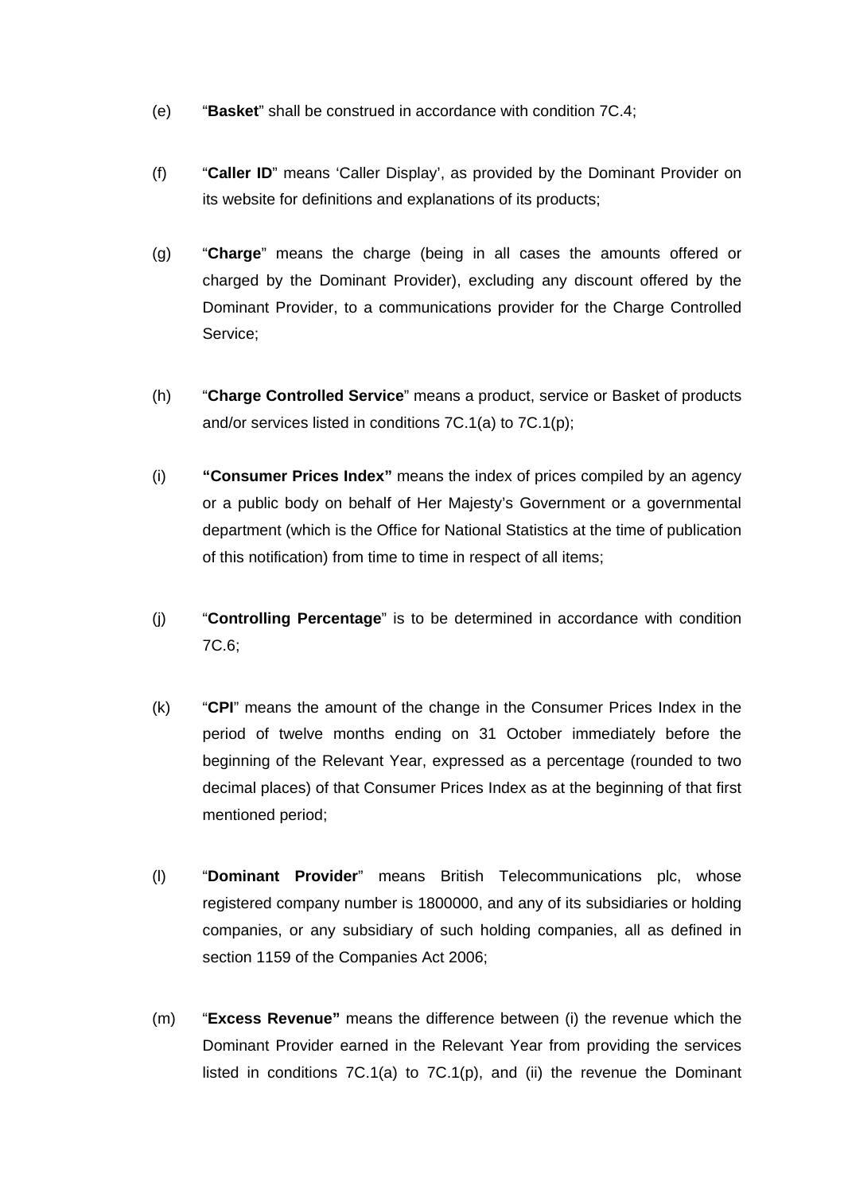(e) "**Basket**" shall be construed in accordance with condition 7C.4;

(f) "**Caller ID**" means 'Caller Display', as provided by the Dominant Provider on its website for definitions and explanations of its products;

(g) "**Charge**" means the charge (being in all cases the amounts offered or charged by the Dominant Provider), excluding any discount offered by the Dominant Provider, to a communications provider for the Charge Controlled Service;

(h) "**Charge Controlled Service**" means a product, service or Basket of products and/or services listed in conditions 7C.1(a) to 7C.1(p);

(i) **"Consumer Prices Index"** means the index of prices compiled by an agency or a public body on behalf of Her Majesty's Government or a governmental department (which is the Office for National Statistics at the time of publication of this notification) from time to time in respect of all items;

(j) "**Controlling Percentage**" is to be determined in accordance with condition 7C.6;

(k) "**CPI**" means the amount of the change in the Consumer Prices Index in the period of twelve months ending on 31 October immediately before the beginning of the Relevant Year, expressed as a percentage (rounded to two decimal places) of that Consumer Prices Index as at the beginning of that first mentioned period;

(l) "**Dominant Provider**" means British Telecommunications plc, whose registered company number is 1800000, and any of its subsidiaries or holding companies, or any subsidiary of such holding companies, all as defined in section 1159 of the Companies Act 2006;

(m) "**Excess Revenue"** means the difference between (i) the revenue which the Dominant Provider earned in the Relevant Year from providing the services listed in conditions 7C.1(a) to 7C.1(p), and (ii) the revenue the Dominant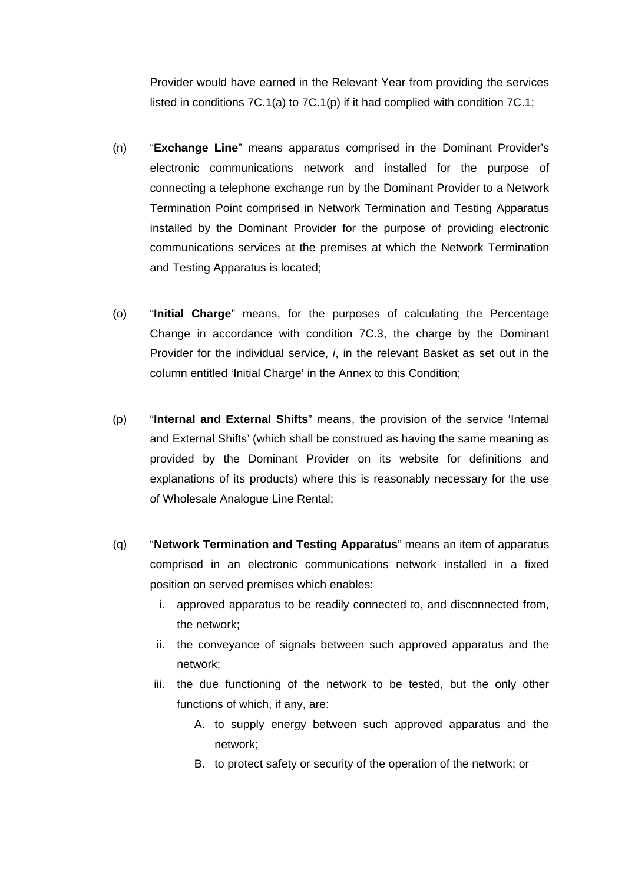Provider would have earned in the Relevant Year from providing the services listed in conditions 7C.1(a) to 7C.1(p) if it had complied with condition 7C.1;

(n) "**Exchange Line**" means apparatus comprised in the Dominant Provider's electronic communications network and installed for the purpose of connecting a telephone exchange run by the Dominant Provider to a Network Termination Point comprised in Network Termination and Testing Apparatus installed by the Dominant Provider for the purpose of providing electronic communications services at the premises at which the Network Termination and Testing Apparatus is located;

(o) "**Initial Charge**" means, for the purposes of calculating the Percentage Change in accordance with condition 7C.3, the charge by the Dominant Provider for the individual service, *i*, in the relevant Basket as set out in the column entitled 'Initial Charge' in the Annex to this Condition;

(p) "**Internal and External Shifts**" means, the provision of the service 'Internal and External Shifts' (which shall be construed as having the same meaning as provided by the Dominant Provider on its website for definitions and explanations of its products) where this is reasonably necessary for the use of Wholesale Analogue Line Rental;

(q) "**Network Termination and Testing Apparatus**" means an item of apparatus comprised in an electronic communications network installed in a fixed position on served premises which enables:

i. approved apparatus to be readily connected to, and disconnected from, the network;
ii. the conveyance of signals between such approved apparatus and the network;
iii. the due functioning of the network to be tested, but the only other functions of which, if any, are:
    A. to supply energy between such approved apparatus and the network;
    B. to protect safety or security of the operation of the network; or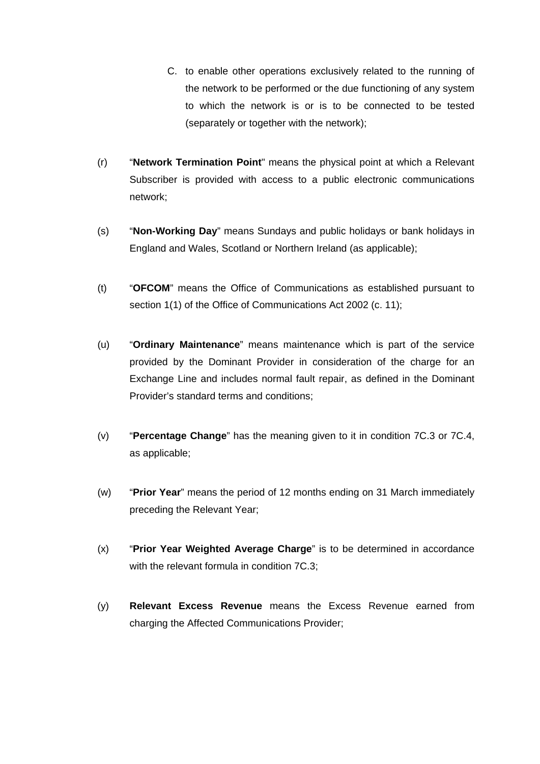C. to enable other operations exclusively related to the running of the network to be performed or the due functioning of any system to which the network is or is to be connected to be tested (separately or together with the network);

(r) “**Network Termination Point**" means the physical point at which a Relevant Subscriber is provided with access to a public electronic communications network;

(s) “**Non-Working Day**” means Sundays and public holidays or bank holidays in England and Wales, Scotland or Northern Ireland (as applicable);

(t) “**OFCOM**” means the Office of Communications as established pursuant to section 1(1) of the Office of Communications Act 2002 (c. 11);

(u) “**Ordinary Maintenance**” means maintenance which is part of the service provided by the Dominant Provider in consideration of the charge for an Exchange Line and includes normal fault repair, as defined in the Dominant Provider’s standard terms and conditions;

(v) “**Percentage Change**” has the meaning given to it in condition 7C.3 or 7C.4, as applicable;

(w) “**Prior Year**” means the period of 12 months ending on 31 March immediately preceding the Relevant Year;

(x) “**Prior Year Weighted Average Charge**” is to be determined in accordance with the relevant formula in condition 7C.3;

(y) **Relevant Excess Revenue** means the Excess Revenue earned from charging the Affected Communications Provider;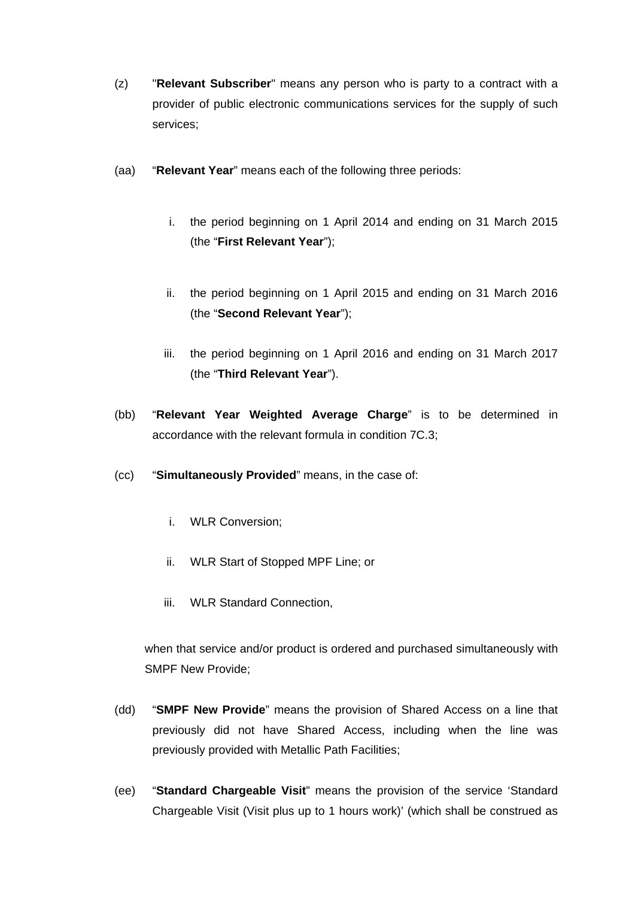(z) "**Relevant Subscriber**" means any person who is party to a contract with a provider of public electronic communications services for the supply of such services;

(aa) "**Relevant Year**" means each of the following three periods:

   i. the period beginning on 1 April 2014 and ending on 31 March 2015 (the "**First Relevant Year**");

   ii. the period beginning on 1 April 2015 and ending on 31 March 2016 (the "**Second Relevant Year**");

   iii. the period beginning on 1 April 2016 and ending on 31 March 2017 (the "**Third Relevant Year**").

(bb) "**Relevant Year Weighted Average Charge**" is to be determined in accordance with the relevant formula in condition 7C.3;

(cc) "**Simultaneously Provided**" means, in the case of:

   i. WLR Conversion;

   ii. WLR Start of Stopped MPF Line; or

   iii. WLR Standard Connection,

   when that service and/or product is ordered and purchased simultaneously with SMPF New Provide;

(dd) "**SMPF New Provide**" means the provision of Shared Access on a line that previously did not have Shared Access, including when the line was previously provided with Metallic Path Facilities;

(ee) "**Standard Chargeable Visit**" means the provision of the service 'Standard Chargeable Visit (Visit plus up to 1 hours work)' (which shall be construed as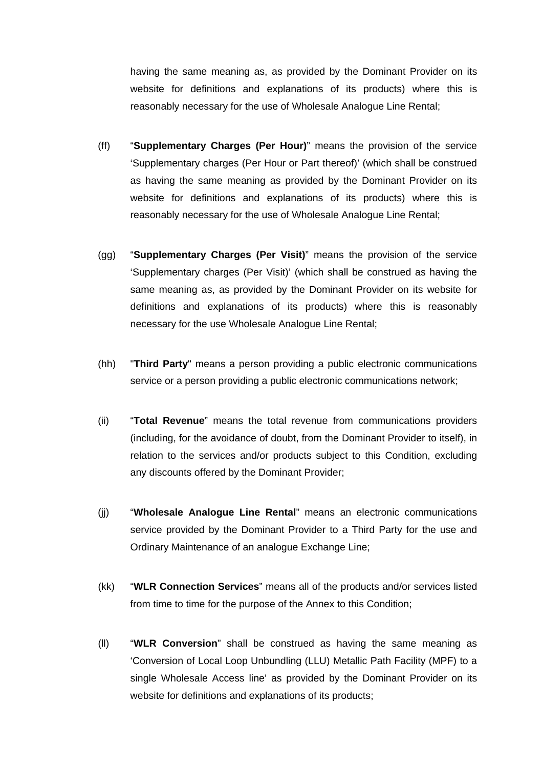having the same meaning as, as provided by the Dominant Provider on its website for definitions and explanations of its products) where this is reasonably necessary for the use of Wholesale Analogue Line Rental;

(ff) “**Supplementary Charges (Per Hour)**” means the provision of the service ‘Supplementary charges (Per Hour or Part thereof)’ (which shall be construed as having the same meaning as provided by the Dominant Provider on its website for definitions and explanations of its products) where this is reasonably necessary for the use of Wholesale Analogue Line Rental;

(gg) “**Supplementary Charges (Per Visit)**” means the provision of the service ‘Supplementary charges (Per Visit)’ (which shall be construed as having the same meaning as, as provided by the Dominant Provider on its website for definitions and explanations of its products) where this is reasonably necessary for the use Wholesale Analogue Line Rental;

(hh) "**Third Party**" means a person providing a public electronic communications service or a person providing a public electronic communications network;

(ii) “**Total Revenue**” means the total revenue from communications providers (including, for the avoidance of doubt, from the Dominant Provider to itself), in relation to the services and/or products subject to this Condition, excluding any discounts offered by the Dominant Provider;

(jj) “**Wholesale Analogue Line Rental**” means an electronic communications service provided by the Dominant Provider to a Third Party for the use and Ordinary Maintenance of an analogue Exchange Line;

(kk) “**WLR Connection Services**” means all of the products and/or services listed from time to time for the purpose of the Annex to this Condition;

(ll) “**WLR Conversion**” shall be construed as having the same meaning as ‘Conversion of Local Loop Unbundling (LLU) Metallic Path Facility (MPF) to a single Wholesale Access line’ as provided by the Dominant Provider on its website for definitions and explanations of its products;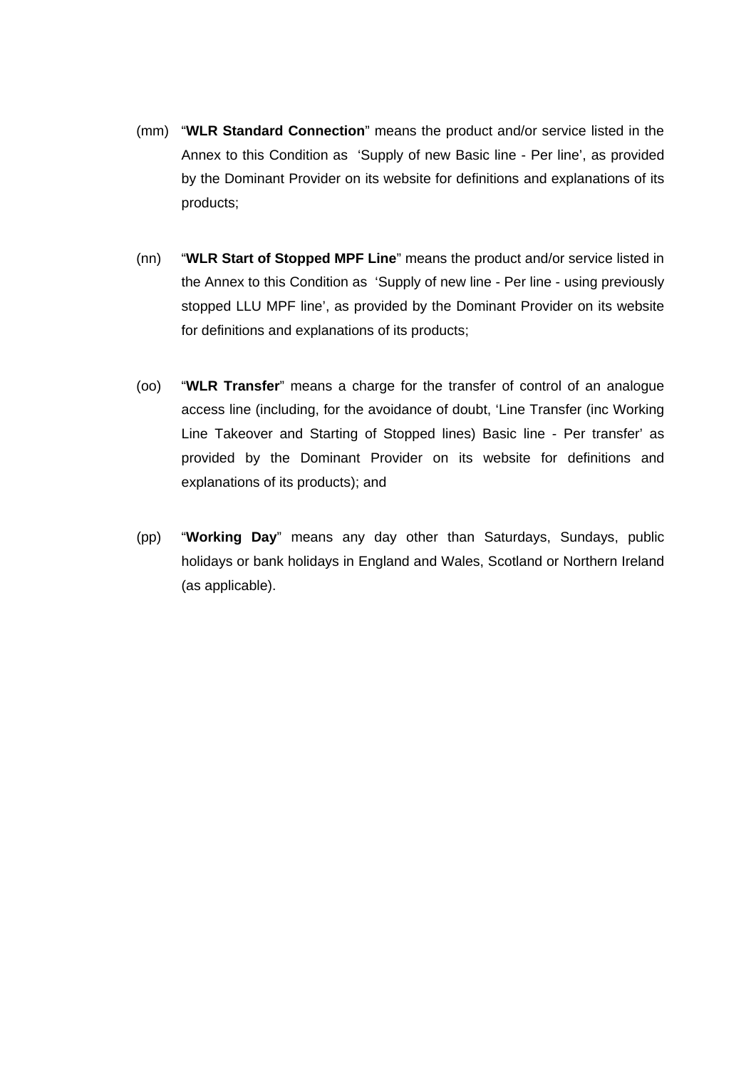(mm) "**WLR Standard Connection**" means the product and/or service listed in the Annex to this Condition as 'Supply of new Basic line - Per line', as provided by the Dominant Provider on its website for definitions and explanations of its products;

(nn) "**WLR Start of Stopped MPF Line**" means the product and/or service listed in the Annex to this Condition as 'Supply of new line - Per line - using previously stopped LLU MPF line', as provided by the Dominant Provider on its website for definitions and explanations of its products;

(oo) "**WLR Transfer**" means a charge for the transfer of control of an analogue access line (including, for the avoidance of doubt, 'Line Transfer (inc Working Line Takeover and Starting of Stopped lines) Basic line - Per transfer' as provided by the Dominant Provider on its website for definitions and explanations of its products); and

(pp) "**Working Day**" means any day other than Saturdays, Sundays, public holidays or bank holidays in England and Wales, Scotland or Northern Ireland (as applicable).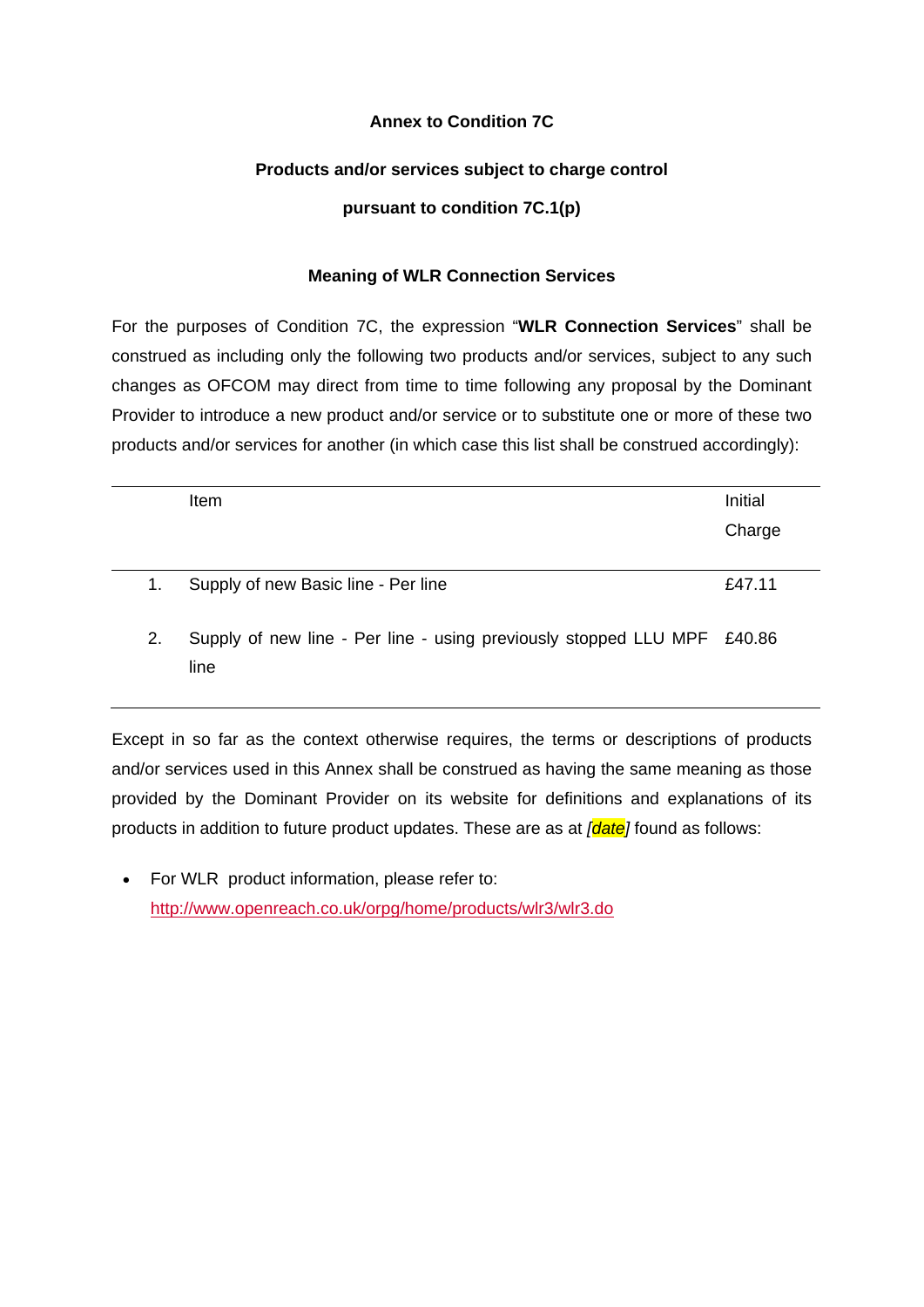**Annex to Condition 7C**

**Products and/or services subject to charge control**

**pursuant to condition 7C.1(p)**

**Meaning of WLR Connection Services**

For the purposes of Condition 7C, the expression "**WLR Connection Services**" shall be construed as including only the following two products and/or services, subject to any such changes as OFCOM may direct from time to time following any proposal by the Dominant Provider to introduce a new product and/or service or to substitute one or more of these two products and/or services for another (in which case this list shall be construed accordingly):

| | Item | Initial Charge |
|---|---|---|
| 1. | Supply of new Basic line - Per line | £47.11 |
| 2. | Supply of new line - Per line - using previously stopped LLU MPF line | £40.86 |

Except in so far as the context otherwise requires, the terms or descriptions of products and/or services used in this Annex shall be construed as having the same meaning as those provided by the Dominant Provider on its website for definitions and explanations of its products in addition to future product updates. These are as at *[date]* found as follows:

- For WLR product information, please refer to: http://www.openreach.co.uk/orpg/home/products/wlr3/wlr3.do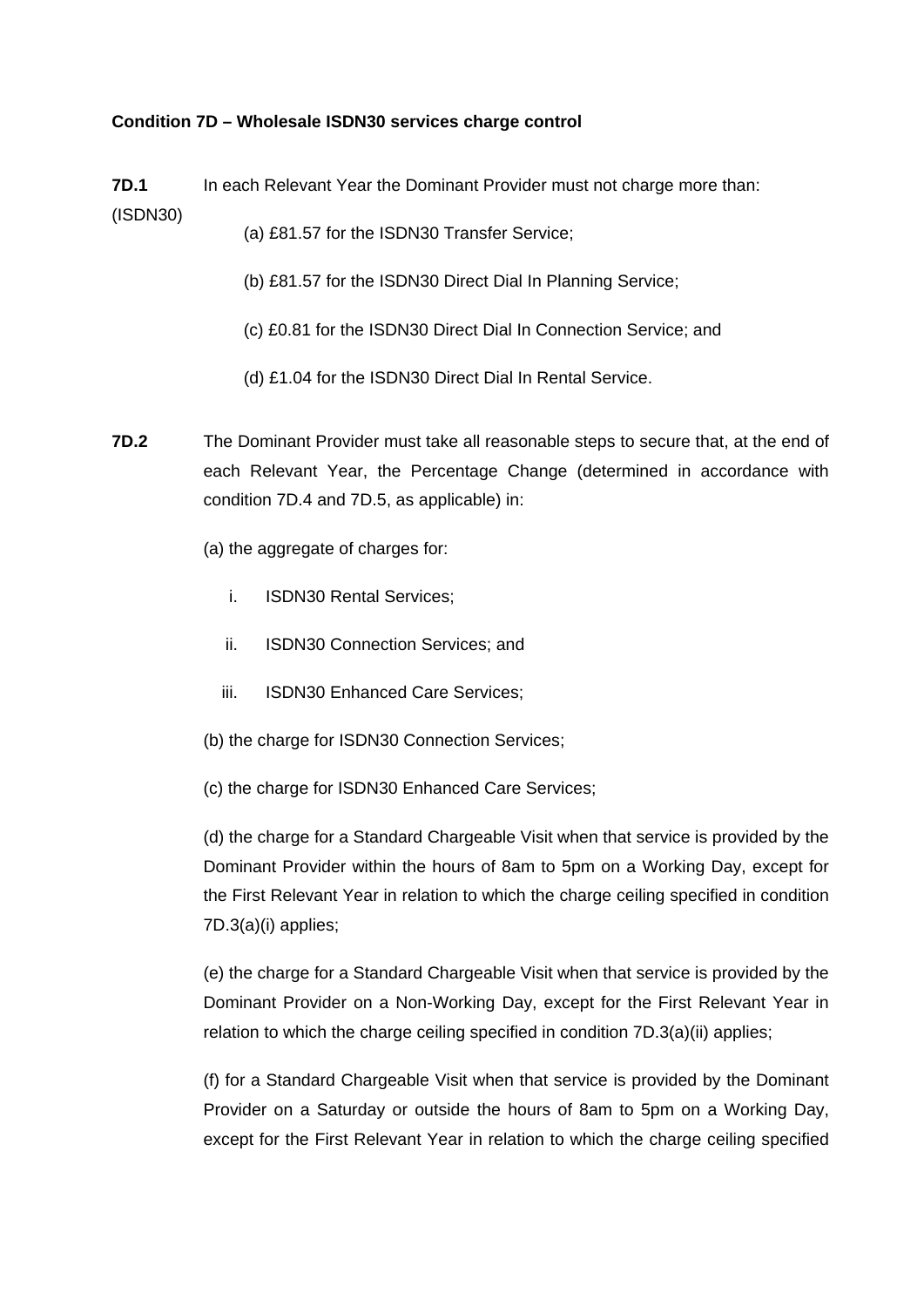**Condition 7D – Wholesale ISDN30 services charge control**

**7D.1** (ISDN30) In each Relevant Year the Dominant Provider must not charge more than:

(a) £81.57 for the ISDN30 Transfer Service;

(b) £81.57 for the ISDN30 Direct Dial In Planning Service;

(c) £0.81 for the ISDN30 Direct Dial In Connection Service; and

(d) £1.04 for the ISDN30 Direct Dial In Rental Service.

**7D.2** The Dominant Provider must take all reasonable steps to secure that, at the end of each Relevant Year, the Percentage Change (determined in accordance with condition 7D.4 and 7D.5, as applicable) in:

(a) the aggregate of charges for:

i. ISDN30 Rental Services;

ii. ISDN30 Connection Services; and

iii. ISDN30 Enhanced Care Services;

(b) the charge for ISDN30 Connection Services;

(c) the charge for ISDN30 Enhanced Care Services;

(d) the charge for a Standard Chargeable Visit when that service is provided by the Dominant Provider within the hours of 8am to 5pm on a Working Day, except for the First Relevant Year in relation to which the charge ceiling specified in condition 7D.3(a)(i) applies;

(e) the charge for a Standard Chargeable Visit when that service is provided by the Dominant Provider on a Non-Working Day, except for the First Relevant Year in relation to which the charge ceiling specified in condition 7D.3(a)(ii) applies;

(f) for a Standard Chargeable Visit when that service is provided by the Dominant Provider on a Saturday or outside the hours of 8am to 5pm on a Working Day, except for the First Relevant Year in relation to which the charge ceiling specified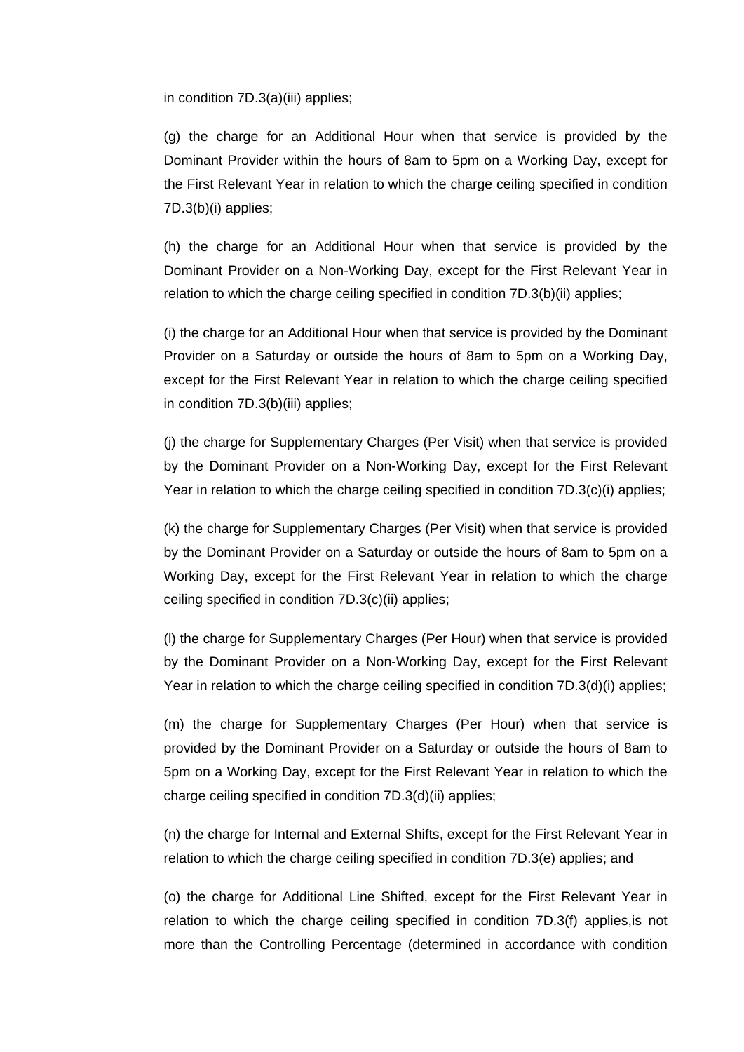in condition 7D.3(a)(iii) applies;

(g) the charge for an Additional Hour when that service is provided by the Dominant Provider within the hours of 8am to 5pm on a Working Day, except for the First Relevant Year in relation to which the charge ceiling specified in condition 7D.3(b)(i) applies;

(h) the charge for an Additional Hour when that service is provided by the Dominant Provider on a Non-Working Day, except for the First Relevant Year in relation to which the charge ceiling specified in condition 7D.3(b)(ii) applies;

(i) the charge for an Additional Hour when that service is provided by the Dominant Provider on a Saturday or outside the hours of 8am to 5pm on a Working Day, except for the First Relevant Year in relation to which the charge ceiling specified in condition 7D.3(b)(iii) applies;

(j) the charge for Supplementary Charges (Per Visit) when that service is provided by the Dominant Provider on a Non-Working Day, except for the First Relevant Year in relation to which the charge ceiling specified in condition 7D.3(c)(i) applies;

(k) the charge for Supplementary Charges (Per Visit) when that service is provided by the Dominant Provider on a Saturday or outside the hours of 8am to 5pm on a Working Day, except for the First Relevant Year in relation to which the charge ceiling specified in condition 7D.3(c)(ii) applies;

(l) the charge for Supplementary Charges (Per Hour) when that service is provided by the Dominant Provider on a Non-Working Day, except for the First Relevant Year in relation to which the charge ceiling specified in condition 7D.3(d)(i) applies;

(m) the charge for Supplementary Charges (Per Hour) when that service is provided by the Dominant Provider on a Saturday or outside the hours of 8am to 5pm on a Working Day, except for the First Relevant Year in relation to which the charge ceiling specified in condition 7D.3(d)(ii) applies;

(n) the charge for Internal and External Shifts, except for the First Relevant Year in relation to which the charge ceiling specified in condition 7D.3(e) applies; and

(o) the charge for Additional Line Shifted, except for the First Relevant Year in relation to which the charge ceiling specified in condition 7D.3(f) applies,is not more than the Controlling Percentage (determined in accordance with condition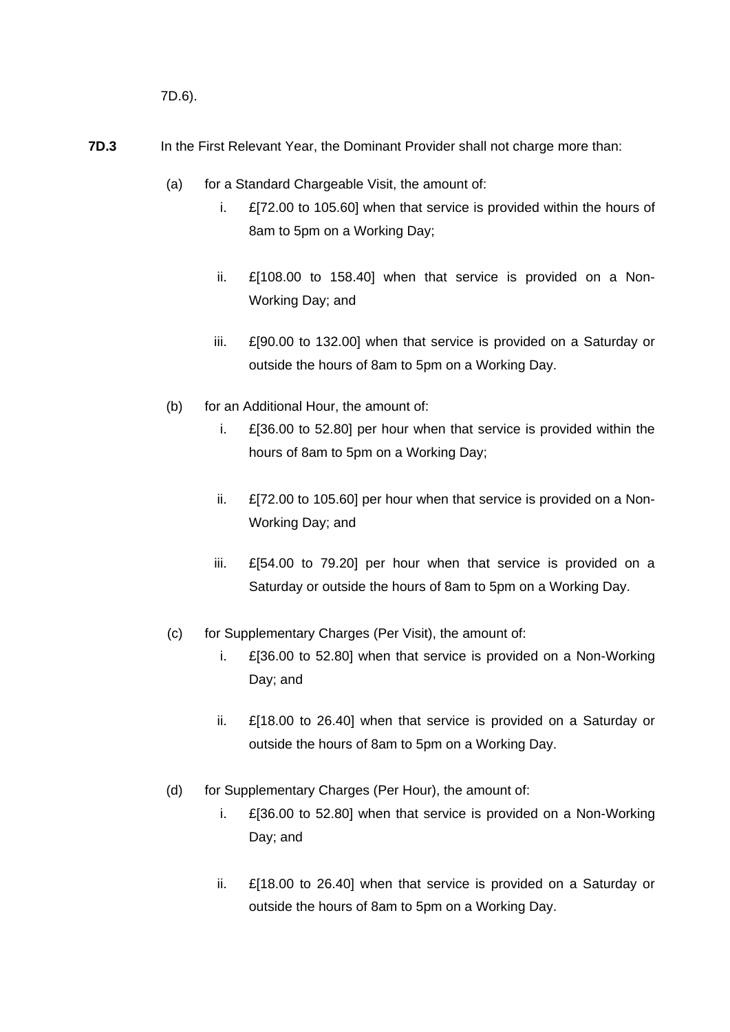7D.6).

**7D.3** In the First Relevant Year, the Dominant Provider shall not charge more than:

(a) for a Standard Chargeable Visit, the amount of:

i. £[72.00 to 105.60] when that service is provided within the hours of 8am to 5pm on a Working Day;

ii. £[108.00 to 158.40] when that service is provided on a Non-Working Day; and

iii. £[90.00 to 132.00] when that service is provided on a Saturday or outside the hours of 8am to 5pm on a Working Day.

(b) for an Additional Hour, the amount of:

i. £[36.00 to 52.80] per hour when that service is provided within the hours of 8am to 5pm on a Working Day;

ii. £[72.00 to 105.60] per hour when that service is provided on a Non-Working Day; and

iii. £[54.00 to 79.20] per hour when that service is provided on a Saturday or outside the hours of 8am to 5pm on a Working Day.

(c) for Supplementary Charges (Per Visit), the amount of:

i. £[36.00 to 52.80] when that service is provided on a Non-Working Day; and

ii. £[18.00 to 26.40] when that service is provided on a Saturday or outside the hours of 8am to 5pm on a Working Day.

(d) for Supplementary Charges (Per Hour), the amount of:

i. £[36.00 to 52.80] when that service is provided on a Non-Working Day; and

ii. £[18.00 to 26.40] when that service is provided on a Saturday or outside the hours of 8am to 5pm on a Working Day.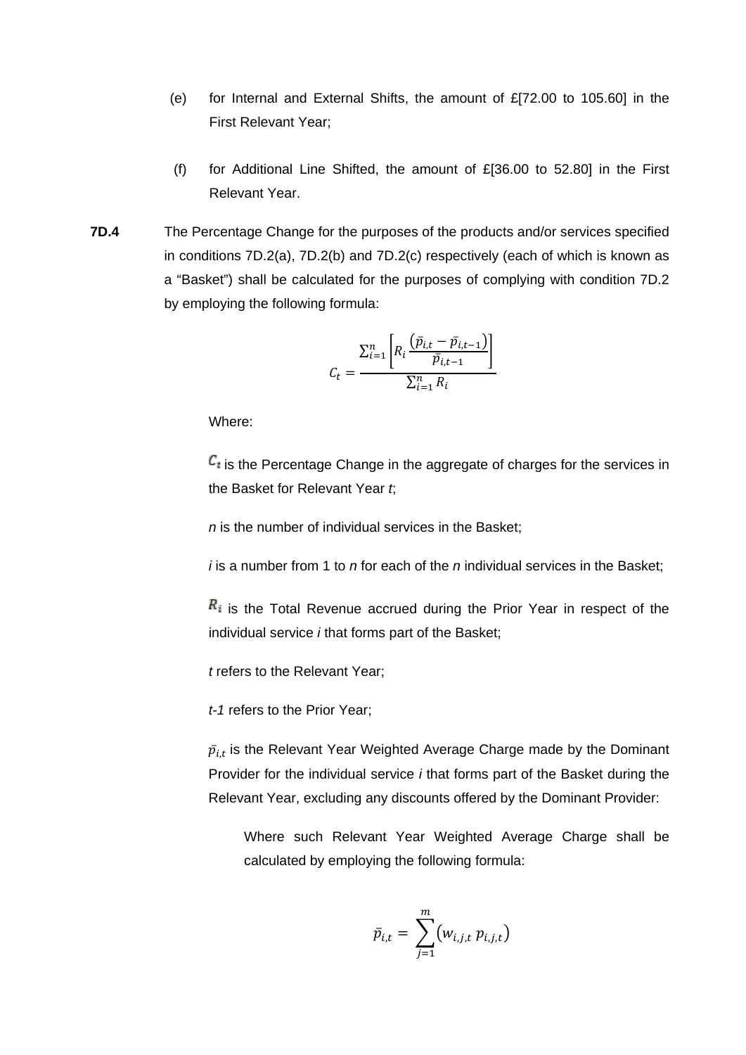(e) for Internal and External Shifts, the amount of £[72.00 to 105.60] in the First Relevant Year;

(f) for Additional Line Shifted, the amount of £[36.00 to 52.80] in the First Relevant Year.

**7D.4** The Percentage Change for the purposes of the products and/or services specified in conditions 7D.2(a), 7D.2(b) and 7D.2(c) respectively (each of which is known as a "Basket") shall be calculated for the purposes of complying with condition 7D.2 by employing the following formula:

$$C_t = \frac{\sum_{i=1}^{n}\left[R_i \frac{(\bar{p}_{i,t} - \bar{p}_{i,t-1})}{\bar{p}_{i,t-1}}\right]}{\sum_{i=1}^{n} R_i}$$

Where:

$C_t$ is the Percentage Change in the aggregate of charges for the services in the Basket for Relevant Year *t*;

*n* is the number of individual services in the Basket;

*i* is a number from 1 to *n* for each of the *n* individual services in the Basket;

$R_i$ is the Total Revenue accrued during the Prior Year in respect of the individual service *i* that forms part of the Basket;

*t* refers to the Relevant Year;

*t-1* refers to the Prior Year;

$\bar{p}_{i,t}$ is the Relevant Year Weighted Average Charge made by the Dominant Provider for the individual service *i* that forms part of the Basket during the Relevant Year, excluding any discounts offered by the Dominant Provider:

Where such Relevant Year Weighted Average Charge shall be calculated by employing the following formula:

$$\bar{p}_{i,t} = \sum_{j=1}^{m}\left(w_{i,j,t}\, p_{i,j,t}\right)$$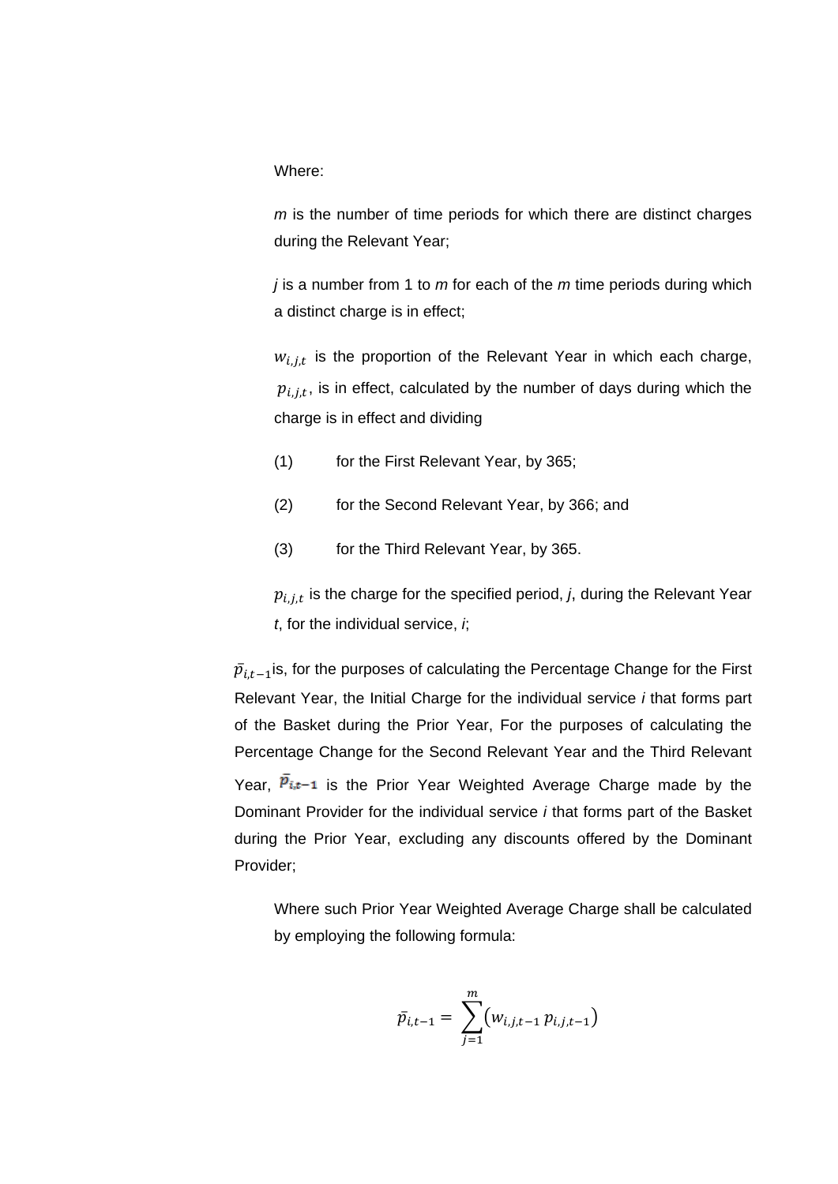Where:

$m$ is the number of time periods for which there are distinct charges during the Relevant Year;

$j$ is a number from 1 to $m$ for each of the $m$ time periods during which a distinct charge is in effect;

$w_{i,j,t}$ is the proportion of the Relevant Year in which each charge, $p_{i,j,t}$, is in effect, calculated by the number of days during which the charge is in effect and dividing

(1) for the First Relevant Year, by 365;

(2) for the Second Relevant Year, by 366; and

(3) for the Third Relevant Year, by 365.

$p_{i,j,t}$ is the charge for the specified period, $j$, during the Relevant Year $t$, for the individual service, $i$;

$\bar{p}_{i,t-1}$ is, for the purposes of calculating the Percentage Change for the First Relevant Year, the Initial Charge for the individual service $i$ that forms part of the Basket during the Prior Year, For the purposes of calculating the Percentage Change for the Second Relevant Year and the Third Relevant Year, $\bar{p}_{i,t-1}$ is the Prior Year Weighted Average Charge made by the Dominant Provider for the individual service $i$ that forms part of the Basket during the Prior Year, excluding any discounts offered by the Dominant Provider;

Where such Prior Year Weighted Average Charge shall be calculated by employing the following formula:

$$\bar{p}_{i,t-1} = \sum_{j=1}^{m} \left( w_{i,j,t-1} \, p_{i,j,t-1} \right)$$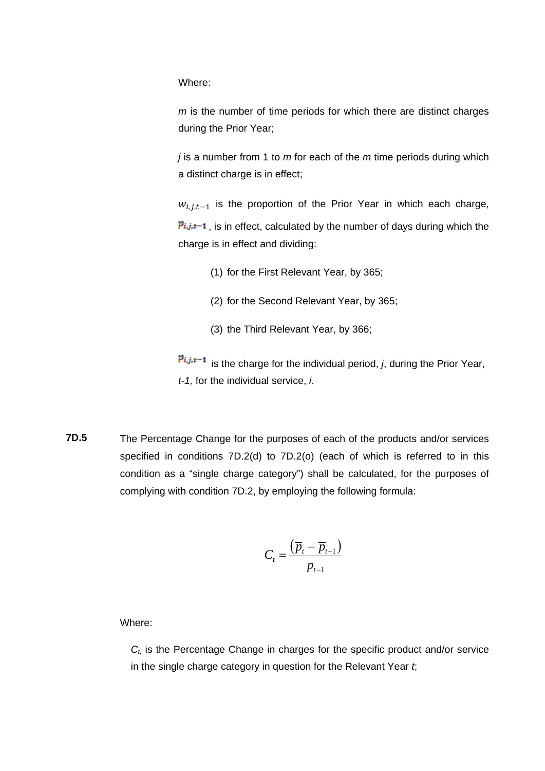Where:

$m$ is the number of time periods for which there are distinct charges during the Prior Year;

$j$ is a number from 1 to $m$ for each of the $m$ time periods during which a distinct charge is in effect;

$w_{i,j,t-1}$ is the proportion of the Prior Year in which each charge, $p_{i,j,t-1}$, is in effect, calculated by the number of days during which the charge is in effect and dividing:

(1) for the First Relevant Year, by 365;

(2) for the Second Relevant Year, by 365;

(3) the Third Relevant Year, by 366;

$p_{i,j,t-1}$ is the charge for the individual period, $j$, during the Prior Year, $t-1$, for the individual service, $i$.

**7D.5** The Percentage Change for the purposes of each of the products and/or services specified in conditions 7D.2(d) to 7D.2(o) (each of which is referred to in this condition as a "single charge category") shall be calculated, for the purposes of complying with condition 7D.2, by employing the following formula:

$$C_t = \frac{\left(\overline{p}_t - \overline{p}_{t-1}\right)}{\overline{p}_{t-1}}$$

Where:

$C_t$, is the Percentage Change in charges for the specific product and/or service in the single charge category in question for the Relevant Year $t$;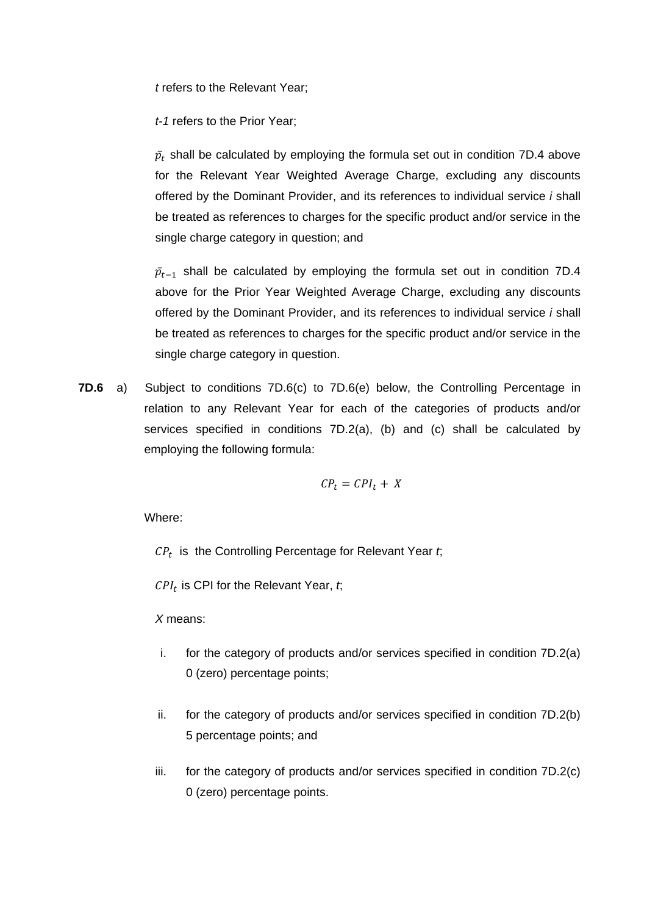$t$ refers to the Relevant Year;

$t$-$1$ refers to the Prior Year;

$\bar{p}_t$ shall be calculated by employing the formula set out in condition 7D.4 above for the Relevant Year Weighted Average Charge, excluding any discounts offered by the Dominant Provider, and its references to individual service *i* shall be treated as references to charges for the specific product and/or service in the single charge category in question; and

$\bar{p}_{t-1}$ shall be calculated by employing the formula set out in condition 7D.4 above for the Prior Year Weighted Average Charge, excluding any discounts offered by the Dominant Provider, and its references to individual service *i* shall be treated as references to charges for the specific product and/or service in the single charge category in question.

**7D.6** a) Subject to conditions 7D.6(c) to 7D.6(e) below, the Controlling Percentage in relation to any Relevant Year for each of the categories of products and/or services specified in conditions 7D.2(a), (b) and (c) shall be calculated by employing the following formula:

$$CP_t = CPI_t + X$$

Where:

$CP_t$ is the Controlling Percentage for Relevant Year *t*;

$CPI_t$ is CPI for the Relevant Year, *t*;

*X* means:

i. for the category of products and/or services specified in condition 7D.2(a) 0 (zero) percentage points;

ii. for the category of products and/or services specified in condition 7D.2(b) 5 percentage points; and

iii. for the category of products and/or services specified in condition 7D.2(c) 0 (zero) percentage points.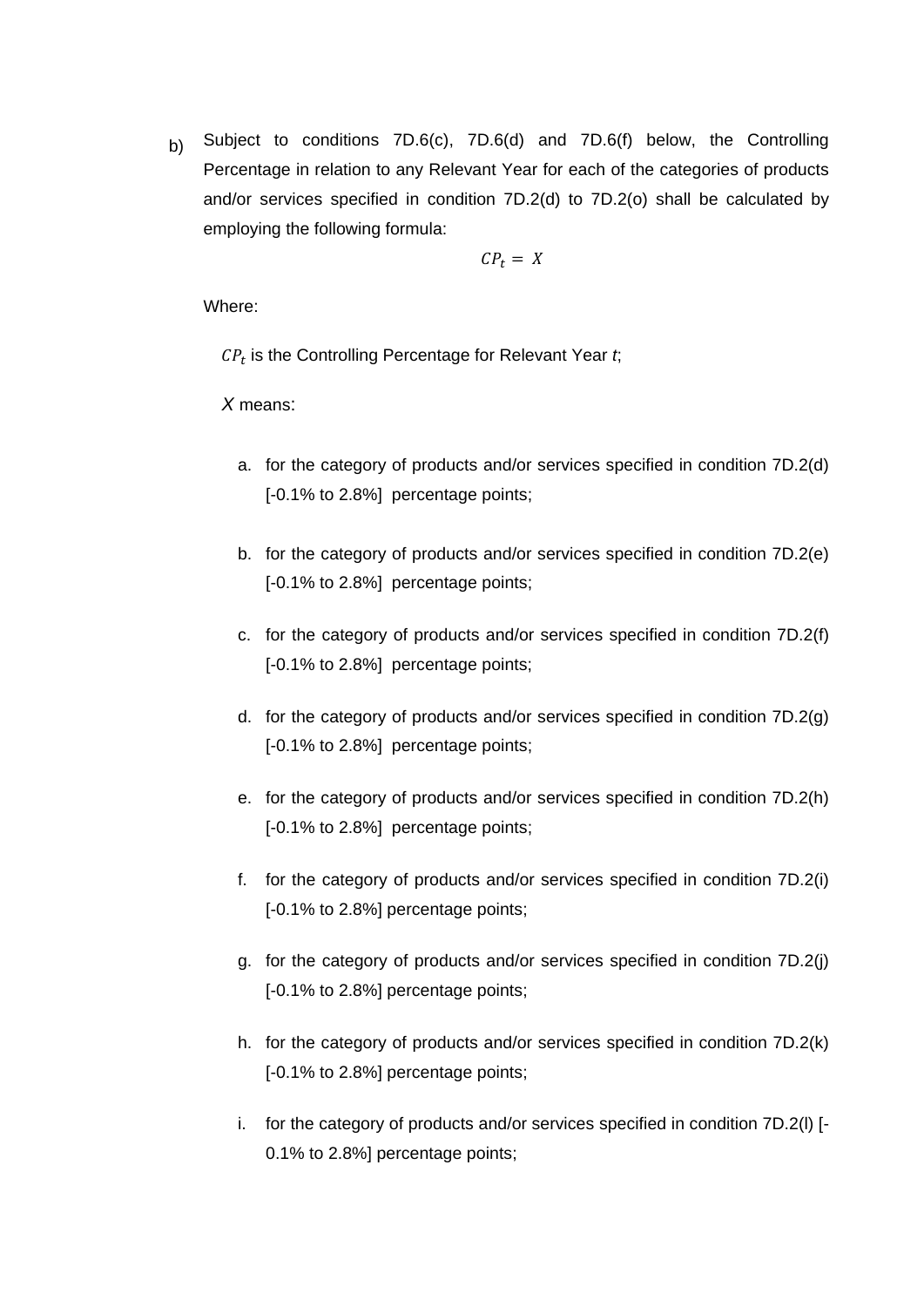b) Subject to conditions 7D.6(c), 7D.6(d) and 7D.6(f) below, the Controlling Percentage in relation to any Relevant Year for each of the categories of products and/or services specified in condition 7D.2(d) to 7D.2(o) shall be calculated by employing the following formula:

$$CP_t = X$$

Where:

$CP_t$ is the Controlling Percentage for Relevant Year *t*;

$X$ means:

a. for the category of products and/or services specified in condition 7D.2(d) [-0.1% to 2.8%] percentage points;

b. for the category of products and/or services specified in condition 7D.2(e) [-0.1% to 2.8%] percentage points;

c. for the category of products and/or services specified in condition 7D.2(f) [-0.1% to 2.8%] percentage points;

d. for the category of products and/or services specified in condition 7D.2(g) [-0.1% to 2.8%] percentage points;

e. for the category of products and/or services specified in condition 7D.2(h) [-0.1% to 2.8%] percentage points;

f. for the category of products and/or services specified in condition 7D.2(i) [-0.1% to 2.8%] percentage points;

g. for the category of products and/or services specified in condition 7D.2(j) [-0.1% to 2.8%] percentage points;

h. for the category of products and/or services specified in condition 7D.2(k) [-0.1% to 2.8%] percentage points;

i. for the category of products and/or services specified in condition 7D.2(l) [-0.1% to 2.8%] percentage points;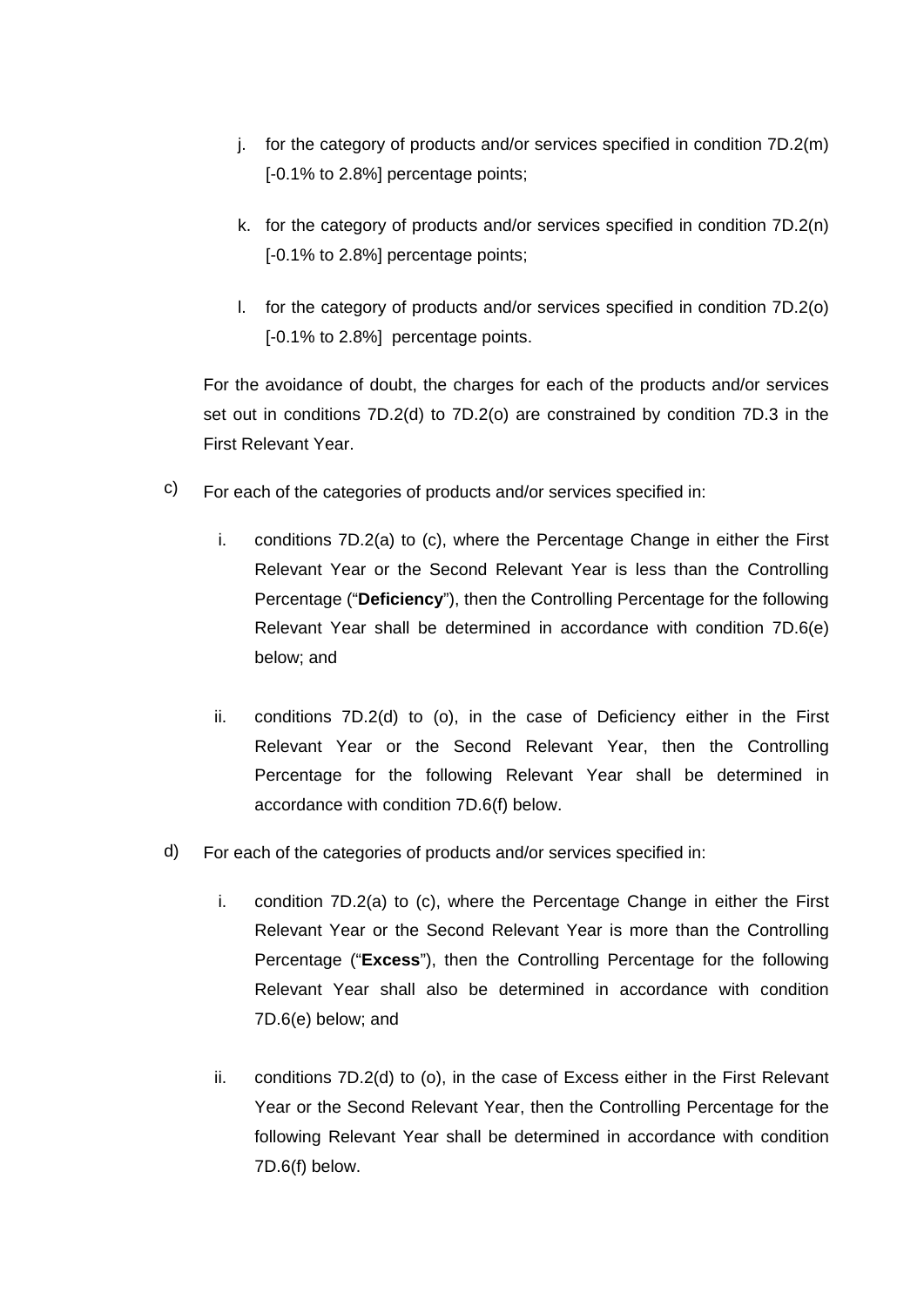j. for the category of products and/or services specified in condition 7D.2(m) [-0.1% to 2.8%] percentage points;

k. for the category of products and/or services specified in condition 7D.2(n) [-0.1% to 2.8%] percentage points;

l. for the category of products and/or services specified in condition 7D.2(o) [-0.1% to 2.8%] percentage points.

For the avoidance of doubt, the charges for each of the products and/or services set out in conditions 7D.2(d) to 7D.2(o) are constrained by condition 7D.3 in the First Relevant Year.

c) For each of the categories of products and/or services specified in:

   i. conditions 7D.2(a) to (c), where the Percentage Change in either the First Relevant Year or the Second Relevant Year is less than the Controlling Percentage ("**Deficiency**"), then the Controlling Percentage for the following Relevant Year shall be determined in accordance with condition 7D.6(e) below; and

   ii. conditions 7D.2(d) to (o), in the case of Deficiency either in the First Relevant Year or the Second Relevant Year, then the Controlling Percentage for the following Relevant Year shall be determined in accordance with condition 7D.6(f) below.

d) For each of the categories of products and/or services specified in:

   i. condition 7D.2(a) to (c), where the Percentage Change in either the First Relevant Year or the Second Relevant Year is more than the Controlling Percentage ("**Excess**"), then the Controlling Percentage for the following Relevant Year shall also be determined in accordance with condition 7D.6(e) below; and

   ii. conditions 7D.2(d) to (o), in the case of Excess either in the First Relevant Year or the Second Relevant Year, then the Controlling Percentage for the following Relevant Year shall be determined in accordance with condition 7D.6(f) below.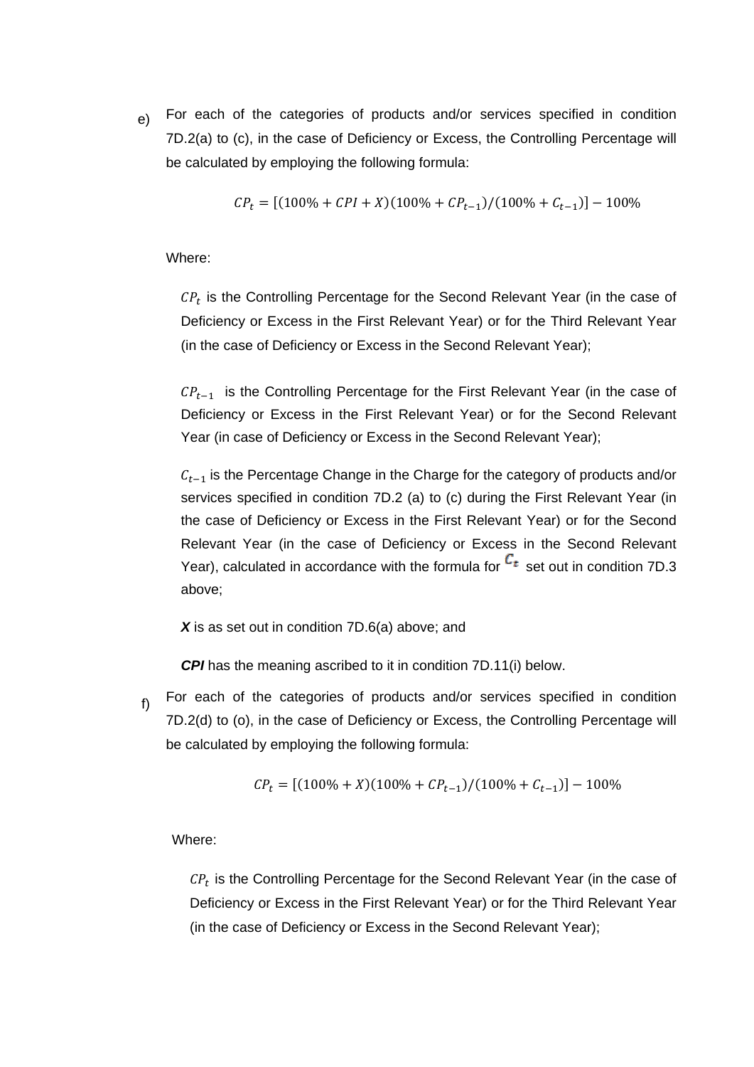e) For each of the categories of products and/or services specified in condition 7D.2(a) to (c), in the case of Deficiency or Excess, the Controlling Percentage will be calculated by employing the following formula:

$$CP_t = [(100\% + CPI + X)(100\% + CP_{t-1})/(100\% + C_{t-1})] - 100\%$$

Where:

> $CP_t$ is the Controlling Percentage for the Second Relevant Year (in the case of Deficiency or Excess in the First Relevant Year) or for the Third Relevant Year (in the case of Deficiency or Excess in the Second Relevant Year);
>
> $CP_{t-1}$ is the Controlling Percentage for the First Relevant Year (in the case of Deficiency or Excess in the First Relevant Year) or for the Second Relevant Year (in case of Deficiency or Excess in the Second Relevant Year);
>
> $C_{t-1}$ is the Percentage Change in the Charge for the category of products and/or services specified in condition 7D.2 (a) to (c) during the First Relevant Year (in the case of Deficiency or Excess in the First Relevant Year) or for the Second Relevant Year (in the case of Deficiency or Excess in the Second Relevant Year), calculated in accordance with the formula for $C_t$ set out in condition 7D.3 above;
>
> ***X*** is as set out in condition 7D.6(a) above; and
>
> ***CPI*** has the meaning ascribed to it in condition 7D.11(i) below.

f) For each of the categories of products and/or services specified in condition 7D.2(d) to (o), in the case of Deficiency or Excess, the Controlling Percentage will be calculated by employing the following formula:

$$CP_t = [(100\% + X)(100\% + CP_{t-1})/(100\% + C_{t-1})] - 100\%$$

Where:

> $CP_t$ is the Controlling Percentage for the Second Relevant Year (in the case of Deficiency or Excess in the First Relevant Year) or for the Third Relevant Year (in the case of Deficiency or Excess in the Second Relevant Year);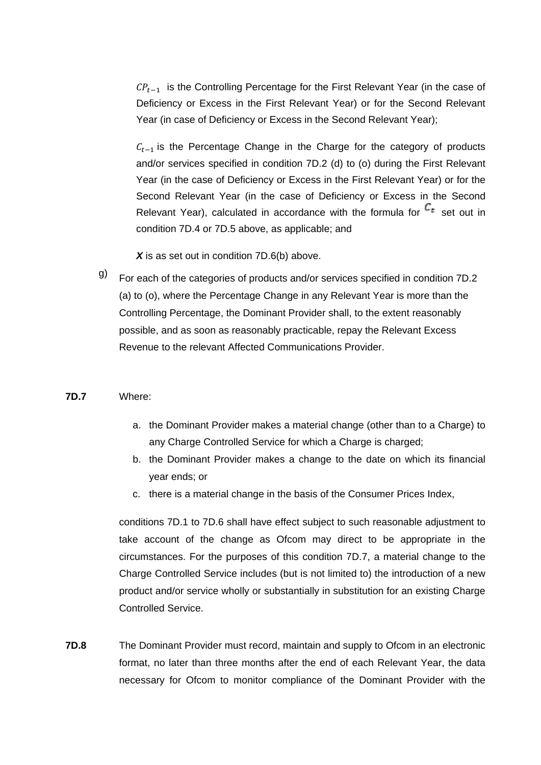$CP_{t-1}$ is the Controlling Percentage for the First Relevant Year (in the case of Deficiency or Excess in the First Relevant Year) or for the Second Relevant Year (in case of Deficiency or Excess in the Second Relevant Year);

$C_{t-1}$ is the Percentage Change in the Charge for the category of products and/or services specified in condition 7D.2 (d) to (o) during the First Relevant Year (in the case of Deficiency or Excess in the First Relevant Year) or for the Second Relevant Year (in the case of Deficiency or Excess in the Second Relevant Year), calculated in accordance with the formula for $C_t$ set out in condition 7D.4 or 7D.5 above, as applicable; and

***X*** is as set out in condition 7D.6(b) above.

g) For each of the categories of products and/or services specified in condition 7D.2 (a) to (o), where the Percentage Change in any Relevant Year is more than the Controlling Percentage, the Dominant Provider shall, to the extent reasonably possible, and as soon as reasonably practicable, repay the Relevant Excess Revenue to the relevant Affected Communications Provider.

**7D.7** Where:

a. the Dominant Provider makes a material change (other than to a Charge) to any Charge Controlled Service for which a Charge is charged;
b. the Dominant Provider makes a change to the date on which its financial year ends; or
c. there is a material change in the basis of the Consumer Prices Index,

conditions 7D.1 to 7D.6 shall have effect subject to such reasonable adjustment to take account of the change as Ofcom may direct to be appropriate in the circumstances. For the purposes of this condition 7D.7, a material change to the Charge Controlled Service includes (but is not limited to) the introduction of a new product and/or service wholly or substantially in substitution for an existing Charge Controlled Service.

**7D.8** The Dominant Provider must record, maintain and supply to Ofcom in an electronic format, no later than three months after the end of each Relevant Year, the data necessary for Ofcom to monitor compliance of the Dominant Provider with the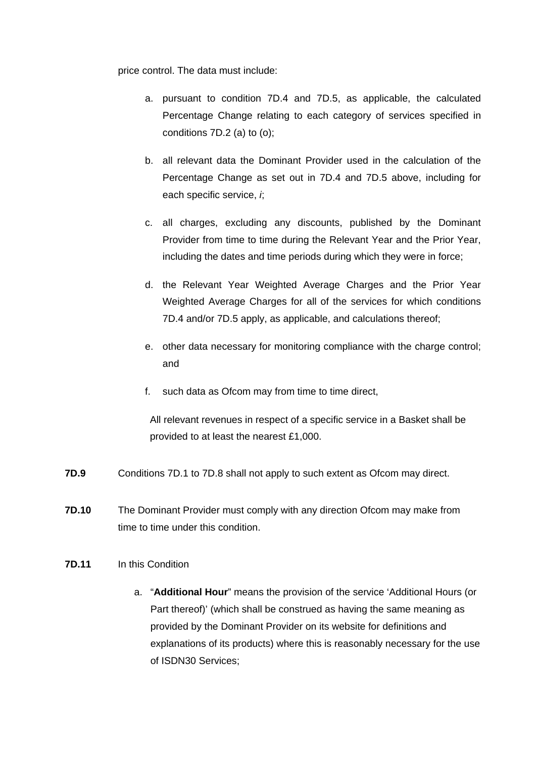price control. The data must include:

a. pursuant to condition 7D.4 and 7D.5, as applicable, the calculated Percentage Change relating to each category of services specified in conditions 7D.2 (a) to (o);

b. all relevant data the Dominant Provider used in the calculation of the Percentage Change as set out in 7D.4 and 7D.5 above, including for each specific service, *i*;

c. all charges, excluding any discounts, published by the Dominant Provider from time to time during the Relevant Year and the Prior Year, including the dates and time periods during which they were in force;

d. the Relevant Year Weighted Average Charges and the Prior Year Weighted Average Charges for all of the services for which conditions 7D.4 and/or 7D.5 apply, as applicable, and calculations thereof;

e. other data necessary for monitoring compliance with the charge control; and

f. such data as Ofcom may from time to time direct,

All relevant revenues in respect of a specific service in a Basket shall be provided to at least the nearest £1,000.

**7D.9** Conditions 7D.1 to 7D.8 shall not apply to such extent as Ofcom may direct.

**7D.10** The Dominant Provider must comply with any direction Ofcom may make from time to time under this condition.

**7D.11** In this Condition

a. "**Additional Hour**" means the provision of the service 'Additional Hours (or Part thereof)' (which shall be construed as having the same meaning as provided by the Dominant Provider on its website for definitions and explanations of its products) where this is reasonably necessary for the use of ISDN30 Services;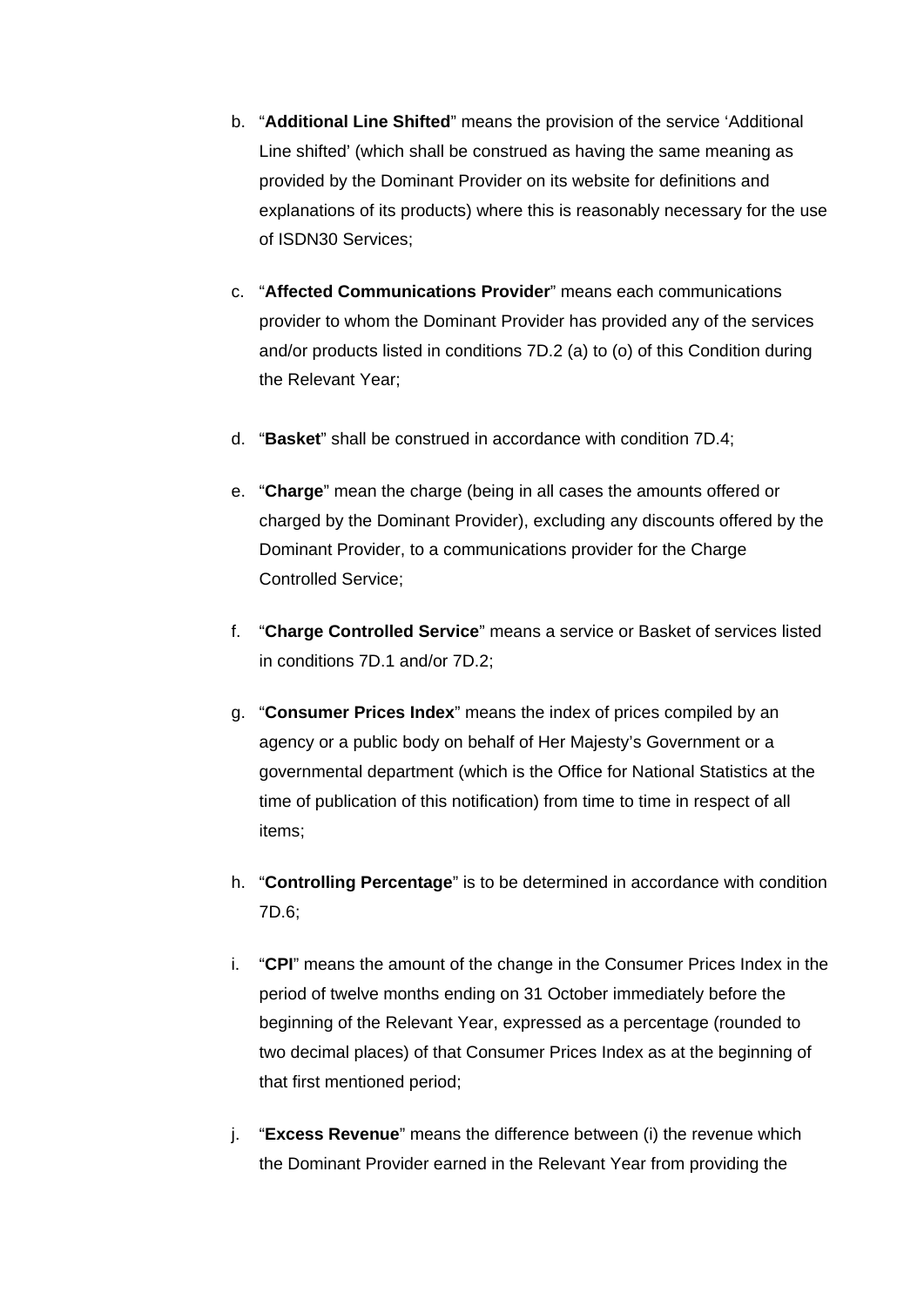b. "**Additional Line Shifted**" means the provision of the service 'Additional Line shifted' (which shall be construed as having the same meaning as provided by the Dominant Provider on its website for definitions and explanations of its products) where this is reasonably necessary for the use of ISDN30 Services;

c. "**Affected Communications Provider**" means each communications provider to whom the Dominant Provider has provided any of the services and/or products listed in conditions 7D.2 (a) to (o) of this Condition during the Relevant Year;

d. "**Basket**" shall be construed in accordance with condition 7D.4;

e. "**Charge**" mean the charge (being in all cases the amounts offered or charged by the Dominant Provider), excluding any discounts offered by the Dominant Provider, to a communications provider for the Charge Controlled Service;

f. "**Charge Controlled Service**" means a service or Basket of services listed in conditions 7D.1 and/or 7D.2;

g. "**Consumer Prices Index**" means the index of prices compiled by an agency or a public body on behalf of Her Majesty's Government or a governmental department (which is the Office for National Statistics at the time of publication of this notification) from time to time in respect of all items;

h. "**Controlling Percentage**" is to be determined in accordance with condition 7D.6;

i. "**CPI**" means the amount of the change in the Consumer Prices Index in the period of twelve months ending on 31 October immediately before the beginning of the Relevant Year, expressed as a percentage (rounded to two decimal places) of that Consumer Prices Index as at the beginning of that first mentioned period;

j. "**Excess Revenue**" means the difference between (i) the revenue which the Dominant Provider earned in the Relevant Year from providing the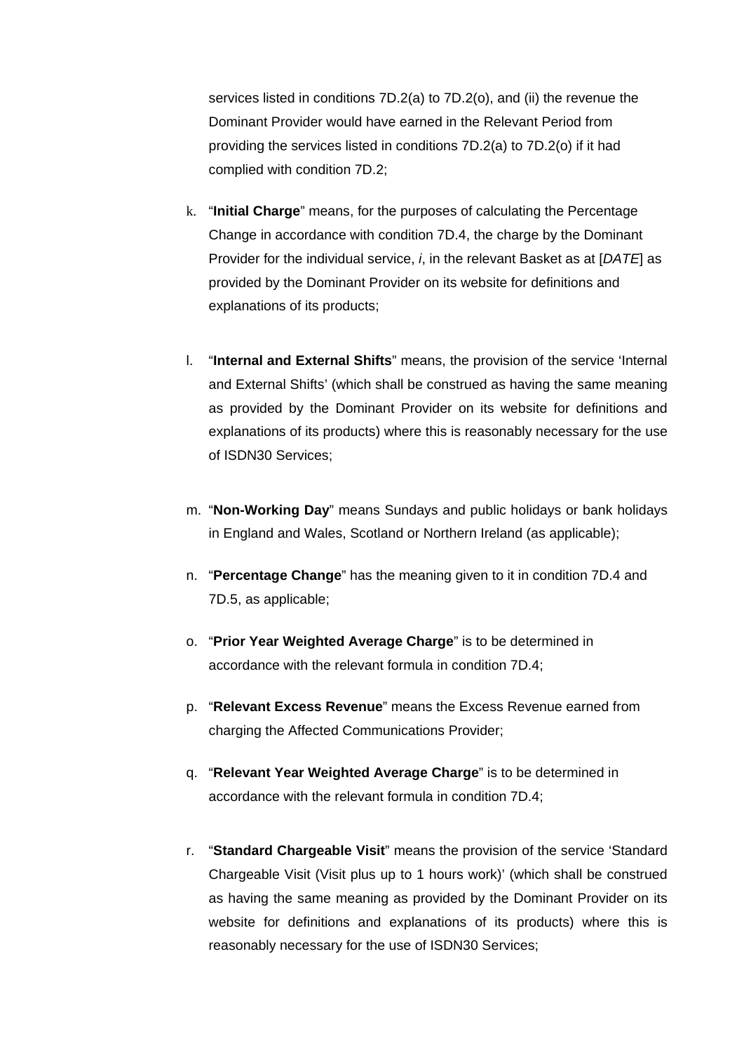services listed in conditions 7D.2(a) to 7D.2(o), and (ii) the revenue the Dominant Provider would have earned in the Relevant Period from providing the services listed in conditions 7D.2(a) to 7D.2(o) if it had complied with condition 7D.2;

k. "**Initial Charge**" means, for the purposes of calculating the Percentage Change in accordance with condition 7D.4, the charge by the Dominant Provider for the individual service, *i*, in the relevant Basket as at [*DATE*] as provided by the Dominant Provider on its website for definitions and explanations of its products;

l. "**Internal and External Shifts**" means, the provision of the service 'Internal and External Shifts' (which shall be construed as having the same meaning as provided by the Dominant Provider on its website for definitions and explanations of its products) where this is reasonably necessary for the use of ISDN30 Services;

m. "**Non-Working Day**" means Sundays and public holidays or bank holidays in England and Wales, Scotland or Northern Ireland (as applicable);

n. "**Percentage Change**" has the meaning given to it in condition 7D.4 and 7D.5, as applicable;

o. "**Prior Year Weighted Average Charge**" is to be determined in accordance with the relevant formula in condition 7D.4;

p. "**Relevant Excess Revenue**" means the Excess Revenue earned from charging the Affected Communications Provider;

q. "**Relevant Year Weighted Average Charge**" is to be determined in accordance with the relevant formula in condition 7D.4;

r. "**Standard Chargeable Visit**" means the provision of the service 'Standard Chargeable Visit (Visit plus up to 1 hours work)' (which shall be construed as having the same meaning as provided by the Dominant Provider on its website for definitions and explanations of its products) where this is reasonably necessary for the use of ISDN30 Services;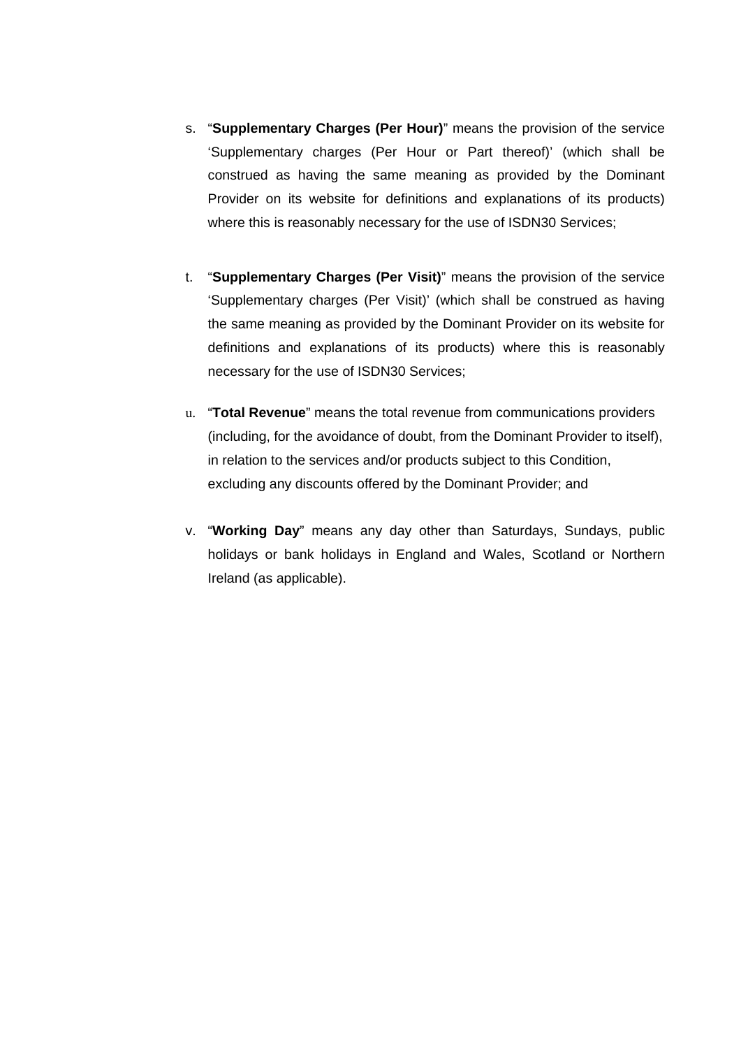s. "**Supplementary Charges (Per Hour)**" means the provision of the service 'Supplementary charges (Per Hour or Part thereof)' (which shall be construed as having the same meaning as provided by the Dominant Provider on its website for definitions and explanations of its products) where this is reasonably necessary for the use of ISDN30 Services;

t. "**Supplementary Charges (Per Visit)**" means the provision of the service 'Supplementary charges (Per Visit)' (which shall be construed as having the same meaning as provided by the Dominant Provider on its website for definitions and explanations of its products) where this is reasonably necessary for the use of ISDN30 Services;

u. "**Total Revenue**" means the total revenue from communications providers (including, for the avoidance of doubt, from the Dominant Provider to itself), in relation to the services and/or products subject to this Condition, excluding any discounts offered by the Dominant Provider; and

v. "**Working Day**" means any day other than Saturdays, Sundays, public holidays or bank holidays in England and Wales, Scotland or Northern Ireland (as applicable).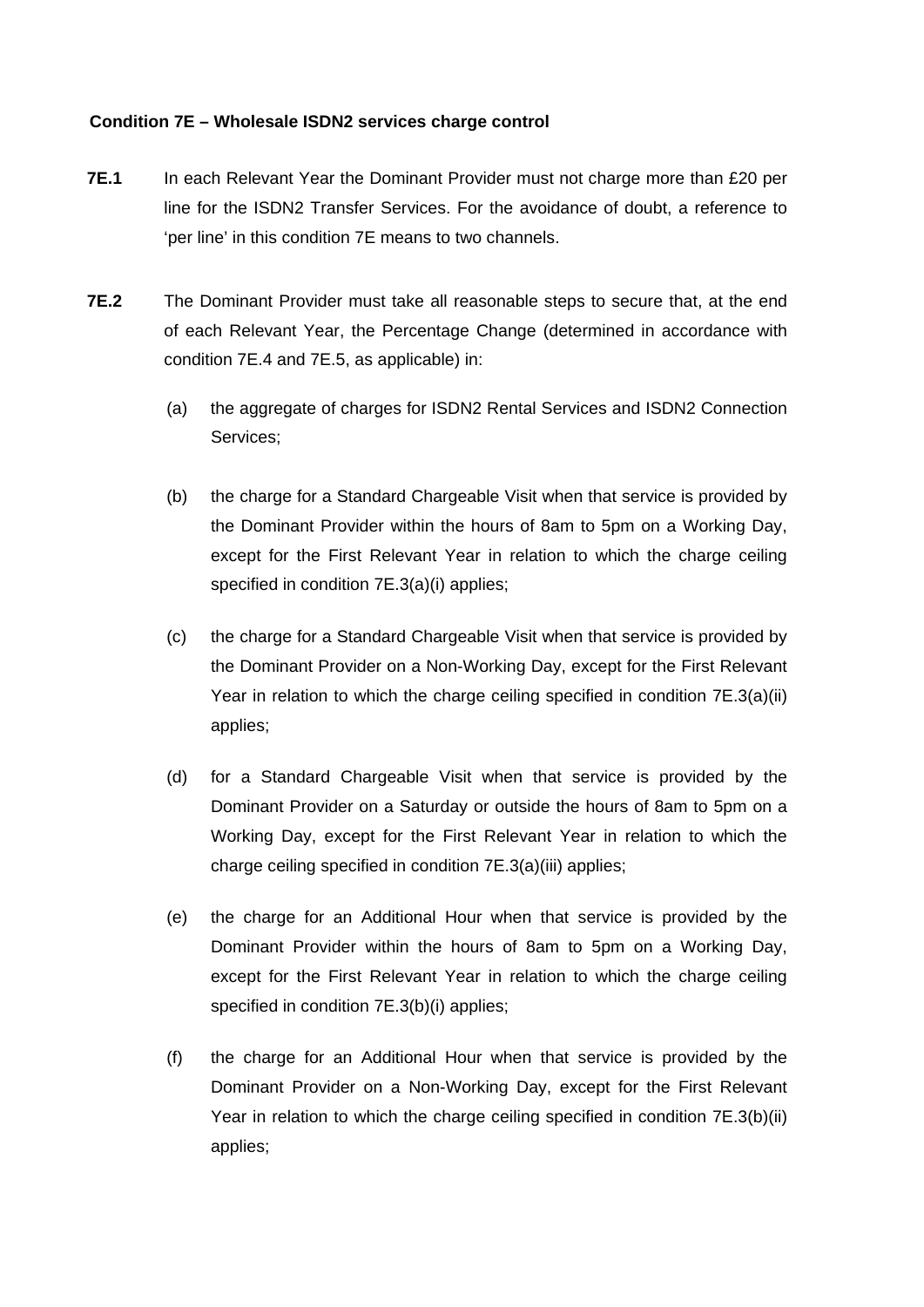**Condition 7E – Wholesale ISDN2 services charge control**

**7E.1** In each Relevant Year the Dominant Provider must not charge more than £20 per line for the ISDN2 Transfer Services. For the avoidance of doubt, a reference to 'per line' in this condition 7E means to two channels.

**7E.2** The Dominant Provider must take all reasonable steps to secure that, at the end of each Relevant Year, the Percentage Change (determined in accordance with condition 7E.4 and 7E.5, as applicable) in:

(a) the aggregate of charges for ISDN2 Rental Services and ISDN2 Connection Services;

(b) the charge for a Standard Chargeable Visit when that service is provided by the Dominant Provider within the hours of 8am to 5pm on a Working Day, except for the First Relevant Year in relation to which the charge ceiling specified in condition 7E.3(a)(i) applies;

(c) the charge for a Standard Chargeable Visit when that service is provided by the Dominant Provider on a Non-Working Day, except for the First Relevant Year in relation to which the charge ceiling specified in condition 7E.3(a)(ii) applies;

(d) for a Standard Chargeable Visit when that service is provided by the Dominant Provider on a Saturday or outside the hours of 8am to 5pm on a Working Day, except for the First Relevant Year in relation to which the charge ceiling specified in condition 7E.3(a)(iii) applies;

(e) the charge for an Additional Hour when that service is provided by the Dominant Provider within the hours of 8am to 5pm on a Working Day, except for the First Relevant Year in relation to which the charge ceiling specified in condition 7E.3(b)(i) applies;

(f) the charge for an Additional Hour when that service is provided by the Dominant Provider on a Non-Working Day, except for the First Relevant Year in relation to which the charge ceiling specified in condition 7E.3(b)(ii) applies;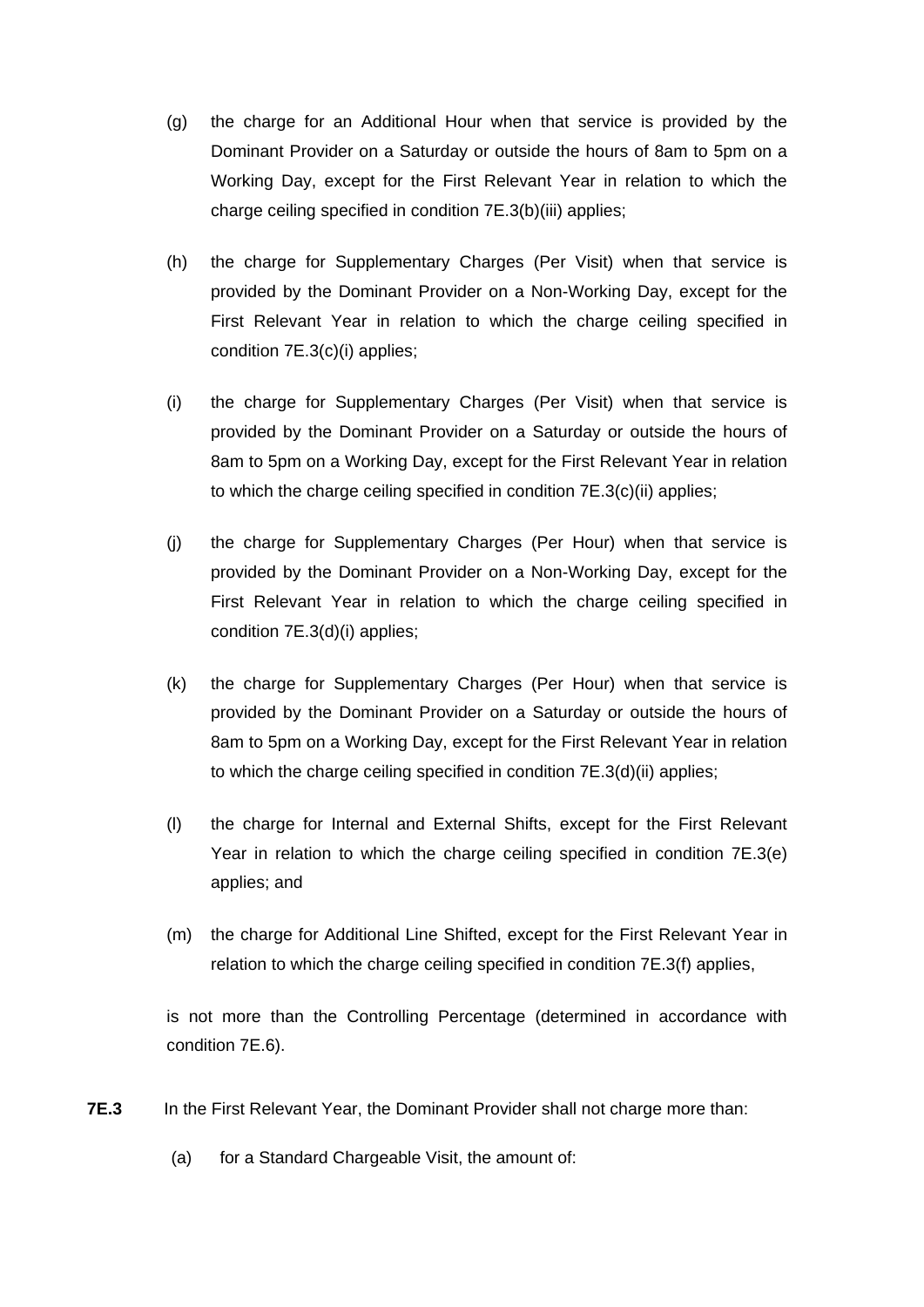(g) the charge for an Additional Hour when that service is provided by the Dominant Provider on a Saturday or outside the hours of 8am to 5pm on a Working Day, except for the First Relevant Year in relation to which the charge ceiling specified in condition 7E.3(b)(iii) applies;

(h) the charge for Supplementary Charges (Per Visit) when that service is provided by the Dominant Provider on a Non-Working Day, except for the First Relevant Year in relation to which the charge ceiling specified in condition 7E.3(c)(i) applies;

(i) the charge for Supplementary Charges (Per Visit) when that service is provided by the Dominant Provider on a Saturday or outside the hours of 8am to 5pm on a Working Day, except for the First Relevant Year in relation to which the charge ceiling specified in condition 7E.3(c)(ii) applies;

(j) the charge for Supplementary Charges (Per Hour) when that service is provided by the Dominant Provider on a Non-Working Day, except for the First Relevant Year in relation to which the charge ceiling specified in condition 7E.3(d)(i) applies;

(k) the charge for Supplementary Charges (Per Hour) when that service is provided by the Dominant Provider on a Saturday or outside the hours of 8am to 5pm on a Working Day, except for the First Relevant Year in relation to which the charge ceiling specified in condition 7E.3(d)(ii) applies;

(l) the charge for Internal and External Shifts, except for the First Relevant Year in relation to which the charge ceiling specified in condition 7E.3(e) applies; and

(m) the charge for Additional Line Shifted, except for the First Relevant Year in relation to which the charge ceiling specified in condition 7E.3(f) applies,

is not more than the Controlling Percentage (determined in accordance with condition 7E.6).

**7E.3** In the First Relevant Year, the Dominant Provider shall not charge more than:

(a) for a Standard Chargeable Visit, the amount of: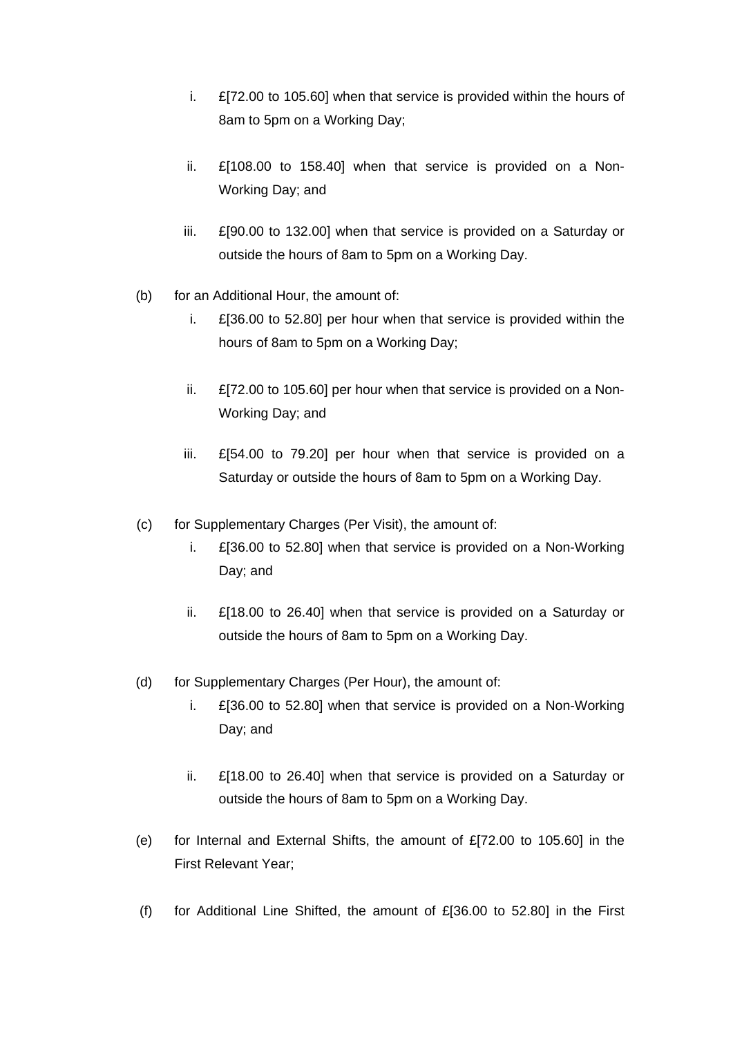i. £[72.00 to 105.60] when that service is provided within the hours of 8am to 5pm on a Working Day;

   ii. £[108.00 to 158.40] when that service is provided on a Non-Working Day; and

   iii. £[90.00 to 132.00] when that service is provided on a Saturday or outside the hours of 8am to 5pm on a Working Day.

(b) for an Additional Hour, the amount of:

   i. £[36.00 to 52.80] per hour when that service is provided within the hours of 8am to 5pm on a Working Day;

   ii. £[72.00 to 105.60] per hour when that service is provided on a Non-Working Day; and

   iii. £[54.00 to 79.20] per hour when that service is provided on a Saturday or outside the hours of 8am to 5pm on a Working Day.

(c) for Supplementary Charges (Per Visit), the amount of:

   i. £[36.00 to 52.80] when that service is provided on a Non-Working Day; and

   ii. £[18.00 to 26.40] when that service is provided on a Saturday or outside the hours of 8am to 5pm on a Working Day.

(d) for Supplementary Charges (Per Hour), the amount of:

   i. £[36.00 to 52.80] when that service is provided on a Non-Working Day; and

   ii. £[18.00 to 26.40] when that service is provided on a Saturday or outside the hours of 8am to 5pm on a Working Day.

(e) for Internal and External Shifts, the amount of £[72.00 to 105.60] in the First Relevant Year;

(f) for Additional Line Shifted, the amount of £[36.00 to 52.80] in the First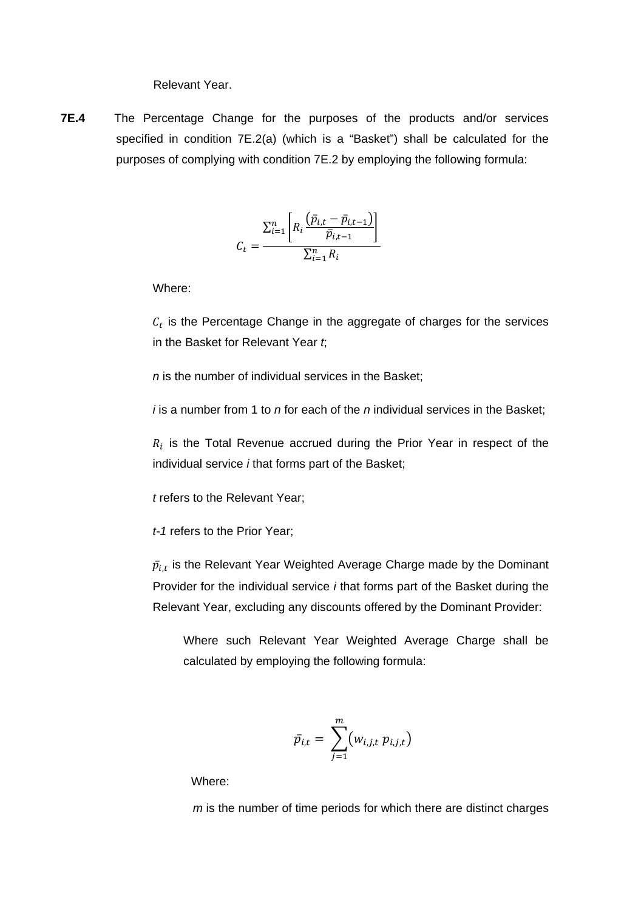Relevant Year.

**7E.4** The Percentage Change for the purposes of the products and/or services specified in condition 7E.2(a) (which is a "Basket") shall be calculated for the purposes of complying with condition 7E.2 by employing the following formula:

$$C_t = \frac{\sum_{i=1}^{n} \left[ R_i \frac{(\bar{p}_{i,t} - \bar{p}_{i,t-1})}{\bar{p}_{i,t-1}} \right]}{\sum_{i=1}^{n} R_i}$$

Where:

$C_t$ is the Percentage Change in the aggregate of charges for the services in the Basket for Relevant Year *t*;

*n* is the number of individual services in the Basket;

*i* is a number from 1 to *n* for each of the *n* individual services in the Basket;

$R_i$ is the Total Revenue accrued during the Prior Year in respect of the individual service *i* that forms part of the Basket;

*t* refers to the Relevant Year;

*t-1* refers to the Prior Year;

$\bar{p}_{i,t}$ is the Relevant Year Weighted Average Charge made by the Dominant Provider for the individual service *i* that forms part of the Basket during the Relevant Year, excluding any discounts offered by the Dominant Provider:

Where such Relevant Year Weighted Average Charge shall be calculated by employing the following formula:

$$\bar{p}_{i,t} = \sum_{j=1}^{m} \left( w_{i,j,t} \; p_{i,j,t} \right)$$

Where:

*m* is the number of time periods for which there are distinct charges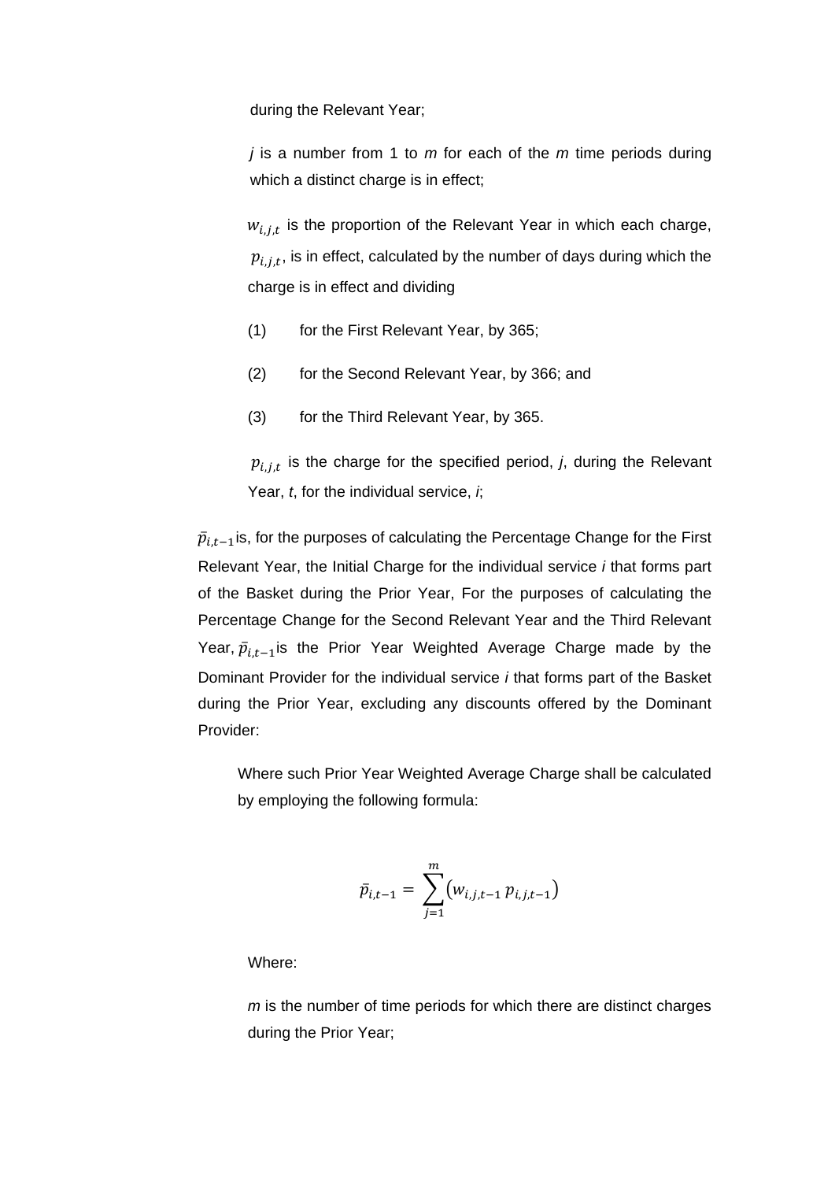during the Relevant Year;

$j$ is a number from 1 to $m$ for each of the $m$ time periods during which a distinct charge is in effect;

$w_{i,j,t}$ is the proportion of the Relevant Year in which each charge, $p_{i,j,t}$, is in effect, calculated by the number of days during which the charge is in effect and dividing

(1) for the First Relevant Year, by 365;

(2) for the Second Relevant Year, by 366; and

(3) for the Third Relevant Year, by 365.

$p_{i,j,t}$ is the charge for the specified period, $j$, during the Relevant Year, $t$, for the individual service, $i$;

$\bar{p}_{i,t-1}$ is, for the purposes of calculating the Percentage Change for the First Relevant Year, the Initial Charge for the individual service $i$ that forms part of the Basket during the Prior Year, For the purposes of calculating the Percentage Change for the Second Relevant Year and the Third Relevant Year, $\bar{p}_{i,t-1}$ is the Prior Year Weighted Average Charge made by the Dominant Provider for the individual service $i$ that forms part of the Basket during the Prior Year, excluding any discounts offered by the Dominant Provider:

Where such Prior Year Weighted Average Charge shall be calculated by employing the following formula:

$$\bar{p}_{i,t-1} = \sum_{j=1}^{m} \left( w_{i,j,t-1} \, p_{i,j,t-1} \right)$$

Where:

$m$ is the number of time periods for which there are distinct charges during the Prior Year;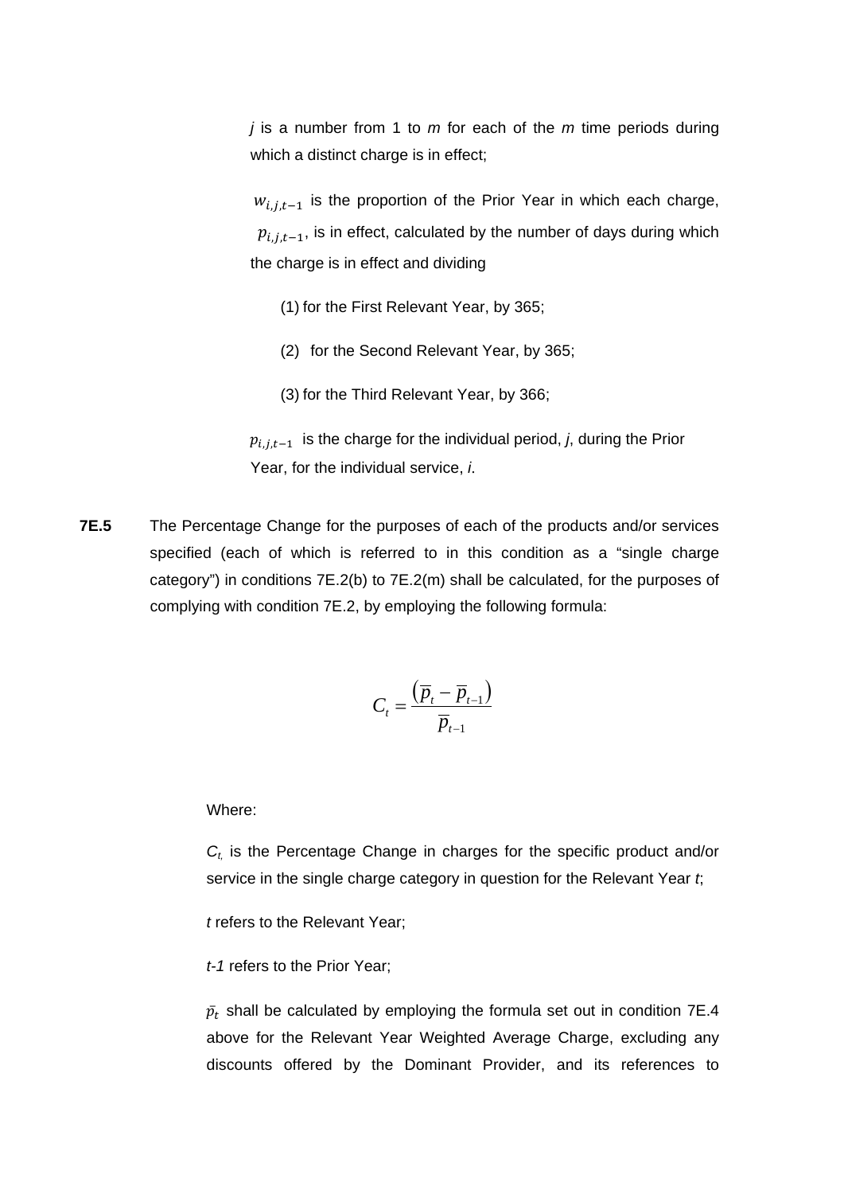$j$ is a number from 1 to $m$ for each of the $m$ time periods during which a distinct charge is in effect;

$w_{i,j,t-1}$ is the proportion of the Prior Year in which each charge, $p_{i,j,t-1}$, is in effect, calculated by the number of days during which the charge is in effect and dividing

(1) for the First Relevant Year, by 365;

(2) for the Second Relevant Year, by 365;

(3) for the Third Relevant Year, by 366;

$p_{i,j,t-1}$ is the charge for the individual period, $j$, during the Prior Year, for the individual service, $i$.

**7E.5** The Percentage Change for the purposes of each of the products and/or services specified (each of which is referred to in this condition as a "single charge category") in conditions 7E.2(b) to 7E.2(m) shall be calculated, for the purposes of complying with condition 7E.2, by employing the following formula:

$$C_t = \frac{\left(\overline{p}_t - \overline{p}_{t-1}\right)}{\overline{p}_{t-1}}$$

Where:

$C_{t,}$ is the Percentage Change in charges for the specific product and/or service in the single charge category in question for the Relevant Year $t$;

$t$ refers to the Relevant Year;

$t-1$ refers to the Prior Year;

$\bar{p}_t$ shall be calculated by employing the formula set out in condition 7E.4 above for the Relevant Year Weighted Average Charge, excluding any discounts offered by the Dominant Provider, and its references to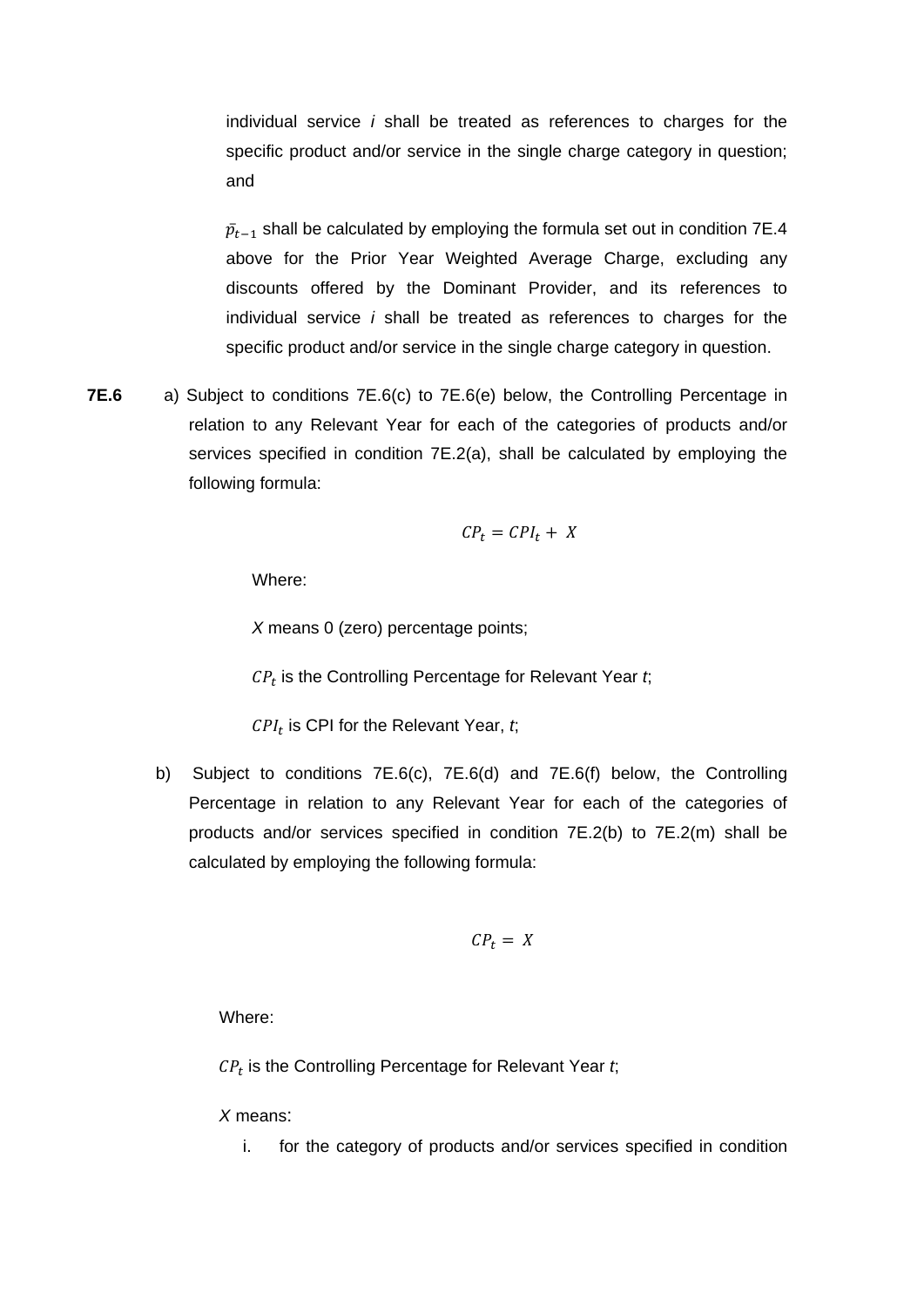individual service *i* shall be treated as references to charges for the specific product and/or service in the single charge category in question; and

$\bar{p}_{t-1}$ shall be calculated by employing the formula set out in condition 7E.4 above for the Prior Year Weighted Average Charge, excluding any discounts offered by the Dominant Provider, and its references to individual service *i* shall be treated as references to charges for the specific product and/or service in the single charge category in question.

**7E.6** a) Subject to conditions 7E.6(c) to 7E.6(e) below, the Controlling Percentage in relation to any Relevant Year for each of the categories of products and/or services specified in condition 7E.2(a), shall be calculated by employing the following formula:

$$CP_t = CPI_t + X$$

Where:

*X* means 0 (zero) percentage points;

$CP_t$ is the Controlling Percentage for Relevant Year *t*;

$CPI_t$ is CPI for the Relevant Year, *t*;

b) Subject to conditions 7E.6(c), 7E.6(d) and 7E.6(f) below, the Controlling Percentage in relation to any Relevant Year for each of the categories of products and/or services specified in condition 7E.2(b) to 7E.2(m) shall be calculated by employing the following formula:

$$CP_t = X$$

Where:

$CP_t$ is the Controlling Percentage for Relevant Year *t*;

*X* means:

i. for the category of products and/or services specified in condition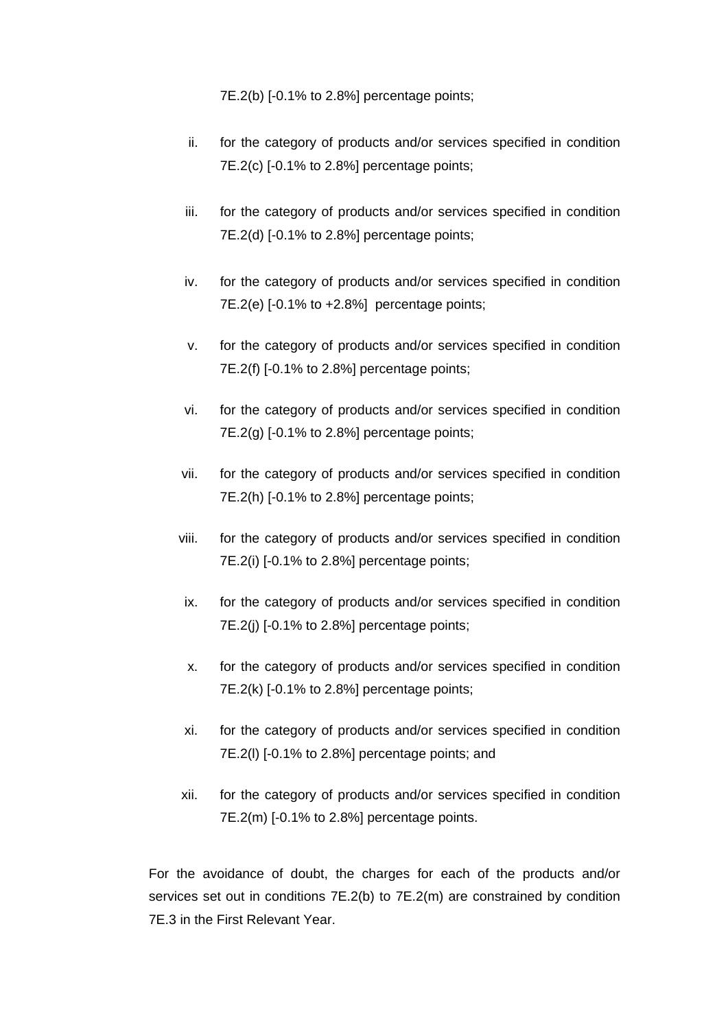7E.2(b) [-0.1% to 2.8%] percentage points;

ii. for the category of products and/or services specified in condition 7E.2(c) [-0.1% to 2.8%] percentage points;

iii. for the category of products and/or services specified in condition 7E.2(d) [-0.1% to 2.8%] percentage points;

iv. for the category of products and/or services specified in condition 7E.2(e) [-0.1% to +2.8%] percentage points;

v. for the category of products and/or services specified in condition 7E.2(f) [-0.1% to 2.8%] percentage points;

vi. for the category of products and/or services specified in condition 7E.2(g) [-0.1% to 2.8%] percentage points;

vii. for the category of products and/or services specified in condition 7E.2(h) [-0.1% to 2.8%] percentage points;

viii. for the category of products and/or services specified in condition 7E.2(i) [-0.1% to 2.8%] percentage points;

ix. for the category of products and/or services specified in condition 7E.2(j) [-0.1% to 2.8%] percentage points;

x. for the category of products and/or services specified in condition 7E.2(k) [-0.1% to 2.8%] percentage points;

xi. for the category of products and/or services specified in condition 7E.2(l) [-0.1% to 2.8%] percentage points; and

xii. for the category of products and/or services specified in condition 7E.2(m) [-0.1% to 2.8%] percentage points.

For the avoidance of doubt, the charges for each of the products and/or services set out in conditions 7E.2(b) to 7E.2(m) are constrained by condition 7E.3 in the First Relevant Year.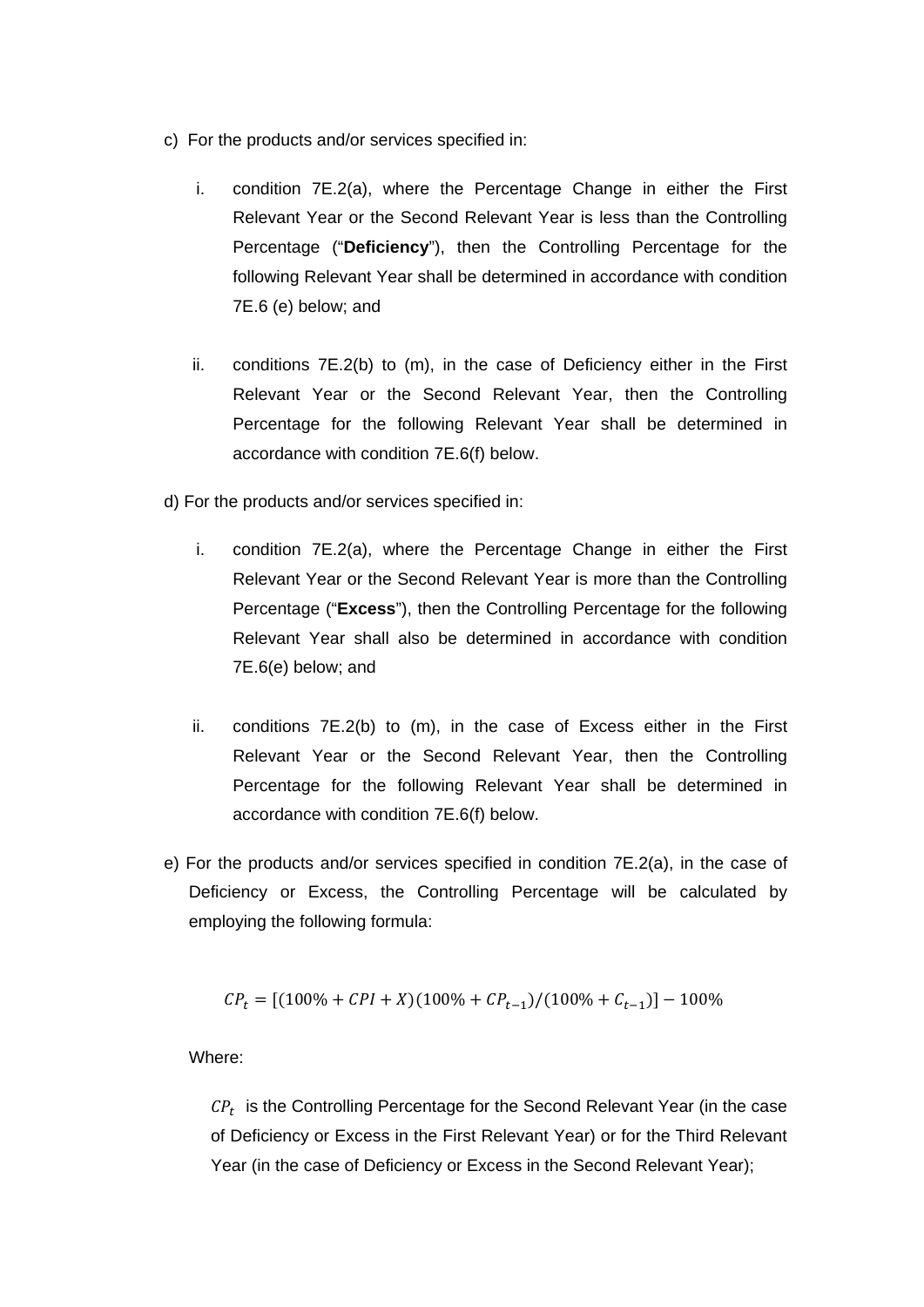c) For the products and/or services specified in:

   i. condition 7E.2(a), where the Percentage Change in either the First Relevant Year or the Second Relevant Year is less than the Controlling Percentage ("**Deficiency**"), then the Controlling Percentage for the following Relevant Year shall be determined in accordance with condition 7E.6 (e) below; and

   ii. conditions 7E.2(b) to (m), in the case of Deficiency either in the First Relevant Year or the Second Relevant Year, then the Controlling Percentage for the following Relevant Year shall be determined in accordance with condition 7E.6(f) below.

d) For the products and/or services specified in:

   i. condition 7E.2(a), where the Percentage Change in either the First Relevant Year or the Second Relevant Year is more than the Controlling Percentage ("**Excess**"), then the Controlling Percentage for the following Relevant Year shall also be determined in accordance with condition 7E.6(e) below; and

   ii. conditions 7E.2(b) to (m), in the case of Excess either in the First Relevant Year or the Second Relevant Year, then the Controlling Percentage for the following Relevant Year shall be determined in accordance with condition 7E.6(f) below.

e) For the products and/or services specified in condition 7E.2(a), in the case of Deficiency or Excess, the Controlling Percentage will be calculated by employing the following formula:

$$CP_t = [(100\% + CPI + X)(100\% + CP_{t-1})/(100\% + C_{t-1})] - 100\%$$

Where:

$CP_t$ is the Controlling Percentage for the Second Relevant Year (in the case of Deficiency or Excess in the First Relevant Year) or for the Third Relevant Year (in the case of Deficiency or Excess in the Second Relevant Year);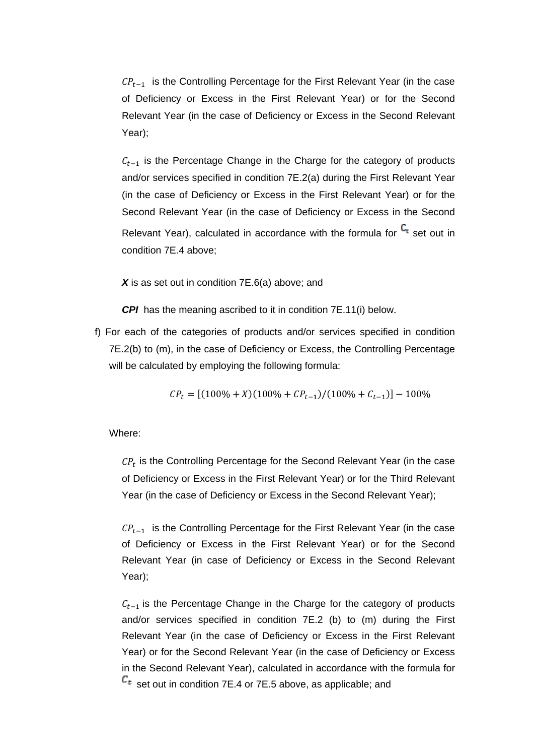$CP_{t-1}$ is the Controlling Percentage for the First Relevant Year (in the case of Deficiency or Excess in the First Relevant Year) or for the Second Relevant Year (in the case of Deficiency or Excess in the Second Relevant Year);

$C_{t-1}$ is the Percentage Change in the Charge for the category of products and/or services specified in condition 7E.2(a) during the First Relevant Year (in the case of Deficiency or Excess in the First Relevant Year) or for the Second Relevant Year (in the case of Deficiency or Excess in the Second Relevant Year), calculated in accordance with the formula for $C_t$ set out in condition 7E.4 above;

***X*** is as set out in condition 7E.6(a) above; and

***CPI*** has the meaning ascribed to it in condition 7E.11(i) below.

f) For each of the categories of products and/or services specified in condition 7E.2(b) to (m), in the case of Deficiency or Excess, the Controlling Percentage will be calculated by employing the following formula:

$$CP_t = [(100\% + X)(100\% + CP_{t-1})/(100\% + C_{t-1})] - 100\%$$

Where:

$CP_t$ is the Controlling Percentage for the Second Relevant Year (in the case of Deficiency or Excess in the First Relevant Year) or for the Third Relevant Year (in the case of Deficiency or Excess in the Second Relevant Year);

$CP_{t-1}$ is the Controlling Percentage for the First Relevant Year (in the case of Deficiency or Excess in the First Relevant Year) or for the Second Relevant Year (in case of Deficiency or Excess in the Second Relevant Year);

$C_{t-1}$ is the Percentage Change in the Charge for the category of products and/or services specified in condition 7E.2 (b) to (m) during the First Relevant Year (in the case of Deficiency or Excess in the First Relevant Year) or for the Second Relevant Year (in the case of Deficiency or Excess in the Second Relevant Year), calculated in accordance with the formula for $C_t$ set out in condition 7E.4 or 7E.5 above, as applicable; and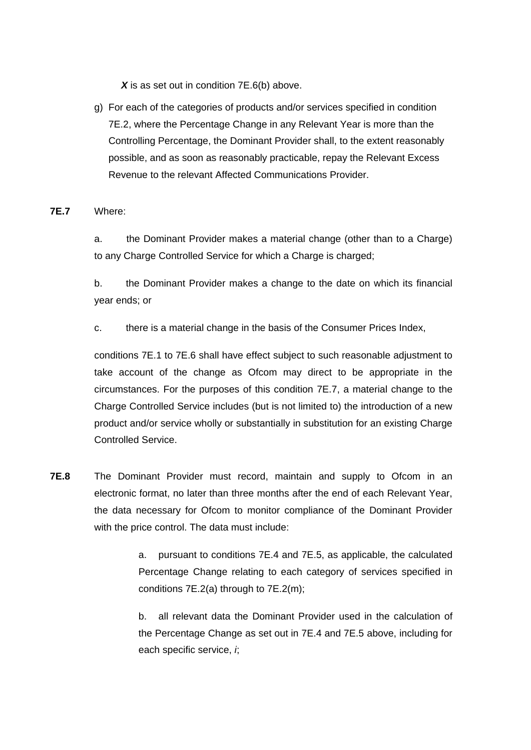$X$ is as set out in condition 7E.6(b) above.

g) For each of the categories of products and/or services specified in condition 7E.2, where the Percentage Change in any Relevant Year is more than the Controlling Percentage, the Dominant Provider shall, to the extent reasonably possible, and as soon as reasonably practicable, repay the Relevant Excess Revenue to the relevant Affected Communications Provider.

**7E.7** Where:

a. the Dominant Provider makes a material change (other than to a Charge) to any Charge Controlled Service for which a Charge is charged;

b. the Dominant Provider makes a change to the date on which its financial year ends; or

c. there is a material change in the basis of the Consumer Prices Index,

conditions 7E.1 to 7E.6 shall have effect subject to such reasonable adjustment to take account of the change as Ofcom may direct to be appropriate in the circumstances. For the purposes of this condition 7E.7, a material change to the Charge Controlled Service includes (but is not limited to) the introduction of a new product and/or service wholly or substantially in substitution for an existing Charge Controlled Service.

**7E.8** The Dominant Provider must record, maintain and supply to Ofcom in an electronic format, no later than three months after the end of each Relevant Year, the data necessary for Ofcom to monitor compliance of the Dominant Provider with the price control. The data must include:

a. pursuant to conditions 7E.4 and 7E.5, as applicable, the calculated Percentage Change relating to each category of services specified in conditions 7E.2(a) through to 7E.2(m);

b. all relevant data the Dominant Provider used in the calculation of the Percentage Change as set out in 7E.4 and 7E.5 above, including for each specific service, $i$;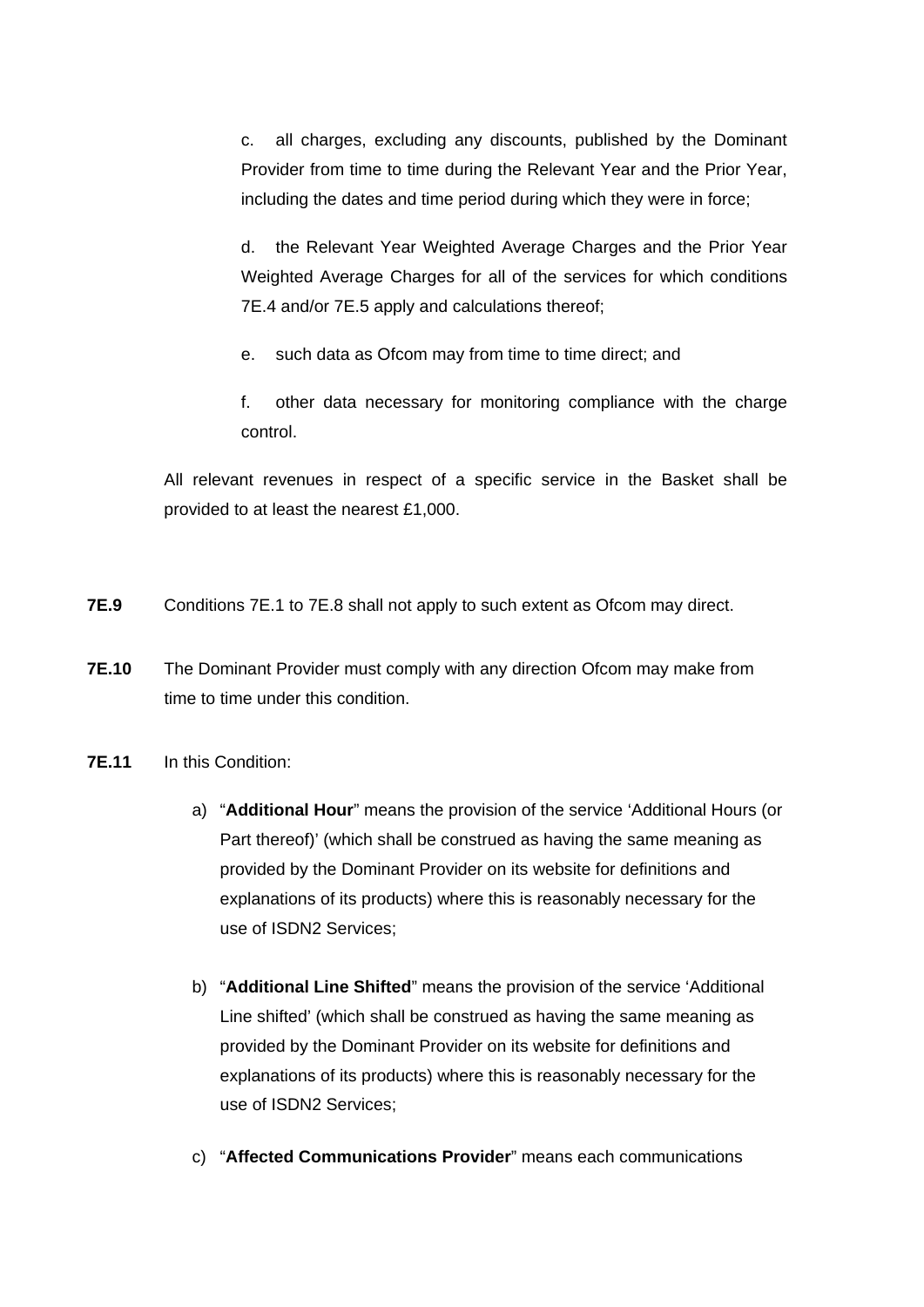c. all charges, excluding any discounts, published by the Dominant Provider from time to time during the Relevant Year and the Prior Year, including the dates and time period during which they were in force;

d. the Relevant Year Weighted Average Charges and the Prior Year Weighted Average Charges for all of the services for which conditions 7E.4 and/or 7E.5 apply and calculations thereof;

e. such data as Ofcom may from time to time direct; and

f. other data necessary for monitoring compliance with the charge control.

All relevant revenues in respect of a specific service in the Basket shall be provided to at least the nearest £1,000.

**7E.9** Conditions 7E.1 to 7E.8 shall not apply to such extent as Ofcom may direct.

**7E.10** The Dominant Provider must comply with any direction Ofcom may make from time to time under this condition.

**7E.11** In this Condition:

a) "**Additional Hour**" means the provision of the service 'Additional Hours (or Part thereof)' (which shall be construed as having the same meaning as provided by the Dominant Provider on its website for definitions and explanations of its products) where this is reasonably necessary for the use of ISDN2 Services;

b) "**Additional Line Shifted**" means the provision of the service 'Additional Line shifted' (which shall be construed as having the same meaning as provided by the Dominant Provider on its website for definitions and explanations of its products) where this is reasonably necessary for the use of ISDN2 Services;

c) "**Affected Communications Provider**" means each communications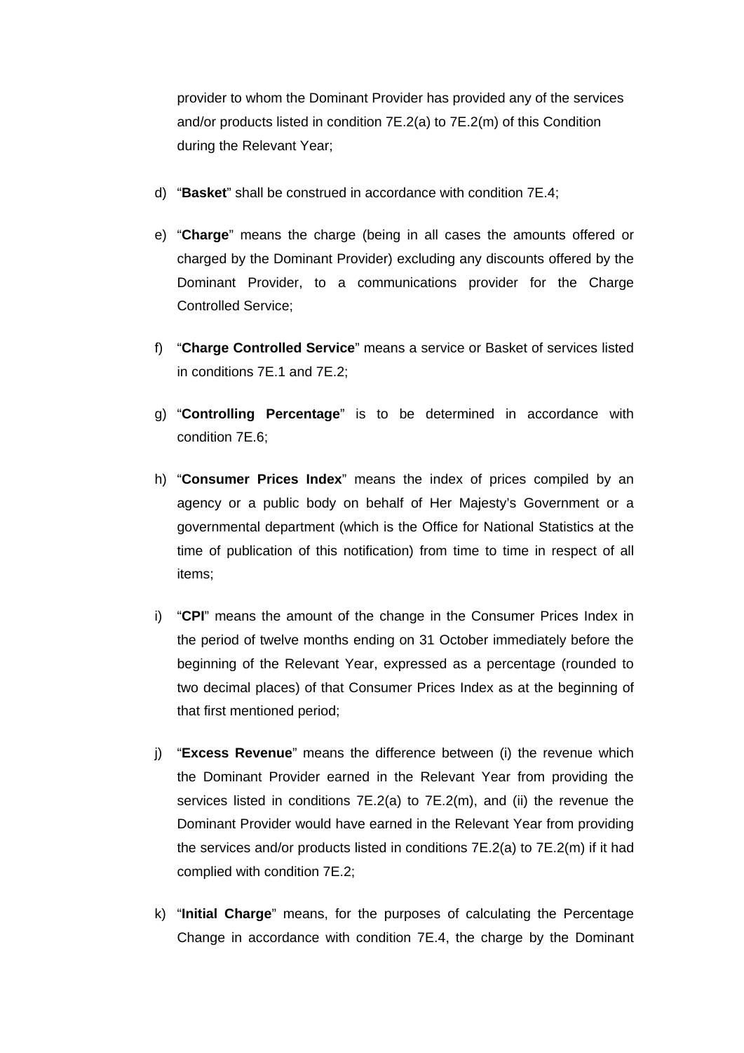provider to whom the Dominant Provider has provided any of the services and/or products listed in condition 7E.2(a) to 7E.2(m) of this Condition during the Relevant Year;

d) "**Basket**" shall be construed in accordance with condition 7E.4;

e) "**Charge**" means the charge (being in all cases the amounts offered or charged by the Dominant Provider) excluding any discounts offered by the Dominant Provider, to a communications provider for the Charge Controlled Service;

f) "**Charge Controlled Service**" means a service or Basket of services listed in conditions 7E.1 and 7E.2;

g) "**Controlling Percentage**" is to be determined in accordance with condition 7E.6;

h) "**Consumer Prices Index**" means the index of prices compiled by an agency or a public body on behalf of Her Majesty's Government or a governmental department (which is the Office for National Statistics at the time of publication of this notification) from time to time in respect of all items;

i) "**CPI**" means the amount of the change in the Consumer Prices Index in the period of twelve months ending on 31 October immediately before the beginning of the Relevant Year, expressed as a percentage (rounded to two decimal places) of that Consumer Prices Index as at the beginning of that first mentioned period;

j) "**Excess Revenue**" means the difference between (i) the revenue which the Dominant Provider earned in the Relevant Year from providing the services listed in conditions 7E.2(a) to 7E.2(m), and (ii) the revenue the Dominant Provider would have earned in the Relevant Year from providing the services and/or products listed in conditions 7E.2(a) to 7E.2(m) if it had complied with condition 7E.2;

k) "**Initial Charge**" means, for the purposes of calculating the Percentage Change in accordance with condition 7E.4, the charge by the Dominant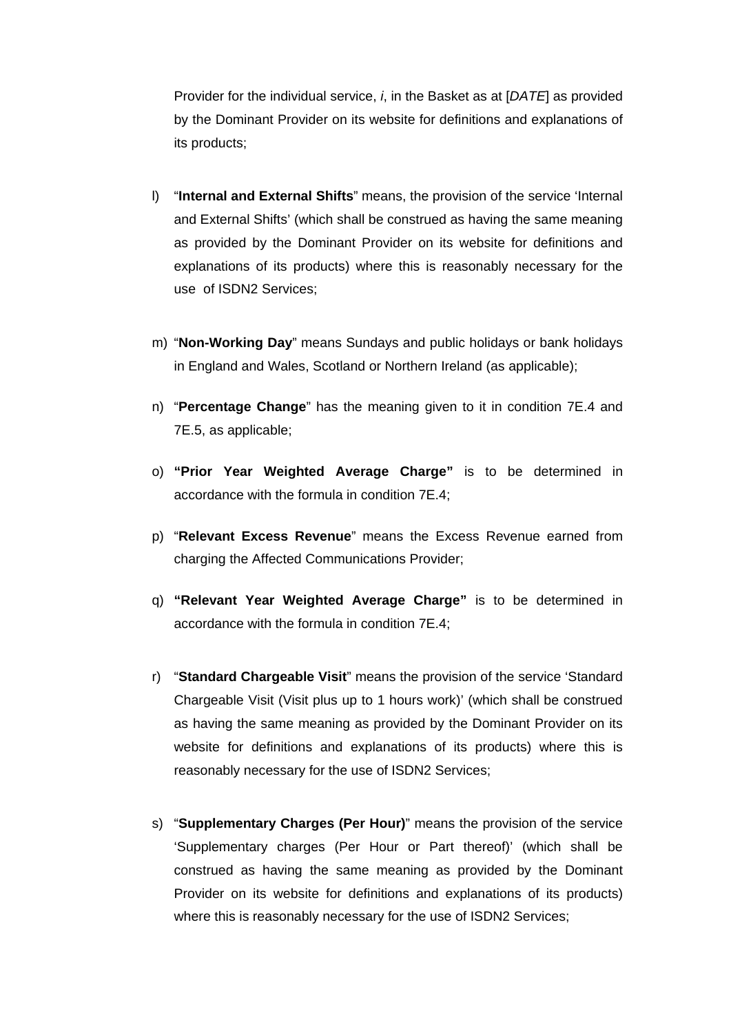Provider for the individual service, *i*, in the Basket as at [*DATE*] as provided by the Dominant Provider on its website for definitions and explanations of its products;

l) "**Internal and External Shifts**" means, the provision of the service 'Internal and External Shifts' (which shall be construed as having the same meaning as provided by the Dominant Provider on its website for definitions and explanations of its products) where this is reasonably necessary for the use of ISDN2 Services;

m) "**Non-Working Day**" means Sundays and public holidays or bank holidays in England and Wales, Scotland or Northern Ireland (as applicable);

n) "**Percentage Change**" has the meaning given to it in condition 7E.4 and 7E.5, as applicable;

o) **"Prior Year Weighted Average Charge"** is to be determined in accordance with the formula in condition 7E.4;

p) "**Relevant Excess Revenue**" means the Excess Revenue earned from charging the Affected Communications Provider;

q) **"Relevant Year Weighted Average Charge"** is to be determined in accordance with the formula in condition 7E.4;

r) "**Standard Chargeable Visit**" means the provision of the service 'Standard Chargeable Visit (Visit plus up to 1 hours work)' (which shall be construed as having the same meaning as provided by the Dominant Provider on its website for definitions and explanations of its products) where this is reasonably necessary for the use of ISDN2 Services;

s) "**Supplementary Charges (Per Hour)**" means the provision of the service 'Supplementary charges (Per Hour or Part thereof)' (which shall be construed as having the same meaning as provided by the Dominant Provider on its website for definitions and explanations of its products) where this is reasonably necessary for the use of ISDN2 Services;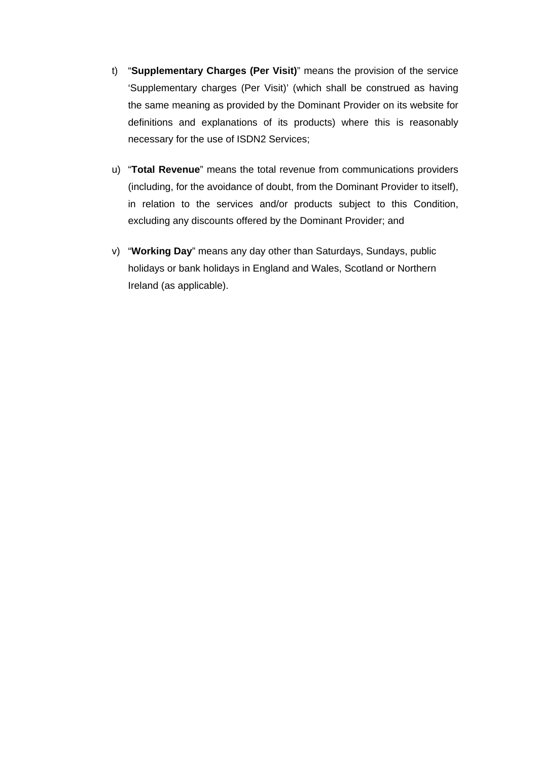t) “**Supplementary Charges (Per Visit)**” means the provision of the service ‘Supplementary charges (Per Visit)’ (which shall be construed as having the same meaning as provided by the Dominant Provider on its website for definitions and explanations of its products) where this is reasonably necessary for the use of ISDN2 Services;

u) “**Total Revenue**” means the total revenue from communications providers (including, for the avoidance of doubt, from the Dominant Provider to itself), in relation to the services and/or products subject to this Condition, excluding any discounts offered by the Dominant Provider; and

v) “**Working Day**” means any day other than Saturdays, Sundays, public holidays or bank holidays in England and Wales, Scotland or Northern Ireland (as applicable).